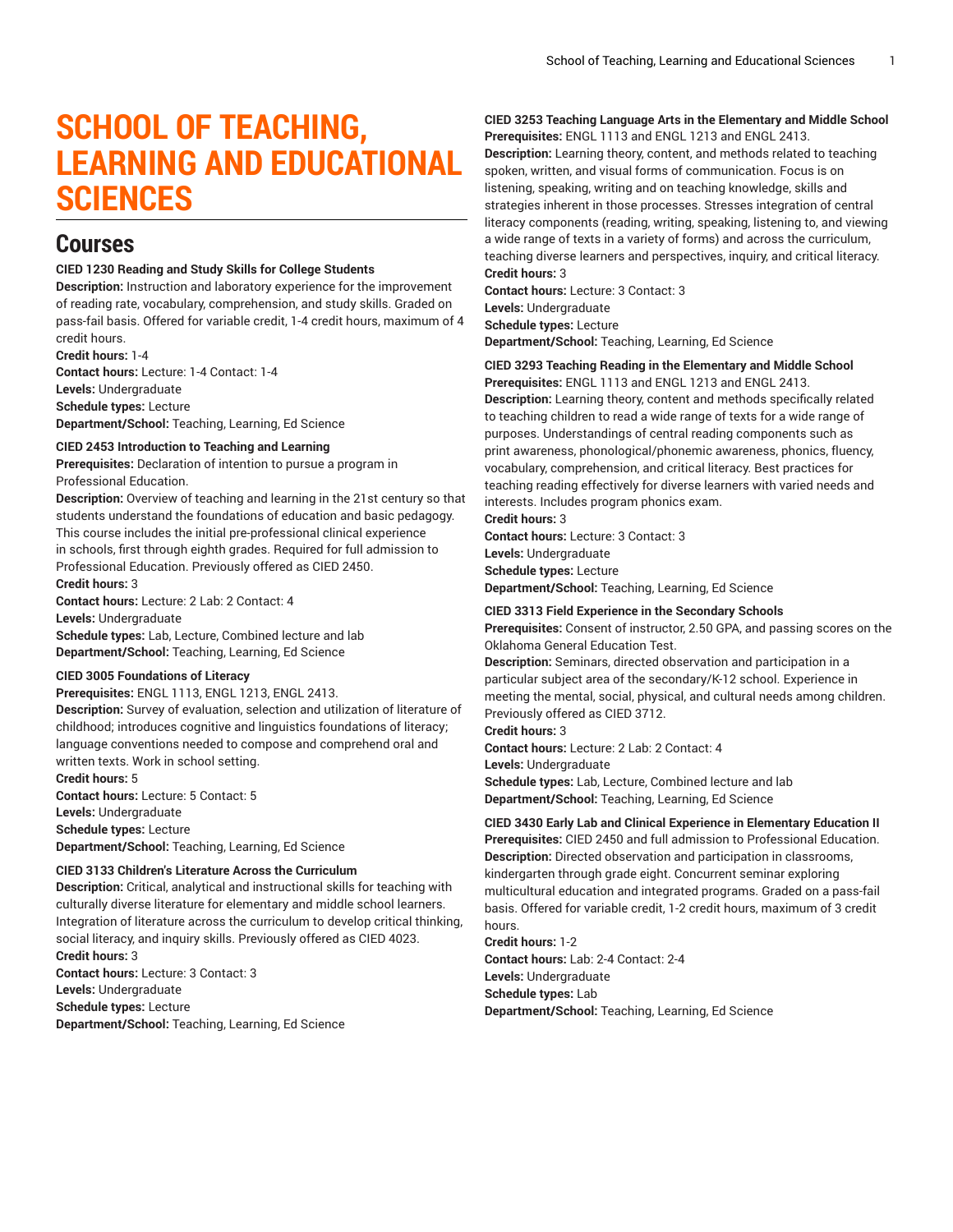# SCHOOL OF TEACHING, LEARNING AND EDUCATIONAL SCIENCES

## Courses

**CIED 1230 Reading and Study Skills for College Students**
**Description:** Instruction and laboratory experience for the improvement of reading rate, vocabulary, comprehension, and study skills. Graded on pass-fail basis. Offered for variable credit, 1-4 credit hours, maximum of 4 credit hours.
**Credit hours:** 1-4
**Contact hours:** Lecture: 1-4 Contact: 1-4
**Levels:** Undergraduate
**Schedule types:** Lecture
**Department/School:** Teaching, Learning, Ed Science

**CIED 2453 Introduction to Teaching and Learning**
**Prerequisites:** Declaration of intention to pursue a program in Professional Education.
**Description:** Overview of teaching and learning in the 21st century so that students understand the foundations of education and basic pedagogy. This course includes the initial pre-professional clinical experience in schools, first through eighth grades. Required for full admission to Professional Education. Previously offered as CIED 2450.
**Credit hours:** 3
**Contact hours:** Lecture: 2 Lab: 2 Contact: 4
**Levels:** Undergraduate
**Schedule types:** Lab, Lecture, Combined lecture and lab
**Department/School:** Teaching, Learning, Ed Science

**CIED 3005 Foundations of Literacy**
**Prerequisites:** ENGL 1113, ENGL 1213, ENGL 2413.
**Description:** Survey of evaluation, selection and utilization of literature of childhood; introduces cognitive and linguistics foundations of literacy; language conventions needed to compose and comprehend oral and written texts. Work in school setting.
**Credit hours:** 5
**Contact hours:** Lecture: 5 Contact: 5
**Levels:** Undergraduate
**Schedule types:** Lecture
**Department/School:** Teaching, Learning, Ed Science

**CIED 3133 Children's Literature Across the Curriculum**
**Description:** Critical, analytical and instructional skills for teaching with culturally diverse literature for elementary and middle school learners. Integration of literature across the curriculum to develop critical thinking, social literacy, and inquiry skills. Previously offered as CIED 4023.
**Credit hours:** 3
**Contact hours:** Lecture: 3 Contact: 3
**Levels:** Undergraduate
**Schedule types:** Lecture
**Department/School:** Teaching, Learning, Ed Science

**CIED 3253 Teaching Language Arts in the Elementary and Middle School**
**Prerequisites:** ENGL 1113 and ENGL 1213 and ENGL 2413.
**Description:** Learning theory, content, and methods related to teaching spoken, written, and visual forms of communication. Focus is on listening, speaking, writing and on teaching knowledge, skills and strategies inherent in those processes. Stresses integration of central literacy components (reading, writing, speaking, listening to, and viewing a wide range of texts in a variety of forms) and across the curriculum, teaching diverse learners and perspectives, inquiry, and critical literacy.
**Credit hours:** 3
**Contact hours:** Lecture: 3 Contact: 3
**Levels:** Undergraduate
**Schedule types:** Lecture
**Department/School:** Teaching, Learning, Ed Science

**CIED 3293 Teaching Reading in the Elementary and Middle School**
**Prerequisites:** ENGL 1113 and ENGL 1213 and ENGL 2413.
**Description:** Learning theory, content and methods specifically related to teaching children to read a wide range of texts for a wide range of purposes. Understandings of central reading components such as print awareness, phonological/phonemic awareness, phonics, fluency, vocabulary, comprehension, and critical literacy. Best practices for teaching reading effectively for diverse learners with varied needs and interests. Includes program phonics exam.
**Credit hours:** 3
**Contact hours:** Lecture: 3 Contact: 3
**Levels:** Undergraduate
**Schedule types:** Lecture
**Department/School:** Teaching, Learning, Ed Science

**CIED 3313 Field Experience in the Secondary Schools**
**Prerequisites:** Consent of instructor, 2.50 GPA, and passing scores on the Oklahoma General Education Test.
**Description:** Seminars, directed observation and participation in a particular subject area of the secondary/K-12 school. Experience in meeting the mental, social, physical, and cultural needs among children. Previously offered as CIED 3712.
**Credit hours:** 3
**Contact hours:** Lecture: 2 Lab: 2 Contact: 4
**Levels:** Undergraduate
**Schedule types:** Lab, Lecture, Combined lecture and lab
**Department/School:** Teaching, Learning, Ed Science

**CIED 3430 Early Lab and Clinical Experience in Elementary Education II**
**Prerequisites:** CIED 2450 and full admission to Professional Education.
**Description:** Directed observation and participation in classrooms, kindergarten through grade eight. Concurrent seminar exploring multicultural education and integrated programs. Graded on a pass-fail basis. Offered for variable credit, 1-2 credit hours, maximum of 3 credit hours.
**Credit hours:** 1-2
**Contact hours:** Lab: 2-4 Contact: 2-4
**Levels:** Undergraduate
**Schedule types:** Lab
**Department/School:** Teaching, Learning, Ed Science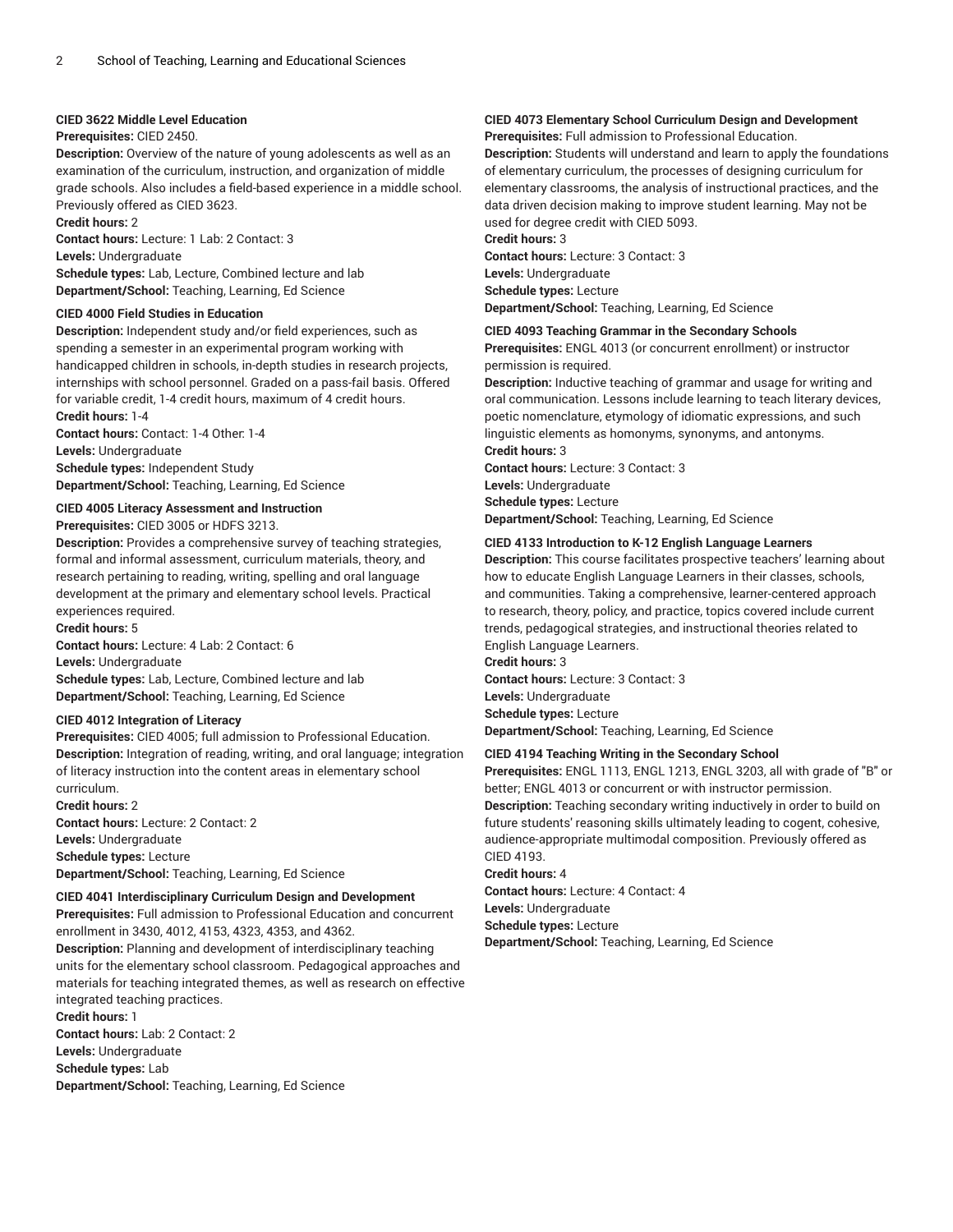#### CIED 3622 Middle Level Education

**Prerequisites:** CIED 2450.

**Description:** Overview of the nature of young adolescents as well as an examination of the curriculum, instruction, and organization of middle grade schools. Also includes a field-based experience in a middle school. Previously offered as CIED 3623.

**Credit hours:** 2

**Contact hours:** Lecture: 1 Lab: 2 Contact: 3

**Levels:** Undergraduate

**Schedule types:** Lab, Lecture, Combined lecture and lab

**Department/School:** Teaching, Learning, Ed Science

#### CIED 4000 Field Studies in Education

**Description:** Independent study and/or field experiences, such as spending a semester in an experimental program working with handicapped children in schools, in-depth studies in research projects, internships with school personnel. Graded on a pass-fail basis. Offered for variable credit, 1-4 credit hours, maximum of 4 credit hours.

**Credit hours:** 1-4

**Contact hours:** Contact: 1-4 Other: 1-4

**Levels:** Undergraduate

**Schedule types:** Independent Study

**Department/School:** Teaching, Learning, Ed Science

#### CIED 4005 Literacy Assessment and Instruction

**Prerequisites:** CIED 3005 or HDFS 3213.

**Description:** Provides a comprehensive survey of teaching strategies, formal and informal assessment, curriculum materials, theory, and research pertaining to reading, writing, spelling and oral language development at the primary and elementary school levels. Practical experiences required.

**Credit hours:** 5

**Contact hours:** Lecture: 4 Lab: 2 Contact: 6

**Levels:** Undergraduate

**Schedule types:** Lab, Lecture, Combined lecture and lab

**Department/School:** Teaching, Learning, Ed Science

#### CIED 4012 Integration of Literacy

**Prerequisites:** CIED 4005; full admission to Professional Education.

**Description:** Integration of reading, writing, and oral language; integration of literacy instruction into the content areas in elementary school curriculum.

**Credit hours:** 2

**Contact hours:** Lecture: 2 Contact: 2

**Levels:** Undergraduate

**Schedule types:** Lecture

**Department/School:** Teaching, Learning, Ed Science

#### CIED 4041 Interdisciplinary Curriculum Design and Development

**Prerequisites:** Full admission to Professional Education and concurrent enrollment in 3430, 4012, 4153, 4323, 4353, and 4362.

**Description:** Planning and development of interdisciplinary teaching units for the elementary school classroom. Pedagogical approaches and materials for teaching integrated themes, as well as research on effective integrated teaching practices.

**Credit hours:** 1

**Contact hours:** Lab: 2 Contact: 2

**Levels:** Undergraduate

**Schedule types:** Lab

**Department/School:** Teaching, Learning, Ed Science

#### CIED 4073 Elementary School Curriculum Design and Development

**Prerequisites:** Full admission to Professional Education.

**Description:** Students will understand and learn to apply the foundations of elementary curriculum, the processes of designing curriculum for elementary classrooms, the analysis of instructional practices, and the data driven decision making to improve student learning. May not be used for degree credit with CIED 5093.

**Credit hours:** 3

**Contact hours:** Lecture: 3 Contact: 3

**Levels:** Undergraduate

**Schedule types:** Lecture

**Department/School:** Teaching, Learning, Ed Science

#### CIED 4093 Teaching Grammar in the Secondary Schools

**Prerequisites:** ENGL 4013 (or concurrent enrollment) or instructor permission is required.

**Description:** Inductive teaching of grammar and usage for writing and oral communication. Lessons include learning to teach literary devices, poetic nomenclature, etymology of idiomatic expressions, and such linguistic elements as homonyms, synonyms, and antonyms.

**Credit hours:** 3

**Contact hours:** Lecture: 3 Contact: 3

**Levels:** Undergraduate

**Schedule types:** Lecture

**Department/School:** Teaching, Learning, Ed Science

#### CIED 4133 Introduction to K-12 English Language Learners

**Description:** This course facilitates prospective teachers' learning about how to educate English Language Learners in their classes, schools, and communities. Taking a comprehensive, learner-centered approach to research, theory, policy, and practice, topics covered include current trends, pedagogical strategies, and instructional theories related to English Language Learners.

**Credit hours:** 3

**Contact hours:** Lecture: 3 Contact: 3

**Levels:** Undergraduate

**Schedule types:** Lecture

**Department/School:** Teaching, Learning, Ed Science

#### CIED 4194 Teaching Writing in the Secondary School

**Prerequisites:** ENGL 1113, ENGL 1213, ENGL 3203, all with grade of "B" or better; ENGL 4013 or concurrent or with instructor permission.

**Description:** Teaching secondary writing inductively in order to build on future students' reasoning skills ultimately leading to cogent, cohesive, audience-appropriate multimodal composition. Previously offered as CIED 4193.

**Credit hours:** 4

**Contact hours:** Lecture: 4 Contact: 4

**Levels:** Undergraduate

**Schedule types:** Lecture

**Department/School:** Teaching, Learning, Ed Science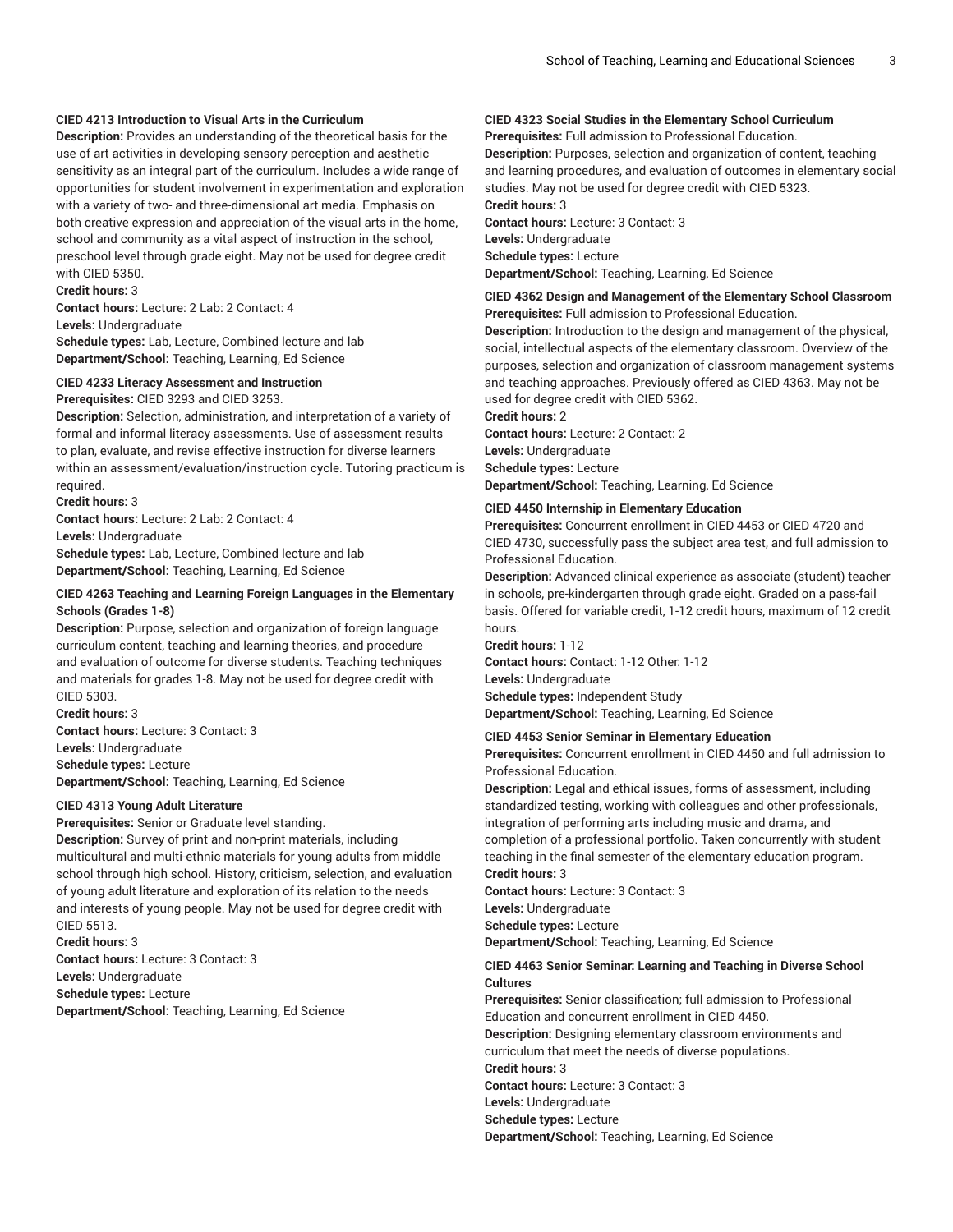**CIED 4213 Introduction to Visual Arts in the Curriculum**

**Description:** Provides an understanding of the theoretical basis for the use of art activities in developing sensory perception and aesthetic sensitivity as an integral part of the curriculum. Includes a wide range of opportunities for student involvement in experimentation and exploration with a variety of two- and three-dimensional art media. Emphasis on both creative expression and appreciation of the visual arts in the home, school and community as a vital aspect of instruction in the school, preschool level through grade eight. May not be used for degree credit with CIED 5350.

**Credit hours:** 3

**Contact hours:** Lecture: 2 Lab: 2 Contact: 4

**Levels:** Undergraduate

**Schedule types:** Lab, Lecture, Combined lecture and lab

**Department/School:** Teaching, Learning, Ed Science

**CIED 4233 Literacy Assessment and Instruction**

**Prerequisites:** CIED 3293 and CIED 3253.

**Description:** Selection, administration, and interpretation of a variety of formal and informal literacy assessments. Use of assessment results to plan, evaluate, and revise effective instruction for diverse learners within an assessment/evaluation/instruction cycle. Tutoring practicum is required.

**Credit hours:** 3

**Contact hours:** Lecture: 2 Lab: 2 Contact: 4

**Levels:** Undergraduate

**Schedule types:** Lab, Lecture, Combined lecture and lab

**Department/School:** Teaching, Learning, Ed Science

**CIED 4263 Teaching and Learning Foreign Languages in the Elementary Schools (Grades 1-8)**

**Description:** Purpose, selection and organization of foreign language curriculum content, teaching and learning theories, and procedure and evaluation of outcome for diverse students. Teaching techniques and materials for grades 1-8. May not be used for degree credit with CIED 5303.

**Credit hours:** 3

**Contact hours:** Lecture: 3 Contact: 3

**Levels:** Undergraduate

**Schedule types:** Lecture

**Department/School:** Teaching, Learning, Ed Science

**CIED 4313 Young Adult Literature**

**Prerequisites:** Senior or Graduate level standing.

**Description:** Survey of print and non-print materials, including multicultural and multi-ethnic materials for young adults from middle school through high school. History, criticism, selection, and evaluation of young adult literature and exploration of its relation to the needs and interests of young people. May not be used for degree credit with CIED 5513.

**Credit hours:** 3

**Contact hours:** Lecture: 3 Contact: 3

**Levels:** Undergraduate

**Schedule types:** Lecture

**Department/School:** Teaching, Learning, Ed Science

**CIED 4323 Social Studies in the Elementary School Curriculum**

**Prerequisites:** Full admission to Professional Education.

**Description:** Purposes, selection and organization of content, teaching and learning procedures, and evaluation of outcomes in elementary social studies. May not be used for degree credit with CIED 5323.

**Credit hours:** 3

**Contact hours:** Lecture: 3 Contact: 3

**Levels:** Undergraduate

**Schedule types:** Lecture

**Department/School:** Teaching, Learning, Ed Science

**CIED 4362 Design and Management of the Elementary School Classroom**

**Prerequisites:** Full admission to Professional Education.

**Description:** Introduction to the design and management of the physical, social, intellectual aspects of the elementary classroom. Overview of the purposes, selection and organization of classroom management systems and teaching approaches. Previously offered as CIED 4363. May not be used for degree credit with CIED 5362.

**Credit hours:** 2

**Contact hours:** Lecture: 2 Contact: 2

**Levels:** Undergraduate

**Schedule types:** Lecture

**Department/School:** Teaching, Learning, Ed Science

**CIED 4450 Internship in Elementary Education**

**Prerequisites:** Concurrent enrollment in CIED 4453 or CIED 4720 and CIED 4730, successfully pass the subject area test, and full admission to Professional Education.

**Description:** Advanced clinical experience as associate (student) teacher in schools, pre-kindergarten through grade eight. Graded on a pass-fail basis. Offered for variable credit, 1-12 credit hours, maximum of 12 credit hours.

**Credit hours:** 1-12

**Contact hours:** Contact: 1-12 Other: 1-12

**Levels:** Undergraduate

**Schedule types:** Independent Study

**Department/School:** Teaching, Learning, Ed Science

**CIED 4453 Senior Seminar in Elementary Education**

**Prerequisites:** Concurrent enrollment in CIED 4450 and full admission to Professional Education.

**Description:** Legal and ethical issues, forms of assessment, including standardized testing, working with colleagues and other professionals, integration of performing arts including music and drama, and completion of a professional portfolio. Taken concurrently with student teaching in the final semester of the elementary education program.

**Credit hours:** 3

**Contact hours:** Lecture: 3 Contact: 3

**Levels:** Undergraduate

**Schedule types:** Lecture

**Department/School:** Teaching, Learning, Ed Science

**CIED 4463 Senior Seminar: Learning and Teaching in Diverse School Cultures**

**Prerequisites:** Senior classification; full admission to Professional Education and concurrent enrollment in CIED 4450.

**Description:** Designing elementary classroom environments and curriculum that meet the needs of diverse populations.

**Credit hours:** 3

**Contact hours:** Lecture: 3 Contact: 3

**Levels:** Undergraduate

**Schedule types:** Lecture

**Department/School:** Teaching, Learning, Ed Science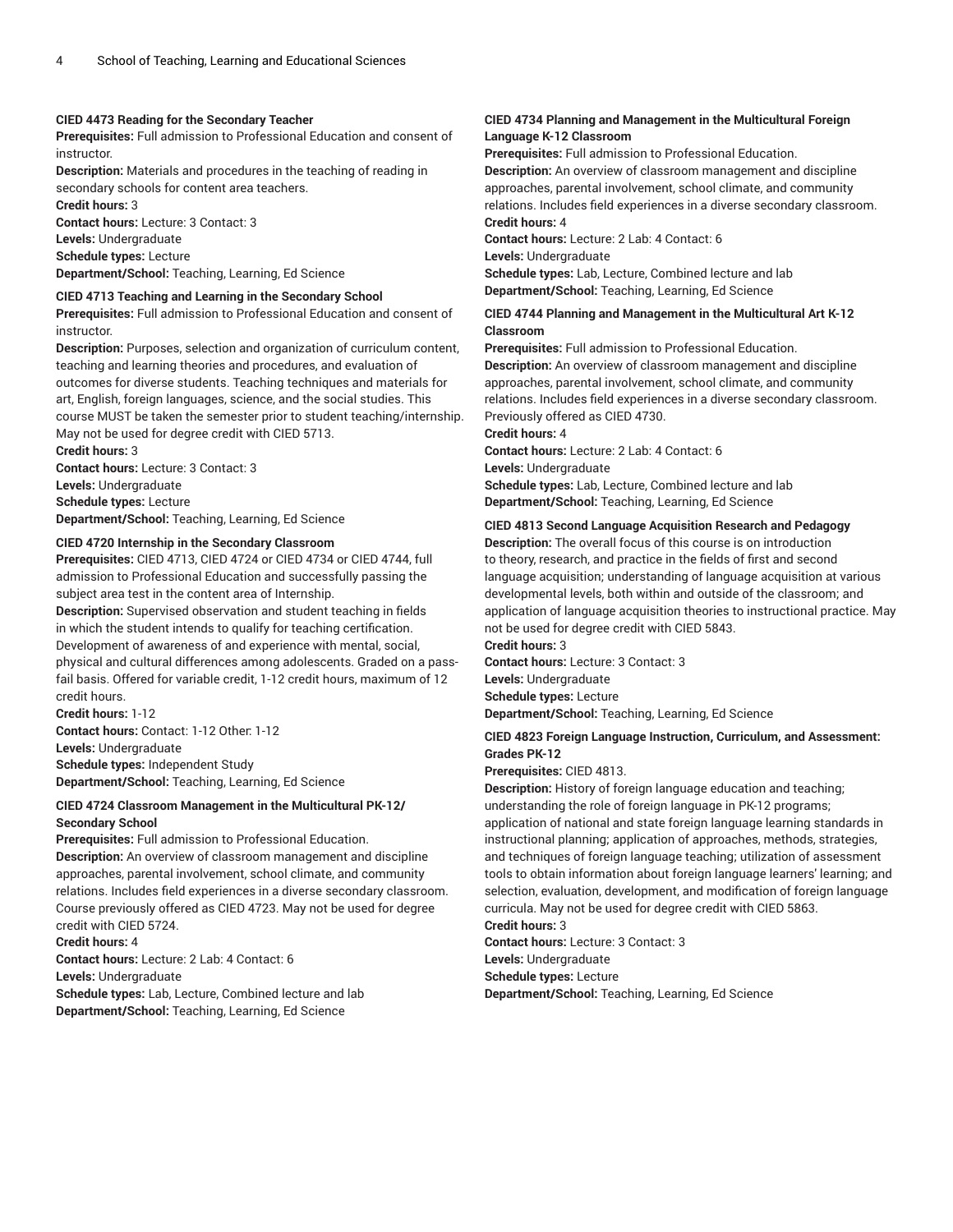**CIED 4473 Reading for the Secondary Teacher**

**Prerequisites:** Full admission to Professional Education and consent of instructor.

**Description:** Materials and procedures in the teaching of reading in secondary schools for content area teachers.

**Credit hours:** 3

**Contact hours:** Lecture: 3 Contact: 3

**Levels:** Undergraduate

**Schedule types:** Lecture

**Department/School:** Teaching, Learning, Ed Science

**CIED 4713 Teaching and Learning in the Secondary School**

**Prerequisites:** Full admission to Professional Education and consent of instructor.

**Description:** Purposes, selection and organization of curriculum content, teaching and learning theories and procedures, and evaluation of outcomes for diverse students. Teaching techniques and materials for art, English, foreign languages, science, and the social studies. This course MUST be taken the semester prior to student teaching/internship. May not be used for degree credit with CIED 5713.

**Credit hours:** 3

**Contact hours:** Lecture: 3 Contact: 3

**Levels:** Undergraduate

**Schedule types:** Lecture

**Department/School:** Teaching, Learning, Ed Science

**CIED 4720 Internship in the Secondary Classroom**

**Prerequisites:** CIED 4713, CIED 4724 or CIED 4734 or CIED 4744, full admission to Professional Education and successfully passing the subject area test in the content area of Internship.

**Description:** Supervised observation and student teaching in fields in which the student intends to qualify for teaching certification. Development of awareness of and experience with mental, social, physical and cultural differences among adolescents. Graded on a pass-fail basis. Offered for variable credit, 1-12 credit hours, maximum of 12 credit hours.

**Credit hours:** 1-12

**Contact hours:** Contact: 1-12 Other: 1-12

**Levels:** Undergraduate

**Schedule types:** Independent Study

**Department/School:** Teaching, Learning, Ed Science

**CIED 4724 Classroom Management in the Multicultural PK-12/ Secondary School**

**Prerequisites:** Full admission to Professional Education.

**Description:** An overview of classroom management and discipline approaches, parental involvement, school climate, and community relations. Includes field experiences in a diverse secondary classroom. Course previously offered as CIED 4723. May not be used for degree credit with CIED 5724.

**Credit hours:** 4

**Contact hours:** Lecture: 2 Lab: 4 Contact: 6

**Levels:** Undergraduate

**Schedule types:** Lab, Lecture, Combined lecture and lab

**Department/School:** Teaching, Learning, Ed Science

**CIED 4734 Planning and Management in the Multicultural Foreign Language K-12 Classroom**

**Prerequisites:** Full admission to Professional Education.

**Description:** An overview of classroom management and discipline approaches, parental involvement, school climate, and community relations. Includes field experiences in a diverse secondary classroom.

**Credit hours:** 4

**Contact hours:** Lecture: 2 Lab: 4 Contact: 6

**Levels:** Undergraduate

**Schedule types:** Lab, Lecture, Combined lecture and lab

**Department/School:** Teaching, Learning, Ed Science

**CIED 4744 Planning and Management in the Multicultural Art K-12 Classroom**

**Prerequisites:** Full admission to Professional Education.

**Description:** An overview of classroom management and discipline approaches, parental involvement, school climate, and community relations. Includes field experiences in a diverse secondary classroom. Previously offered as CIED 4730.

**Credit hours:** 4

**Contact hours:** Lecture: 2 Lab: 4 Contact: 6

**Levels:** Undergraduate

**Schedule types:** Lab, Lecture, Combined lecture and lab

**Department/School:** Teaching, Learning, Ed Science

**CIED 4813 Second Language Acquisition Research and Pedagogy**

**Description:** The overall focus of this course is on introduction to theory, research, and practice in the fields of first and second language acquisition; understanding of language acquisition at various developmental levels, both within and outside of the classroom; and application of language acquisition theories to instructional practice. May not be used for degree credit with CIED 5843.

**Credit hours:** 3

**Contact hours:** Lecture: 3 Contact: 3

**Levels:** Undergraduate

**Schedule types:** Lecture

**Department/School:** Teaching, Learning, Ed Science

**CIED 4823 Foreign Language Instruction, Curriculum, and Assessment: Grades PK-12**

**Prerequisites:** CIED 4813.

**Description:** History of foreign language education and teaching; understanding the role of foreign language in PK-12 programs; application of national and state foreign language learning standards in instructional planning; application of approaches, methods, strategies, and techniques of foreign language teaching; utilization of assessment tools to obtain information about foreign language learners' learning; and selection, evaluation, development, and modification of foreign language curricula. May not be used for degree credit with CIED 5863.

**Credit hours:** 3

**Contact hours:** Lecture: 3 Contact: 3

**Levels:** Undergraduate

**Schedule types:** Lecture

**Department/School:** Teaching, Learning, Ed Science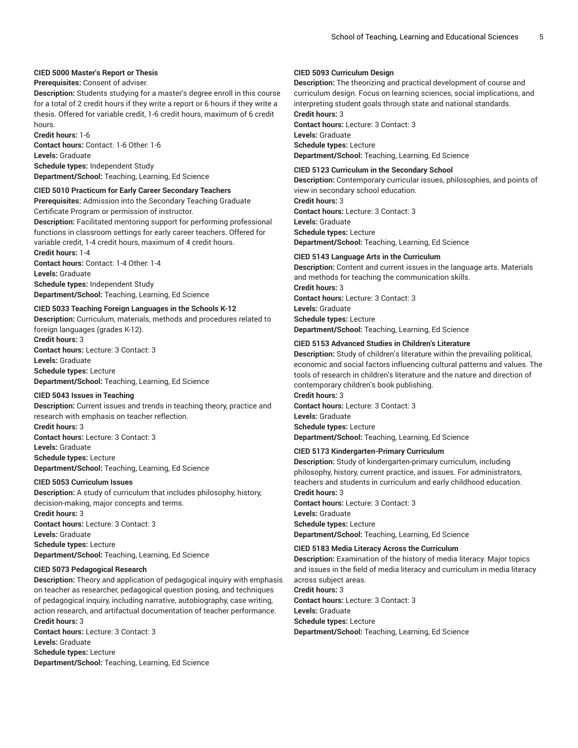**CIED 5000 Master's Report or Thesis**
**Prerequisites:** Consent of adviser.
**Description:** Students studying for a master's degree enroll in this course for a total of 2 credit hours if they write a report or 6 hours if they write a thesis. Offered for variable credit, 1-6 credit hours, maximum of 6 credit hours.
**Credit hours:** 1-6
**Contact hours:** Contact: 1-6 Other: 1-6
**Levels:** Graduate
**Schedule types:** Independent Study
**Department/School:** Teaching, Learning, Ed Science

**CIED 5010 Practicum for Early Career Secondary Teachers**
**Prerequisites:** Admission into the Secondary Teaching Graduate Certificate Program or permission of instructor.
**Description:** Facilitated mentoring support for performing professional functions in classroom settings for early career teachers. Offered for variable credit, 1-4 credit hours, maximum of 4 credit hours.
**Credit hours:** 1-4
**Contact hours:** Contact: 1-4 Other: 1-4
**Levels:** Graduate
**Schedule types:** Independent Study
**Department/School:** Teaching, Learning, Ed Science

**CIED 5033 Teaching Foreign Languages in the Schools K-12**
**Description:** Curriculum, materials, methods and procedures related to foreign languages (grades K-12).
**Credit hours:** 3
**Contact hours:** Lecture: 3 Contact: 3
**Levels:** Graduate
**Schedule types:** Lecture
**Department/School:** Teaching, Learning, Ed Science

**CIED 5043 Issues in Teaching**
**Description:** Current issues and trends in teaching theory, practice and research with emphasis on teacher reflection.
**Credit hours:** 3
**Contact hours:** Lecture: 3 Contact: 3
**Levels:** Graduate
**Schedule types:** Lecture
**Department/School:** Teaching, Learning, Ed Science

**CIED 5053 Curriculum Issues**
**Description:** A study of curriculum that includes philosophy, history, decision-making, major concepts and terms.
**Credit hours:** 3
**Contact hours:** Lecture: 3 Contact: 3
**Levels:** Graduate
**Schedule types:** Lecture
**Department/School:** Teaching, Learning, Ed Science

**CIED 5073 Pedagogical Research**
**Description:** Theory and application of pedagogical inquiry with emphasis on teacher as researcher, pedagogical question posing, and techniques of pedagogical inquiry, including narrative, autobiography, case writing, action research, and artifactual documentation of teacher performance.
**Credit hours:** 3
**Contact hours:** Lecture: 3 Contact: 3
**Levels:** Graduate
**Schedule types:** Lecture
**Department/School:** Teaching, Learning, Ed Science

**CIED 5093 Curriculum Design**
**Description:** The theorizing and practical development of course and curriculum design. Focus on learning sciences, social implications, and interpreting student goals through state and national standards.
**Credit hours:** 3
**Contact hours:** Lecture: 3 Contact: 3
**Levels:** Graduate
**Schedule types:** Lecture
**Department/School:** Teaching, Learning, Ed Science

**CIED 5123 Curriculum in the Secondary School**
**Description:** Contemporary curricular issues, philosophies, and points of view in secondary school education.
**Credit hours:** 3
**Contact hours:** Lecture: 3 Contact: 3
**Levels:** Graduate
**Schedule types:** Lecture
**Department/School:** Teaching, Learning, Ed Science

**CIED 5143 Language Arts in the Curriculum**
**Description:** Content and current issues in the language arts. Materials and methods for teaching the communication skills.
**Credit hours:** 3
**Contact hours:** Lecture: 3 Contact: 3
**Levels:** Graduate
**Schedule types:** Lecture
**Department/School:** Teaching, Learning, Ed Science

**CIED 5153 Advanced Studies in Children's Literature**
**Description:** Study of children's literature within the prevailing political, economic and social factors influencing cultural patterns and values. The tools of research in children's literature and the nature and direction of contemporary children's book publishing.
**Credit hours:** 3
**Contact hours:** Lecture: 3 Contact: 3
**Levels:** Graduate
**Schedule types:** Lecture
**Department/School:** Teaching, Learning, Ed Science

**CIED 5173 Kindergarten-Primary Curriculum**
**Description:** Study of kindergarten-primary curriculum, including philosophy, history, current practice, and issues. For administrators, teachers and students in curriculum and early childhood education.
**Credit hours:** 3
**Contact hours:** Lecture: 3 Contact: 3
**Levels:** Graduate
**Schedule types:** Lecture
**Department/School:** Teaching, Learning, Ed Science

**CIED 5183 Media Literacy Across the Curriculum**
**Description:** Examination of the history of media literacy. Major topics and issues in the field of media literacy and curriculum in media literacy across subject areas.
**Credit hours:** 3
**Contact hours:** Lecture: 3 Contact: 3
**Levels:** Graduate
**Schedule types:** Lecture
**Department/School:** Teaching, Learning, Ed Science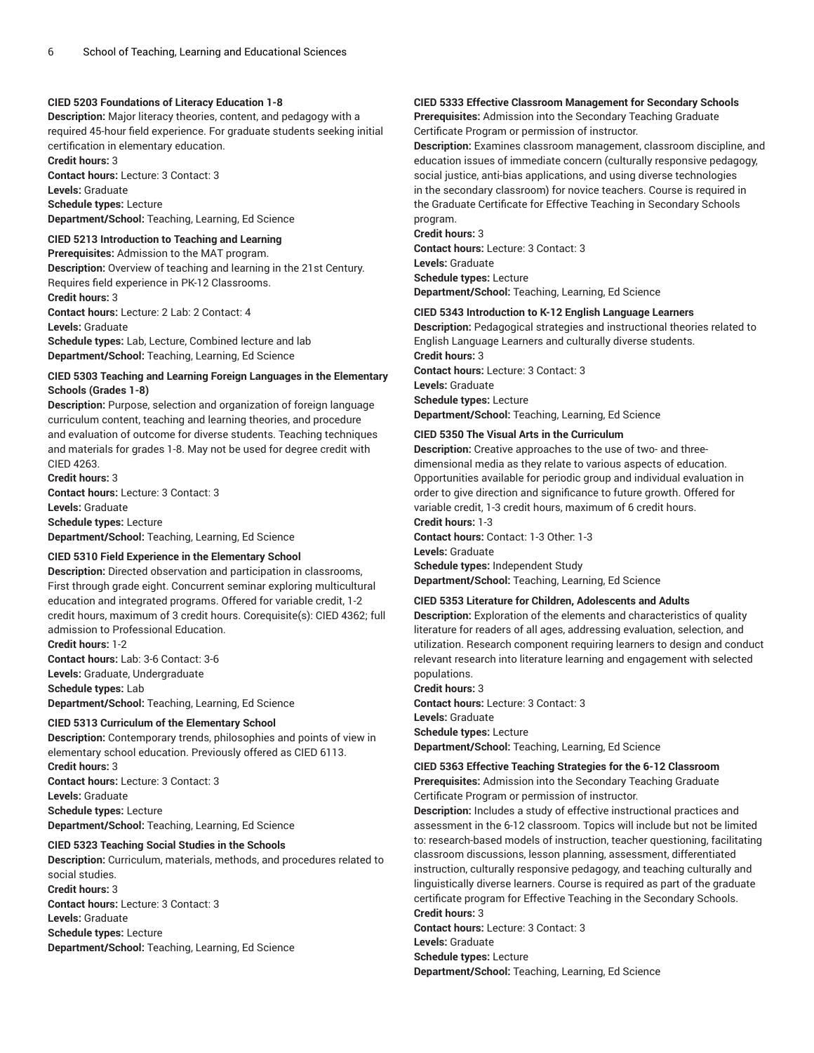**CIED 5203 Foundations of Literacy Education 1-8**
**Description:** Major literacy theories, content, and pedagogy with a required 45-hour field experience. For graduate students seeking initial certification in elementary education.
**Credit hours:** 3
**Contact hours:** Lecture: 3 Contact: 3
**Levels:** Graduate
**Schedule types:** Lecture
**Department/School:** Teaching, Learning, Ed Science

**CIED 5213 Introduction to Teaching and Learning**
**Prerequisites:** Admission to the MAT program.
**Description:** Overview of teaching and learning in the 21st Century. Requires field experience in PK-12 Classrooms.
**Credit hours:** 3
**Contact hours:** Lecture: 2 Lab: 2 Contact: 4
**Levels:** Graduate
**Schedule types:** Lab, Lecture, Combined lecture and lab
**Department/School:** Teaching, Learning, Ed Science

**CIED 5303 Teaching and Learning Foreign Languages in the Elementary Schools (Grades 1-8)**
**Description:** Purpose, selection and organization of foreign language curriculum content, teaching and learning theories, and procedure and evaluation of outcome for diverse students. Teaching techniques and materials for grades 1-8. May not be used for degree credit with CIED 4263.
**Credit hours:** 3
**Contact hours:** Lecture: 3 Contact: 3
**Levels:** Graduate
**Schedule types:** Lecture
**Department/School:** Teaching, Learning, Ed Science

**CIED 5310 Field Experience in the Elementary School**
**Description:** Directed observation and participation in classrooms, First through grade eight. Concurrent seminar exploring multicultural education and integrated programs. Offered for variable credit, 1-2 credit hours, maximum of 3 credit hours. Corequisite(s): CIED 4362; full admission to Professional Education.
**Credit hours:** 1-2
**Contact hours:** Lab: 3-6 Contact: 3-6
**Levels:** Graduate, Undergraduate
**Schedule types:** Lab
**Department/School:** Teaching, Learning, Ed Science

**CIED 5313 Curriculum of the Elementary School**
**Description:** Contemporary trends, philosophies and points of view in elementary school education. Previously offered as CIED 6113.
**Credit hours:** 3
**Contact hours:** Lecture: 3 Contact: 3
**Levels:** Graduate
**Schedule types:** Lecture
**Department/School:** Teaching, Learning, Ed Science

**CIED 5323 Teaching Social Studies in the Schools**
**Description:** Curriculum, materials, methods, and procedures related to social studies.
**Credit hours:** 3
**Contact hours:** Lecture: 3 Contact: 3
**Levels:** Graduate
**Schedule types:** Lecture
**Department/School:** Teaching, Learning, Ed Science

**CIED 5333 Effective Classroom Management for Secondary Schools**
**Prerequisites:** Admission into the Secondary Teaching Graduate Certificate Program or permission of instructor.
**Description:** Examines classroom management, classroom discipline, and education issues of immediate concern (culturally responsive pedagogy, social justice, anti-bias applications, and using diverse technologies in the secondary classroom) for novice teachers. Course is required in the Graduate Certificate for Effective Teaching in Secondary Schools program.
**Credit hours:** 3
**Contact hours:** Lecture: 3 Contact: 3
**Levels:** Graduate
**Schedule types:** Lecture
**Department/School:** Teaching, Learning, Ed Science

**CIED 5343 Introduction to K-12 English Language Learners**
**Description:** Pedagogical strategies and instructional theories related to English Language Learners and culturally diverse students.
**Credit hours:** 3
**Contact hours:** Lecture: 3 Contact: 3
**Levels:** Graduate
**Schedule types:** Lecture
**Department/School:** Teaching, Learning, Ed Science

**CIED 5350 The Visual Arts in the Curriculum**
**Description:** Creative approaches to the use of two- and three-dimensional media as they relate to various aspects of education. Opportunities available for periodic group and individual evaluation in order to give direction and significance to future growth. Offered for variable credit, 1-3 credit hours, maximum of 6 credit hours.
**Credit hours:** 1-3
**Contact hours:** Contact: 1-3 Other: 1-3
**Levels:** Graduate
**Schedule types:** Independent Study
**Department/School:** Teaching, Learning, Ed Science

**CIED 5353 Literature for Children, Adolescents and Adults**
**Description:** Exploration of the elements and characteristics of quality literature for readers of all ages, addressing evaluation, selection, and utilization. Research component requiring learners to design and conduct relevant research into literature learning and engagement with selected populations.
**Credit hours:** 3
**Contact hours:** Lecture: 3 Contact: 3
**Levels:** Graduate
**Schedule types:** Lecture
**Department/School:** Teaching, Learning, Ed Science

**CIED 5363 Effective Teaching Strategies for the 6-12 Classroom**
**Prerequisites:** Admission into the Secondary Teaching Graduate Certificate Program or permission of instructor.
**Description:** Includes a study of effective instructional practices and assessment in the 6-12 classroom. Topics will include but not be limited to: research-based models of instruction, teacher questioning, facilitating classroom discussions, lesson planning, assessment, differentiated instruction, culturally responsive pedagogy, and teaching culturally and linguistically diverse learners. Course is required as part of the graduate certificate program for Effective Teaching in the Secondary Schools.
**Credit hours:** 3
**Contact hours:** Lecture: 3 Contact: 3
**Levels:** Graduate
**Schedule types:** Lecture
**Department/School:** Teaching, Learning, Ed Science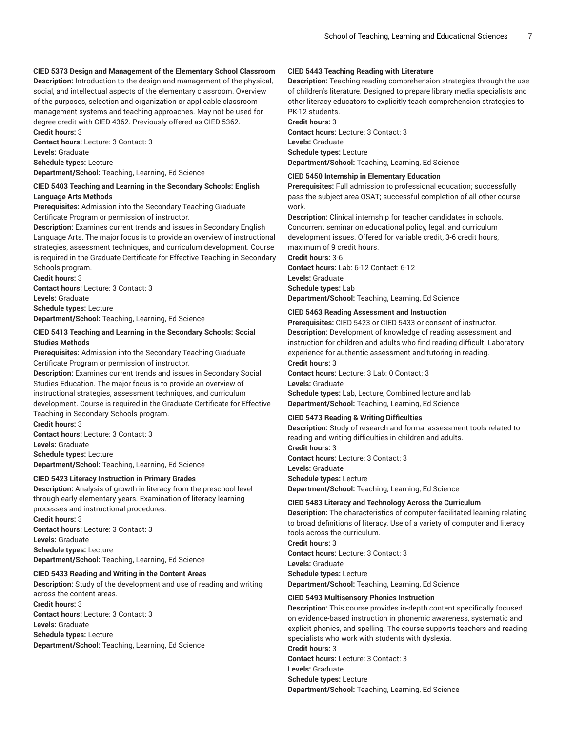**CIED 5373 Design and Management of the Elementary School Classroom**
**Description:** Introduction to the design and management of the physical, social, and intellectual aspects of the elementary classroom. Overview of the purposes, selection and organization or applicable classroom management systems and teaching approaches. May not be used for degree credit with CIED 4362. Previously offered as CIED 5362.
**Credit hours:** 3
**Contact hours:** Lecture: 3 Contact: 3
**Levels:** Graduate
**Schedule types:** Lecture
**Department/School:** Teaching, Learning, Ed Science

**CIED 5403 Teaching and Learning in the Secondary Schools: English Language Arts Methods**
**Prerequisites:** Admission into the Secondary Teaching Graduate Certificate Program or permission of instructor.
**Description:** Examines current trends and issues in Secondary English Language Arts. The major focus is to provide an overview of instructional strategies, assessment techniques, and curriculum development. Course is required in the Graduate Certificate for Effective Teaching in Secondary Schools program.
**Credit hours:** 3
**Contact hours:** Lecture: 3 Contact: 3
**Levels:** Graduate
**Schedule types:** Lecture
**Department/School:** Teaching, Learning, Ed Science

**CIED 5413 Teaching and Learning in the Secondary Schools: Social Studies Methods**
**Prerequisites:** Admission into the Secondary Teaching Graduate Certificate Program or permission of instructor.
**Description:** Examines current trends and issues in Secondary Social Studies Education. The major focus is to provide an overview of instructional strategies, assessment techniques, and curriculum development. Course is required in the Graduate Certificate for Effective Teaching in Secondary Schools program.
**Credit hours:** 3
**Contact hours:** Lecture: 3 Contact: 3
**Levels:** Graduate
**Schedule types:** Lecture
**Department/School:** Teaching, Learning, Ed Science

**CIED 5423 Literacy Instruction in Primary Grades**
**Description:** Analysis of growth in literacy from the preschool level through early elementary years. Examination of literacy learning processes and instructional procedures.
**Credit hours:** 3
**Contact hours:** Lecture: 3 Contact: 3
**Levels:** Graduate
**Schedule types:** Lecture
**Department/School:** Teaching, Learning, Ed Science

**CIED 5433 Reading and Writing in the Content Areas**
**Description:** Study of the development and use of reading and writing across the content areas.
**Credit hours:** 3
**Contact hours:** Lecture: 3 Contact: 3
**Levels:** Graduate
**Schedule types:** Lecture
**Department/School:** Teaching, Learning, Ed Science

**CIED 5443 Teaching Reading with Literature**
**Description:** Teaching reading comprehension strategies through the use of children's literature. Designed to prepare library media specialists and other literacy educators to explicitly teach comprehension strategies to PK-12 students.
**Credit hours:** 3
**Contact hours:** Lecture: 3 Contact: 3
**Levels:** Graduate
**Schedule types:** Lecture
**Department/School:** Teaching, Learning, Ed Science

**CIED 5450 Internship in Elementary Education**
**Prerequisites:** Full admission to professional education; successfully pass the subject area OSAT; successful completion of all other course work.
**Description:** Clinical internship for teacher candidates in schools. Concurrent seminar on educational policy, legal, and curriculum development issues. Offered for variable credit, 3-6 credit hours, maximum of 9 credit hours.
**Credit hours:** 3-6
**Contact hours:** Lab: 6-12 Contact: 6-12
**Levels:** Graduate
**Schedule types:** Lab
**Department/School:** Teaching, Learning, Ed Science

**CIED 5463 Reading Assessment and Instruction**
**Prerequisites:** CIED 5423 or CIED 5433 or consent of instructor.
**Description:** Development of knowledge of reading assessment and instruction for children and adults who find reading difficult. Laboratory experience for authentic assessment and tutoring in reading.
**Credit hours:** 3
**Contact hours:** Lecture: 3 Lab: 0 Contact: 3
**Levels:** Graduate
**Schedule types:** Lab, Lecture, Combined lecture and lab
**Department/School:** Teaching, Learning, Ed Science

**CIED 5473 Reading & Writing Difficulties**
**Description:** Study of research and formal assessment tools related to reading and writing difficulties in children and adults.
**Credit hours:** 3
**Contact hours:** Lecture: 3 Contact: 3
**Levels:** Graduate
**Schedule types:** Lecture
**Department/School:** Teaching, Learning, Ed Science

**CIED 5483 Literacy and Technology Across the Curriculum**
**Description:** The characteristics of computer-facilitated learning relating to broad definitions of literacy. Use of a variety of computer and literacy tools across the curriculum.
**Credit hours:** 3
**Contact hours:** Lecture: 3 Contact: 3
**Levels:** Graduate
**Schedule types:** Lecture
**Department/School:** Teaching, Learning, Ed Science

**CIED 5493 Multisensory Phonics Instruction**
**Description:** This course provides in-depth content specifically focused on evidence-based instruction in phonemic awareness, systematic and explicit phonics, and spelling. The course supports teachers and reading specialists who work with students with dyslexia.
**Credit hours:** 3
**Contact hours:** Lecture: 3 Contact: 3
**Levels:** Graduate
**Schedule types:** Lecture
**Department/School:** Teaching, Learning, Ed Science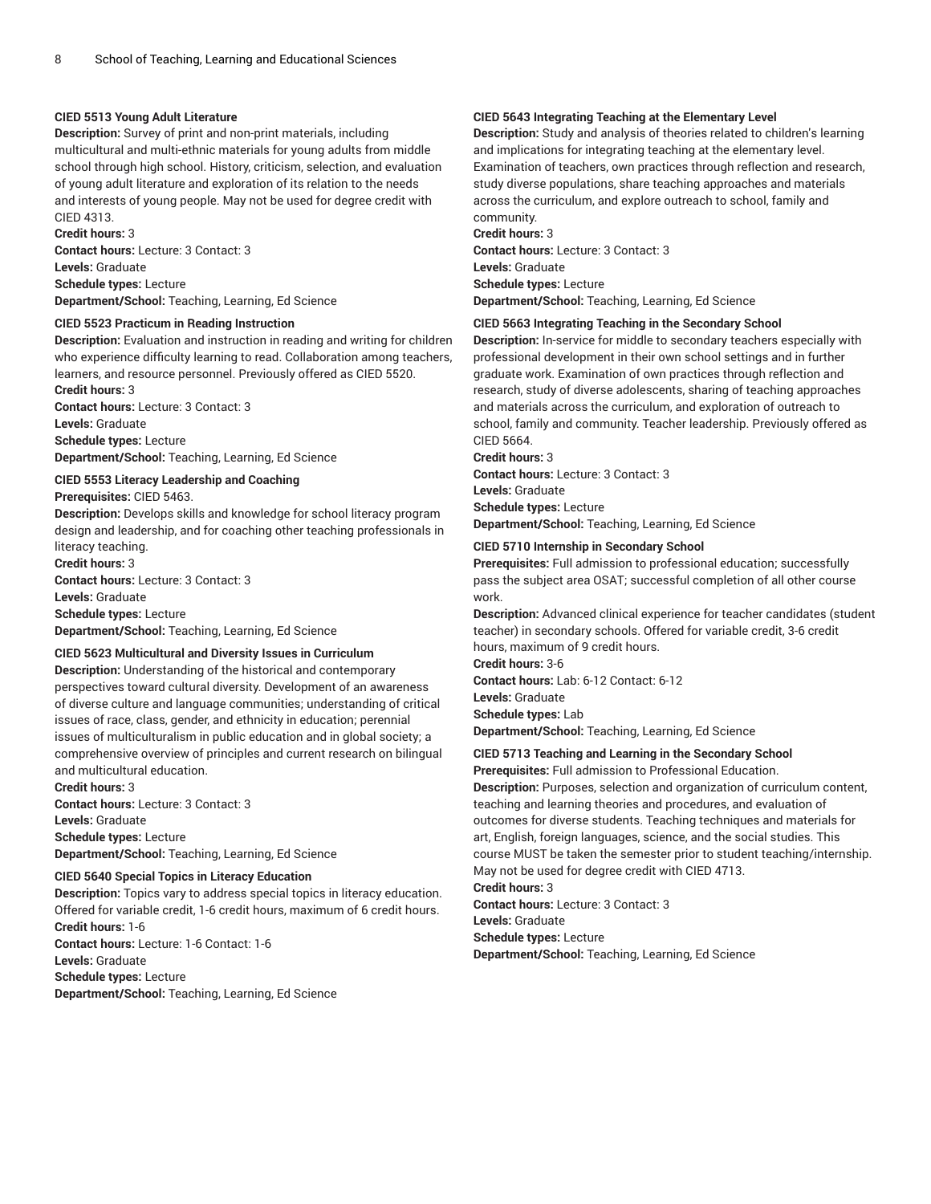**CIED 5513 Young Adult Literature**

**Description:** Survey of print and non-print materials, including multicultural and multi-ethnic materials for young adults from middle school through high school. History, criticism, selection, and evaluation of young adult literature and exploration of its relation to the needs and interests of young people. May not be used for degree credit with CIED 4313.

**Credit hours:** 3

**Contact hours:** Lecture: 3 Contact: 3

**Levels:** Graduate

**Schedule types:** Lecture

**Department/School:** Teaching, Learning, Ed Science

**CIED 5523 Practicum in Reading Instruction**

**Description:** Evaluation and instruction in reading and writing for children who experience difficulty learning to read. Collaboration among teachers, learners, and resource personnel. Previously offered as CIED 5520.

**Credit hours:** 3

**Contact hours:** Lecture: 3 Contact: 3

**Levels:** Graduate

**Schedule types:** Lecture

**Department/School:** Teaching, Learning, Ed Science

**CIED 5553 Literacy Leadership and Coaching**

**Prerequisites:** CIED 5463.

**Description:** Develops skills and knowledge for school literacy program design and leadership, and for coaching other teaching professionals in literacy teaching.

**Credit hours:** 3

**Contact hours:** Lecture: 3 Contact: 3

**Levels:** Graduate

**Schedule types:** Lecture

**Department/School:** Teaching, Learning, Ed Science

**CIED 5623 Multicultural and Diversity Issues in Curriculum**

**Description:** Understanding of the historical and contemporary perspectives toward cultural diversity. Development of an awareness of diverse culture and language communities; understanding of critical issues of race, class, gender, and ethnicity in education; perennial issues of multiculturalism in public education and in global society; a comprehensive overview of principles and current research on bilingual and multicultural education.

**Credit hours:** 3

**Contact hours:** Lecture: 3 Contact: 3

**Levels:** Graduate

**Schedule types:** Lecture

**Department/School:** Teaching, Learning, Ed Science

**CIED 5640 Special Topics in Literacy Education**

**Description:** Topics vary to address special topics in literacy education. Offered for variable credit, 1-6 credit hours, maximum of 6 credit hours.

**Credit hours:** 1-6

**Contact hours:** Lecture: 1-6 Contact: 1-6

**Levels:** Graduate

**Schedule types:** Lecture

**Department/School:** Teaching, Learning, Ed Science

**CIED 5643 Integrating Teaching at the Elementary Level**

**Description:** Study and analysis of theories related to children's learning and implications for integrating teaching at the elementary level. Examination of teachers, own practices through reflection and research, study diverse populations, share teaching approaches and materials across the curriculum, and explore outreach to school, family and community.

**Credit hours:** 3

**Contact hours:** Lecture: 3 Contact: 3

**Levels:** Graduate

**Schedule types:** Lecture

**Department/School:** Teaching, Learning, Ed Science

**CIED 5663 Integrating Teaching in the Secondary School**

**Description:** In-service for middle to secondary teachers especially with professional development in their own school settings and in further graduate work. Examination of own practices through reflection and research, study of diverse adolescents, sharing of teaching approaches and materials across the curriculum, and exploration of outreach to school, family and community. Teacher leadership. Previously offered as CIED 5664.

**Credit hours:** 3

**Contact hours:** Lecture: 3 Contact: 3

**Levels:** Graduate

**Schedule types:** Lecture

**Department/School:** Teaching, Learning, Ed Science

**CIED 5710 Internship in Secondary School**

**Prerequisites:** Full admission to professional education; successfully pass the subject area OSAT; successful completion of all other course work.

**Description:** Advanced clinical experience for teacher candidates (student teacher) in secondary schools. Offered for variable credit, 3-6 credit hours, maximum of 9 credit hours.

**Credit hours:** 3-6

**Contact hours:** Lab: 6-12 Contact: 6-12

**Levels:** Graduate

**Schedule types:** Lab

**Department/School:** Teaching, Learning, Ed Science

**CIED 5713 Teaching and Learning in the Secondary School**

**Prerequisites:** Full admission to Professional Education.

**Description:** Purposes, selection and organization of curriculum content, teaching and learning theories and procedures, and evaluation of outcomes for diverse students. Teaching techniques and materials for art, English, foreign languages, science, and the social studies. This course MUST be taken the semester prior to student teaching/internship. May not be used for degree credit with CIED 4713.

**Credit hours:** 3

**Contact hours:** Lecture: 3 Contact: 3

**Levels:** Graduate

**Schedule types:** Lecture

**Department/School:** Teaching, Learning, Ed Science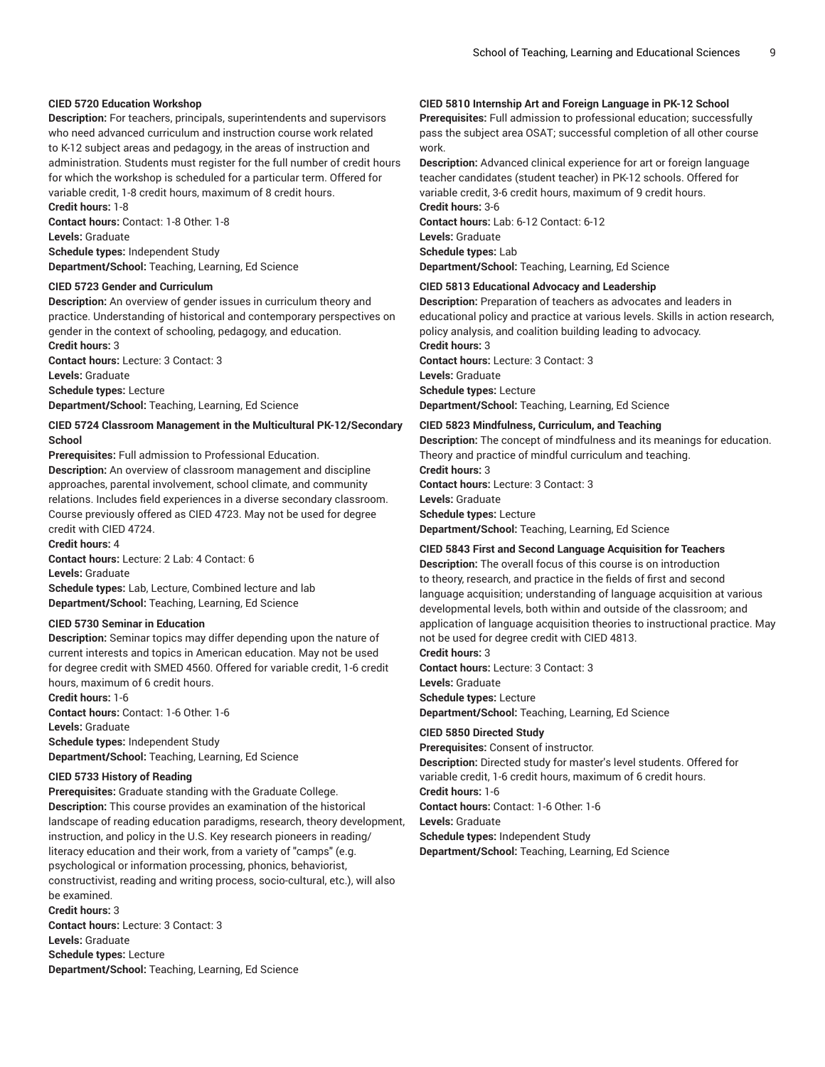**CIED 5720 Education Workshop**

**Description:** For teachers, principals, superintendents and supervisors who need advanced curriculum and instruction course work related to K-12 subject areas and pedagogy, in the areas of instruction and administration. Students must register for the full number of credit hours for which the workshop is scheduled for a particular term. Offered for variable credit, 1-8 credit hours, maximum of 8 credit hours.
**Credit hours:** 1-8
**Contact hours:** Contact: 1-8 Other: 1-8
**Levels:** Graduate
**Schedule types:** Independent Study
**Department/School:** Teaching, Learning, Ed Science

**CIED 5723 Gender and Curriculum**

**Description:** An overview of gender issues in curriculum theory and practice. Understanding of historical and contemporary perspectives on gender in the context of schooling, pedagogy, and education.
**Credit hours:** 3
**Contact hours:** Lecture: 3 Contact: 3
**Levels:** Graduate
**Schedule types:** Lecture
**Department/School:** Teaching, Learning, Ed Science

**CIED 5724 Classroom Management in the Multicultural PK-12/Secondary School**

**Prerequisites:** Full admission to Professional Education.
**Description:** An overview of classroom management and discipline approaches, parental involvement, school climate, and community relations. Includes field experiences in a diverse secondary classroom. Course previously offered as CIED 4723. May not be used for degree credit with CIED 4724.
**Credit hours:** 4
**Contact hours:** Lecture: 2 Lab: 4 Contact: 6
**Levels:** Graduate
**Schedule types:** Lab, Lecture, Combined lecture and lab
**Department/School:** Teaching, Learning, Ed Science

**CIED 5730 Seminar in Education**

**Description:** Seminar topics may differ depending upon the nature of current interests and topics in American education. May not be used for degree credit with SMED 4560. Offered for variable credit, 1-6 credit hours, maximum of 6 credit hours.
**Credit hours:** 1-6
**Contact hours:** Contact: 1-6 Other: 1-6
**Levels:** Graduate
**Schedule types:** Independent Study
**Department/School:** Teaching, Learning, Ed Science

**CIED 5733 History of Reading**

**Prerequisites:** Graduate standing with the Graduate College.
**Description:** This course provides an examination of the historical landscape of reading education paradigms, research, theory development, instruction, and policy in the U.S. Key research pioneers in reading/literacy education and their work, from a variety of "camps" (e.g. psychological or information processing, phonics, behaviorist, constructivist, reading and writing process, socio-cultural, etc.), will also be examined.
**Credit hours:** 3
**Contact hours:** Lecture: 3 Contact: 3
**Levels:** Graduate
**Schedule types:** Lecture
**Department/School:** Teaching, Learning, Ed Science

**CIED 5810 Internship Art and Foreign Language in PK-12 School**

**Prerequisites:** Full admission to professional education; successfully pass the subject area OSAT; successful completion of all other course work.
**Description:** Advanced clinical experience for art or foreign language teacher candidates (student teacher) in PK-12 schools. Offered for variable credit, 3-6 credit hours, maximum of 9 credit hours.
**Credit hours:** 3-6
**Contact hours:** Lab: 6-12 Contact: 6-12
**Levels:** Graduate
**Schedule types:** Lab
**Department/School:** Teaching, Learning, Ed Science

**CIED 5813 Educational Advocacy and Leadership**

**Description:** Preparation of teachers as advocates and leaders in educational policy and practice at various levels. Skills in action research, policy analysis, and coalition building leading to advocacy.
**Credit hours:** 3
**Contact hours:** Lecture: 3 Contact: 3
**Levels:** Graduate
**Schedule types:** Lecture
**Department/School:** Teaching, Learning, Ed Science

**CIED 5823 Mindfulness, Curriculum, and Teaching**

**Description:** The concept of mindfulness and its meanings for education. Theory and practice of mindful curriculum and teaching.
**Credit hours:** 3
**Contact hours:** Lecture: 3 Contact: 3
**Levels:** Graduate
**Schedule types:** Lecture
**Department/School:** Teaching, Learning, Ed Science

**CIED 5843 First and Second Language Acquisition for Teachers**

**Description:** The overall focus of this course is on introduction to theory, research, and practice in the fields of first and second language acquisition; understanding of language acquisition at various developmental levels, both within and outside of the classroom; and application of language acquisition theories to instructional practice. May not be used for degree credit with CIED 4813.
**Credit hours:** 3
**Contact hours:** Lecture: 3 Contact: 3
**Levels:** Graduate
**Schedule types:** Lecture
**Department/School:** Teaching, Learning, Ed Science

**CIED 5850 Directed Study**

**Prerequisites:** Consent of instructor.
**Description:** Directed study for master's level students. Offered for variable credit, 1-6 credit hours, maximum of 6 credit hours.
**Credit hours:** 1-6
**Contact hours:** Contact: 1-6 Other: 1-6
**Levels:** Graduate
**Schedule types:** Independent Study
**Department/School:** Teaching, Learning, Ed Science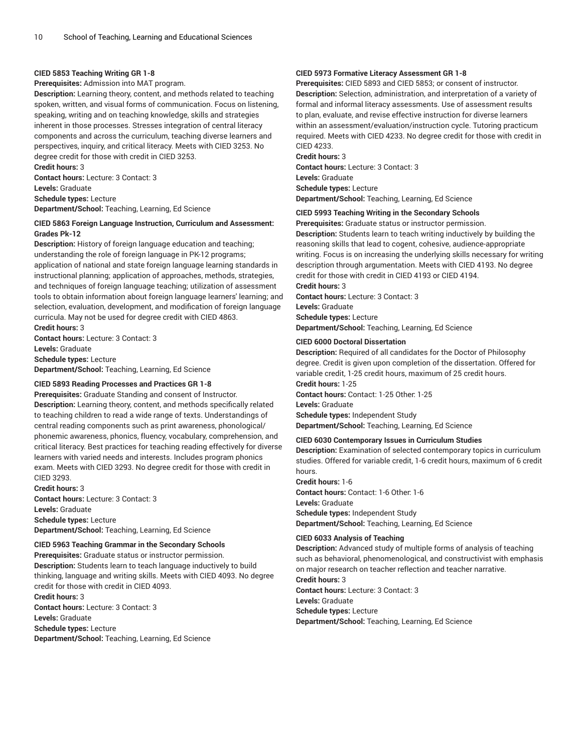**CIED 5853 Teaching Writing GR 1-8**

**Prerequisites:** Admission into MAT program.

**Description:** Learning theory, content, and methods related to teaching spoken, written, and visual forms of communication. Focus on listening, speaking, writing and on teaching knowledge, skills and strategies inherent in those processes. Stresses integration of central literacy components and across the curriculum, teaching diverse learners and perspectives, inquiry, and critical literacy. Meets with CIED 3253. No degree credit for those with credit in CIED 3253.

**Credit hours:** 3

**Contact hours:** Lecture: 3 Contact: 3

**Levels:** Graduate

**Schedule types:** Lecture

**Department/School:** Teaching, Learning, Ed Science

**CIED 5863 Foreign Language Instruction, Curriculum and Assessment: Grades Pk-12**

**Description:** History of foreign language education and teaching; understanding the role of foreign language in PK-12 programs; application of national and state foreign language learning standards in instructional planning; application of approaches, methods, strategies, and techniques of foreign language teaching; utilization of assessment tools to obtain information about foreign language learners' learning; and selection, evaluation, development, and modification of foreign language curricula. May not be used for degree credit with CIED 4863.

**Credit hours:** 3

**Contact hours:** Lecture: 3 Contact: 3

**Levels:** Graduate

**Schedule types:** Lecture

**Department/School:** Teaching, Learning, Ed Science

**CIED 5893 Reading Processes and Practices GR 1-8**

**Prerequisites:** Graduate Standing and consent of Instructor.

**Description:** Learning theory, content, and methods specifically related to teaching children to read a wide range of texts. Understandings of central reading components such as print awareness, phonological/phonemic awareness, phonics, fluency, vocabulary, comprehension, and critical literacy. Best practices for teaching reading effectively for diverse learners with varied needs and interests. Includes program phonics exam. Meets with CIED 3293. No degree credit for those with credit in CIED 3293.

**Credit hours:** 3

**Contact hours:** Lecture: 3 Contact: 3

**Levels:** Graduate

**Schedule types:** Lecture

**Department/School:** Teaching, Learning, Ed Science

**CIED 5963 Teaching Grammar in the Secondary Schools**

**Prerequisites:** Graduate status or instructor permission.

**Description:** Students learn to teach language inductively to build thinking, language and writing skills. Meets with CIED 4093. No degree credit for those with credit in CIED 4093.

**Credit hours:** 3

**Contact hours:** Lecture: 3 Contact: 3

**Levels:** Graduate

**Schedule types:** Lecture

**Department/School:** Teaching, Learning, Ed Science

**CIED 5973 Formative Literacy Assessment GR 1-8**

**Prerequisites:** CIED 5893 and CIED 5853; or consent of instructor.

**Description:** Selection, administration, and interpretation of a variety of formal and informal literacy assessments. Use of assessment results to plan, evaluate, and revise effective instruction for diverse learners within an assessment/evaluation/instruction cycle. Tutoring practicum required. Meets with CIED 4233. No degree credit for those with credit in CIED 4233.

**Credit hours:** 3

**Contact hours:** Lecture: 3 Contact: 3

**Levels:** Graduate

**Schedule types:** Lecture

**Department/School:** Teaching, Learning, Ed Science

**CIED 5993 Teaching Writing in the Secondary Schools**

**Prerequisites:** Graduate status or instructor permission.

**Description:** Students learn to teach writing inductively by building the reasoning skills that lead to cogent, cohesive, audience-appropriate writing. Focus is on increasing the underlying skills necessary for writing description through argumentation. Meets with CIED 4193. No degree credit for those with credit in CIED 4193 or CIED 4194.

**Credit hours:** 3

**Contact hours:** Lecture: 3 Contact: 3

**Levels:** Graduate

**Schedule types:** Lecture

**Department/School:** Teaching, Learning, Ed Science

**CIED 6000 Doctoral Dissertation**

**Description:** Required of all candidates for the Doctor of Philosophy degree. Credit is given upon completion of the dissertation. Offered for variable credit, 1-25 credit hours, maximum of 25 credit hours.

**Credit hours:** 1-25

**Contact hours:** Contact: 1-25 Other: 1-25

**Levels:** Graduate

**Schedule types:** Independent Study

**Department/School:** Teaching, Learning, Ed Science

**CIED 6030 Contemporary Issues in Curriculum Studies**

**Description:** Examination of selected contemporary topics in curriculum studies. Offered for variable credit, 1-6 credit hours, maximum of 6 credit hours.

**Credit hours:** 1-6

**Contact hours:** Contact: 1-6 Other: 1-6

**Levels:** Graduate

**Schedule types:** Independent Study

**Department/School:** Teaching, Learning, Ed Science

**CIED 6033 Analysis of Teaching**

**Description:** Advanced study of multiple forms of analysis of teaching such as behavioral, phenomenological, and constructivist with emphasis on major research on teacher reflection and teacher narrative.

**Credit hours:** 3

**Contact hours:** Lecture: 3 Contact: 3

**Levels:** Graduate

**Schedule types:** Lecture

**Department/School:** Teaching, Learning, Ed Science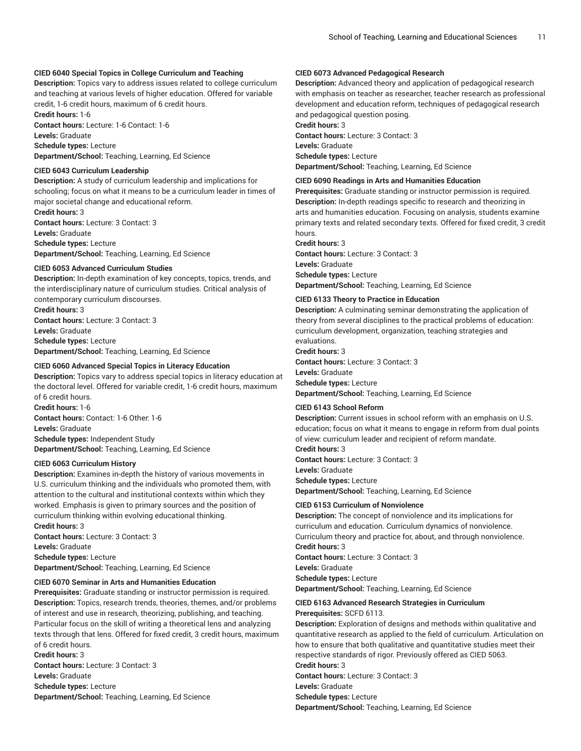#### CIED 6040 Special Topics in College Curriculum and Teaching

**Description:** Topics vary to address issues related to college curriculum and teaching at various levels of higher education. Offered for variable credit, 1-6 credit hours, maximum of 6 credit hours.
**Credit hours:** 1-6
**Contact hours:** Lecture: 1-6 Contact: 1-6
**Levels:** Graduate
**Schedule types:** Lecture
**Department/School:** Teaching, Learning, Ed Science

#### CIED 6043 Curriculum Leadership

**Description:** A study of curriculum leadership and implications for schooling; focus on what it means to be a curriculum leader in times of major societal change and educational reform.
**Credit hours:** 3
**Contact hours:** Lecture: 3 Contact: 3
**Levels:** Graduate
**Schedule types:** Lecture
**Department/School:** Teaching, Learning, Ed Science

#### CIED 6053 Advanced Curriculum Studies

**Description:** In-depth examination of key concepts, topics, trends, and the interdisciplinary nature of curriculum studies. Critical analysis of contemporary curriculum discourses.
**Credit hours:** 3
**Contact hours:** Lecture: 3 Contact: 3
**Levels:** Graduate
**Schedule types:** Lecture
**Department/School:** Teaching, Learning, Ed Science

#### CIED 6060 Advanced Special Topics in Literacy Education

**Description:** Topics vary to address special topics in literacy education at the doctoral level. Offered for variable credit, 1-6 credit hours, maximum of 6 credit hours.
**Credit hours:** 1-6
**Contact hours:** Contact: 1-6 Other: 1-6
**Levels:** Graduate
**Schedule types:** Independent Study
**Department/School:** Teaching, Learning, Ed Science

#### CIED 6063 Curriculum History

**Description:** Examines in-depth the history of various movements in U.S. curriculum thinking and the individuals who promoted them, with attention to the cultural and institutional contexts within which they worked. Emphasis is given to primary sources and the position of curriculum thinking within evolving educational thinking.
**Credit hours:** 3
**Contact hours:** Lecture: 3 Contact: 3
**Levels:** Graduate
**Schedule types:** Lecture
**Department/School:** Teaching, Learning, Ed Science

#### CIED 6070 Seminar in Arts and Humanities Education

**Prerequisites:** Graduate standing or instructor permission is required.
**Description:** Topics, research trends, theories, themes, and/or problems of interest and use in research, theorizing, publishing, and teaching. Particular focus on the skill of writing a theoretical lens and analyzing texts through that lens. Offered for fixed credit, 3 credit hours, maximum of 6 credit hours.
**Credit hours:** 3
**Contact hours:** Lecture: 3 Contact: 3
**Levels:** Graduate
**Schedule types:** Lecture
**Department/School:** Teaching, Learning, Ed Science

#### CIED 6073 Advanced Pedagogical Research

**Description:** Advanced theory and application of pedagogical research with emphasis on teacher as researcher, teacher research as professional development and education reform, techniques of pedagogical research and pedagogical question posing.
**Credit hours:** 3
**Contact hours:** Lecture: 3 Contact: 3
**Levels:** Graduate
**Schedule types:** Lecture
**Department/School:** Teaching, Learning, Ed Science

#### CIED 6090 Readings in Arts and Humanities Education

**Prerequisites:** Graduate standing or instructor permission is required.
**Description:** In-depth readings specific to research and theorizing in arts and humanities education. Focusing on analysis, students examine primary texts and related secondary texts. Offered for fixed credit, 3 credit hours.
**Credit hours:** 3
**Contact hours:** Lecture: 3 Contact: 3
**Levels:** Graduate
**Schedule types:** Lecture
**Department/School:** Teaching, Learning, Ed Science

#### CIED 6133 Theory to Practice in Education

**Description:** A culminating seminar demonstrating the application of theory from several disciplines to the practical problems of education: curriculum development, organization, teaching strategies and evaluations.
**Credit hours:** 3
**Contact hours:** Lecture: 3 Contact: 3
**Levels:** Graduate
**Schedule types:** Lecture
**Department/School:** Teaching, Learning, Ed Science

#### CIED 6143 School Reform

**Description:** Current issues in school reform with an emphasis on U.S. education; focus on what it means to engage in reform from dual points of view: curriculum leader and recipient of reform mandate.
**Credit hours:** 3
**Contact hours:** Lecture: 3 Contact: 3
**Levels:** Graduate
**Schedule types:** Lecture
**Department/School:** Teaching, Learning, Ed Science

#### CIED 6153 Curriculum of Nonviolence

**Description:** The concept of nonviolence and its implications for curriculum and education. Curriculum dynamics of nonviolence. Curriculum theory and practice for, about, and through nonviolence.
**Credit hours:** 3
**Contact hours:** Lecture: 3 Contact: 3
**Levels:** Graduate
**Schedule types:** Lecture
**Department/School:** Teaching, Learning, Ed Science

#### CIED 6163 Advanced Research Strategies in Curriculum

**Prerequisites:** SCFD 6113.
**Description:** Exploration of designs and methods within qualitative and quantitative research as applied to the field of curriculum. Articulation on how to ensure that both qualitative and quantitative studies meet their respective standards of rigor. Previously offered as CIED 5063.
**Credit hours:** 3
**Contact hours:** Lecture: 3 Contact: 3
**Levels:** Graduate
**Schedule types:** Lecture
**Department/School:** Teaching, Learning, Ed Science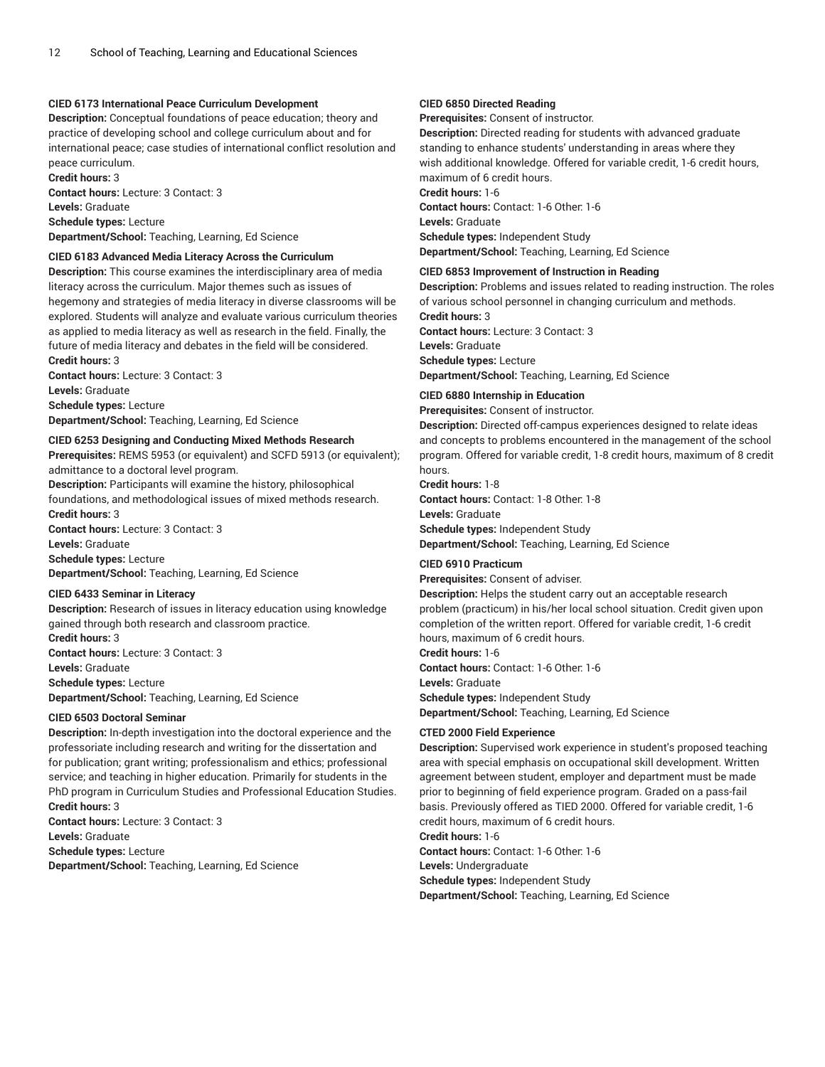**CIED 6173 International Peace Curriculum Development**
**Description:** Conceptual foundations of peace education; theory and practice of developing school and college curriculum about and for international peace; case studies of international conflict resolution and peace curriculum.
**Credit hours:** 3
**Contact hours:** Lecture: 3 Contact: 3
**Levels:** Graduate
**Schedule types:** Lecture
**Department/School:** Teaching, Learning, Ed Science

**CIED 6183 Advanced Media Literacy Across the Curriculum**
**Description:** This course examines the interdisciplinary area of media literacy across the curriculum. Major themes such as issues of hegemony and strategies of media literacy in diverse classrooms will be explored. Students will analyze and evaluate various curriculum theories as applied to media literacy as well as research in the field. Finally, the future of media literacy and debates in the field will be considered.
**Credit hours:** 3
**Contact hours:** Lecture: 3 Contact: 3
**Levels:** Graduate
**Schedule types:** Lecture
**Department/School:** Teaching, Learning, Ed Science

**CIED 6253 Designing and Conducting Mixed Methods Research**
**Prerequisites:** REMS 5953 (or equivalent) and SCFD 5913 (or equivalent); admittance to a doctoral level program.
**Description:** Participants will examine the history, philosophical foundations, and methodological issues of mixed methods research.
**Credit hours:** 3
**Contact hours:** Lecture: 3 Contact: 3
**Levels:** Graduate
**Schedule types:** Lecture
**Department/School:** Teaching, Learning, Ed Science

**CIED 6433 Seminar in Literacy**
**Description:** Research of issues in literacy education using knowledge gained through both research and classroom practice.
**Credit hours:** 3
**Contact hours:** Lecture: 3 Contact: 3
**Levels:** Graduate
**Schedule types:** Lecture
**Department/School:** Teaching, Learning, Ed Science

**CIED 6503 Doctoral Seminar**
**Description:** In-depth investigation into the doctoral experience and the professoriate including research and writing for the dissertation and for publication; grant writing; professionalism and ethics; professional service; and teaching in higher education. Primarily for students in the PhD program in Curriculum Studies and Professional Education Studies.
**Credit hours:** 3
**Contact hours:** Lecture: 3 Contact: 3
**Levels:** Graduate
**Schedule types:** Lecture
**Department/School:** Teaching, Learning, Ed Science

**CIED 6850 Directed Reading**
**Prerequisites:** Consent of instructor.
**Description:** Directed reading for students with advanced graduate standing to enhance students' understanding in areas where they wish additional knowledge. Offered for variable credit, 1-6 credit hours, maximum of 6 credit hours.
**Credit hours:** 1-6
**Contact hours:** Contact: 1-6 Other: 1-6
**Levels:** Graduate
**Schedule types:** Independent Study
**Department/School:** Teaching, Learning, Ed Science

**CIED 6853 Improvement of Instruction in Reading**
**Description:** Problems and issues related to reading instruction. The roles of various school personnel in changing curriculum and methods.
**Credit hours:** 3
**Contact hours:** Lecture: 3 Contact: 3
**Levels:** Graduate
**Schedule types:** Lecture
**Department/School:** Teaching, Learning, Ed Science

**CIED 6880 Internship in Education**
**Prerequisites:** Consent of instructor.
**Description:** Directed off-campus experiences designed to relate ideas and concepts to problems encountered in the management of the school program. Offered for variable credit, 1-8 credit hours, maximum of 8 credit hours.
**Credit hours:** 1-8
**Contact hours:** Contact: 1-8 Other: 1-8
**Levels:** Graduate
**Schedule types:** Independent Study
**Department/School:** Teaching, Learning, Ed Science

**CIED 6910 Practicum**
**Prerequisites:** Consent of adviser.
**Description:** Helps the student carry out an acceptable research problem (practicum) in his/her local school situation. Credit given upon completion of the written report. Offered for variable credit, 1-6 credit hours, maximum of 6 credit hours.
**Credit hours:** 1-6
**Contact hours:** Contact: 1-6 Other: 1-6
**Levels:** Graduate
**Schedule types:** Independent Study
**Department/School:** Teaching, Learning, Ed Science

**CTED 2000 Field Experience**
**Description:** Supervised work experience in student's proposed teaching area with special emphasis on occupational skill development. Written agreement between student, employer and department must be made prior to beginning of field experience program. Graded on a pass-fail basis. Previously offered as TIED 2000. Offered for variable credit, 1-6 credit hours, maximum of 6 credit hours.
**Credit hours:** 1-6
**Contact hours:** Contact: 1-6 Other: 1-6
**Levels:** Undergraduate
**Schedule types:** Independent Study
**Department/School:** Teaching, Learning, Ed Science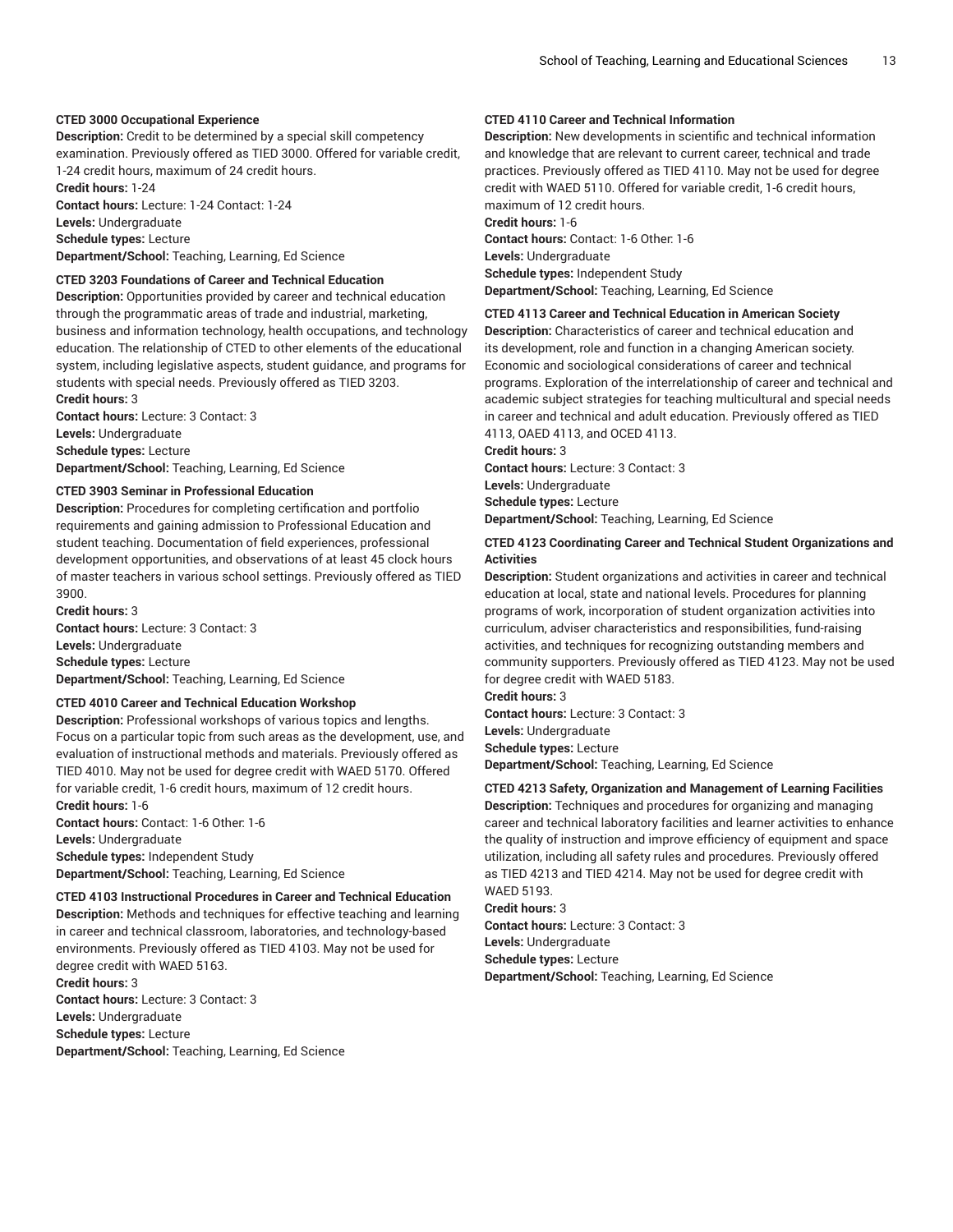**CTED 3000 Occupational Experience**
**Description:** Credit to be determined by a special skill competency examination. Previously offered as TIED 3000. Offered for variable credit, 1-24 credit hours, maximum of 24 credit hours.
**Credit hours:** 1-24
**Contact hours:** Lecture: 1-24 Contact: 1-24
**Levels:** Undergraduate
**Schedule types:** Lecture
**Department/School:** Teaching, Learning, Ed Science

**CTED 3203 Foundations of Career and Technical Education**
**Description:** Opportunities provided by career and technical education through the programmatic areas of trade and industrial, marketing, business and information technology, health occupations, and technology education. The relationship of CTED to other elements of the educational system, including legislative aspects, student guidance, and programs for students with special needs. Previously offered as TIED 3203.
**Credit hours:** 3
**Contact hours:** Lecture: 3 Contact: 3
**Levels:** Undergraduate
**Schedule types:** Lecture
**Department/School:** Teaching, Learning, Ed Science

**CTED 3903 Seminar in Professional Education**
**Description:** Procedures for completing certification and portfolio requirements and gaining admission to Professional Education and student teaching. Documentation of field experiences, professional development opportunities, and observations of at least 45 clock hours of master teachers in various school settings. Previously offered as TIED 3900.
**Credit hours:** 3
**Contact hours:** Lecture: 3 Contact: 3
**Levels:** Undergraduate
**Schedule types:** Lecture
**Department/School:** Teaching, Learning, Ed Science

**CTED 4010 Career and Technical Education Workshop**
**Description:** Professional workshops of various topics and lengths. Focus on a particular topic from such areas as the development, use, and evaluation of instructional methods and materials. Previously offered as TIED 4010. May not be used for degree credit with WAED 5170. Offered for variable credit, 1-6 credit hours, maximum of 12 credit hours.
**Credit hours:** 1-6
**Contact hours:** Contact: 1-6 Other: 1-6
**Levels:** Undergraduate
**Schedule types:** Independent Study
**Department/School:** Teaching, Learning, Ed Science

**CTED 4103 Instructional Procedures in Career and Technical Education**
**Description:** Methods and techniques for effective teaching and learning in career and technical classroom, laboratories, and technology-based environments. Previously offered as TIED 4103. May not be used for degree credit with WAED 5163.
**Credit hours:** 3
**Contact hours:** Lecture: 3 Contact: 3
**Levels:** Undergraduate
**Schedule types:** Lecture
**Department/School:** Teaching, Learning, Ed Science

**CTED 4110 Career and Technical Information**
**Description:** New developments in scientific and technical information and knowledge that are relevant to current career, technical and trade practices. Previously offered as TIED 4110. May not be used for degree credit with WAED 5110. Offered for variable credit, 1-6 credit hours, maximum of 12 credit hours.
**Credit hours:** 1-6
**Contact hours:** Contact: 1-6 Other: 1-6
**Levels:** Undergraduate
**Schedule types:** Independent Study
**Department/School:** Teaching, Learning, Ed Science

**CTED 4113 Career and Technical Education in American Society**
**Description:** Characteristics of career and technical education and its development, role and function in a changing American society. Economic and sociological considerations of career and technical programs. Exploration of the interrelationship of career and technical and academic subject strategies for teaching multicultural and special needs in career and technical and adult education. Previously offered as TIED 4113, OAED 4113, and OCED 4113.
**Credit hours:** 3
**Contact hours:** Lecture: 3 Contact: 3
**Levels:** Undergraduate
**Schedule types:** Lecture
**Department/School:** Teaching, Learning, Ed Science

**CTED 4123 Coordinating Career and Technical Student Organizations and Activities**
**Description:** Student organizations and activities in career and technical education at local, state and national levels. Procedures for planning programs of work, incorporation of student organization activities into curriculum, adviser characteristics and responsibilities, fund-raising activities, and techniques for recognizing outstanding members and community supporters. Previously offered as TIED 4123. May not be used for degree credit with WAED 5183.
**Credit hours:** 3
**Contact hours:** Lecture: 3 Contact: 3
**Levels:** Undergraduate
**Schedule types:** Lecture
**Department/School:** Teaching, Learning, Ed Science

**CTED 4213 Safety, Organization and Management of Learning Facilities**
**Description:** Techniques and procedures for organizing and managing career and technical laboratory facilities and learner activities to enhance the quality of instruction and improve efficiency of equipment and space utilization, including all safety rules and procedures. Previously offered as TIED 4213 and TIED 4214. May not be used for degree credit with WAED 5193.
**Credit hours:** 3
**Contact hours:** Lecture: 3 Contact: 3
**Levels:** Undergraduate
**Schedule types:** Lecture
**Department/School:** Teaching, Learning, Ed Science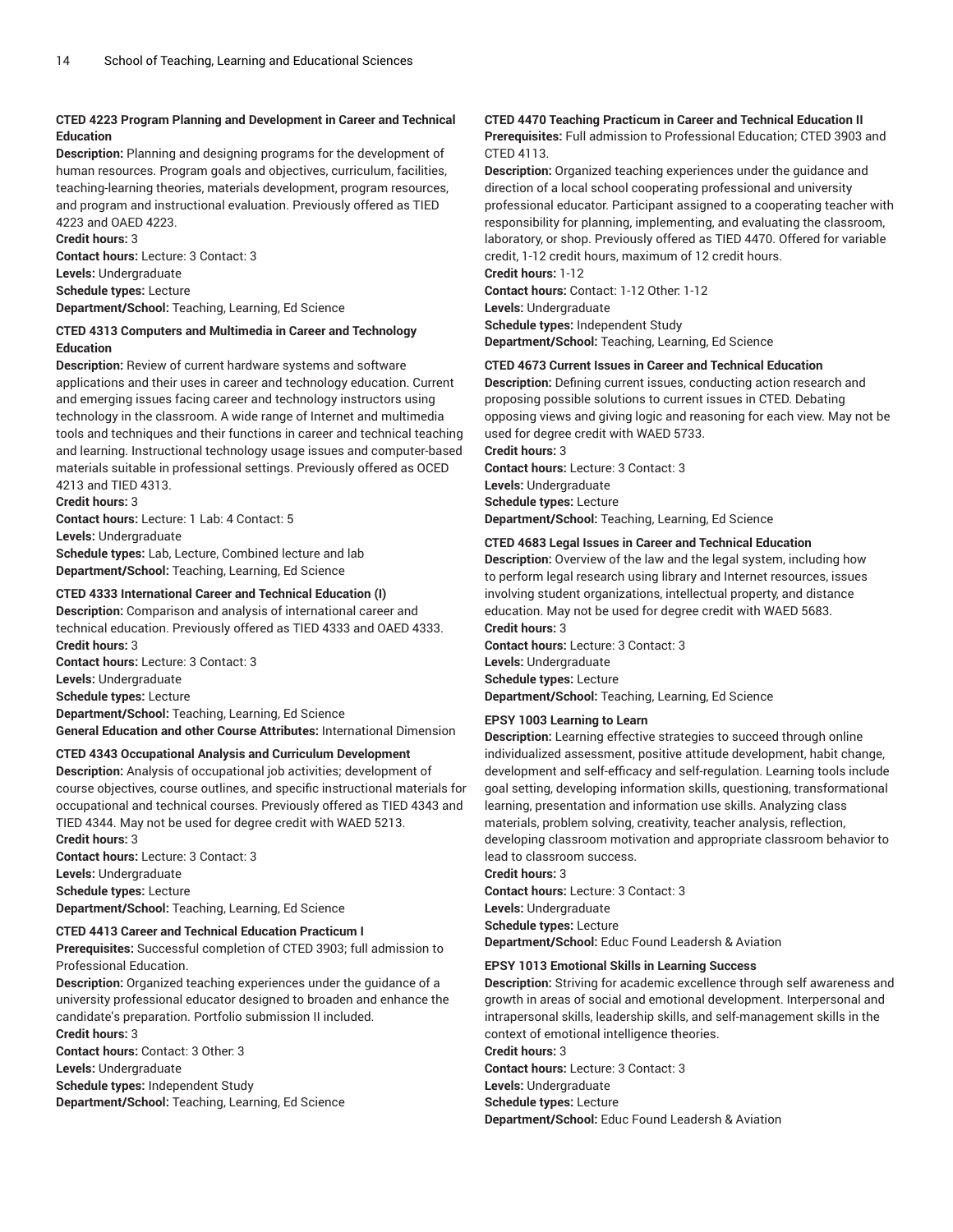**CTED 4223 Program Planning and Development in Career and Technical Education**

**Description:** Planning and designing programs for the development of human resources. Program goals and objectives, curriculum, facilities, teaching-learning theories, materials development, program resources, and program and instructional evaluation. Previously offered as TIED 4223 and OAED 4223.

**Credit hours:** 3

**Contact hours:** Lecture: 3 Contact: 3

**Levels:** Undergraduate

**Schedule types:** Lecture

**Department/School:** Teaching, Learning, Ed Science

**CTED 4313 Computers and Multimedia in Career and Technology Education**

**Description:** Review of current hardware systems and software applications and their uses in career and technology education. Current and emerging issues facing career and technology instructors using technology in the classroom. A wide range of Internet and multimedia tools and techniques and their functions in career and technical teaching and learning. Instructional technology usage issues and computer-based materials suitable in professional settings. Previously offered as OCED 4213 and TIED 4313.

**Credit hours:** 3

**Contact hours:** Lecture: 1 Lab: 4 Contact: 5

**Levels:** Undergraduate

**Schedule types:** Lab, Lecture, Combined lecture and lab

**Department/School:** Teaching, Learning, Ed Science

**CTED 4333 International Career and Technical Education (I)**

**Description:** Comparison and analysis of international career and technical education. Previously offered as TIED 4333 and OAED 4333.

**Credit hours:** 3

**Contact hours:** Lecture: 3 Contact: 3

**Levels:** Undergraduate

**Schedule types:** Lecture

**Department/School:** Teaching, Learning, Ed Science

**General Education and other Course Attributes:** International Dimension

**CTED 4343 Occupational Analysis and Curriculum Development**

**Description:** Analysis of occupational job activities; development of course objectives, course outlines, and specific instructional materials for occupational and technical courses. Previously offered as TIED 4343 and TIED 4344. May not be used for degree credit with WAED 5213.

**Credit hours:** 3

**Contact hours:** Lecture: 3 Contact: 3

**Levels:** Undergraduate

**Schedule types:** Lecture

**Department/School:** Teaching, Learning, Ed Science

**CTED 4413 Career and Technical Education Practicum I**

**Prerequisites:** Successful completion of CTED 3903; full admission to Professional Education.

**Description:** Organized teaching experiences under the guidance of a university professional educator designed to broaden and enhance the candidate's preparation. Portfolio submission II included.

**Credit hours:** 3

**Contact hours:** Contact: 3 Other: 3

**Levels:** Undergraduate

**Schedule types:** Independent Study

**Department/School:** Teaching, Learning, Ed Science

**CTED 4470 Teaching Practicum in Career and Technical Education II**

**Prerequisites:** Full admission to Professional Education; CTED 3903 and CTED 4113.

**Description:** Organized teaching experiences under the guidance and direction of a local school cooperating professional and university professional educator. Participant assigned to a cooperating teacher with responsibility for planning, implementing, and evaluating the classroom, laboratory, or shop. Previously offered as TIED 4470. Offered for variable credit, 1-12 credit hours, maximum of 12 credit hours.

**Credit hours:** 1-12

**Contact hours:** Contact: 1-12 Other: 1-12

**Levels:** Undergraduate

**Schedule types:** Independent Study

**Department/School:** Teaching, Learning, Ed Science

**CTED 4673 Current Issues in Career and Technical Education**

**Description:** Defining current issues, conducting action research and proposing possible solutions to current issues in CTED. Debating opposing views and giving logic and reasoning for each view. May not be used for degree credit with WAED 5733.

**Credit hours:** 3

**Contact hours:** Lecture: 3 Contact: 3

**Levels:** Undergraduate

**Schedule types:** Lecture

**Department/School:** Teaching, Learning, Ed Science

**CTED 4683 Legal Issues in Career and Technical Education**

**Description:** Overview of the law and the legal system, including how to perform legal research using library and Internet resources, issues involving student organizations, intellectual property, and distance education. May not be used for degree credit with WAED 5683.

**Credit hours:** 3

**Contact hours:** Lecture: 3 Contact: 3

**Levels:** Undergraduate

**Schedule types:** Lecture

**Department/School:** Teaching, Learning, Ed Science

**EPSY 1003 Learning to Learn**

**Description:** Learning effective strategies to succeed through online individualized assessment, positive attitude development, habit change, development and self-efficacy and self-regulation. Learning tools include goal setting, developing information skills, questioning, transformational learning, presentation and information use skills. Analyzing class materials, problem solving, creativity, teacher analysis, reflection, developing classroom motivation and appropriate classroom behavior to lead to classroom success.

**Credit hours:** 3

**Contact hours:** Lecture: 3 Contact: 3

**Levels:** Undergraduate

**Schedule types:** Lecture

**Department/School:** Educ Found Leadersh & Aviation

**EPSY 1013 Emotional Skills in Learning Success**

**Description:** Striving for academic excellence through self awareness and growth in areas of social and emotional development. Interpersonal and intrapersonal skills, leadership skills, and self-management skills in the context of emotional intelligence theories.

**Credit hours:** 3

**Contact hours:** Lecture: 3 Contact: 3

**Levels:** Undergraduate

**Schedule types:** Lecture

**Department/School:** Educ Found Leadersh & Aviation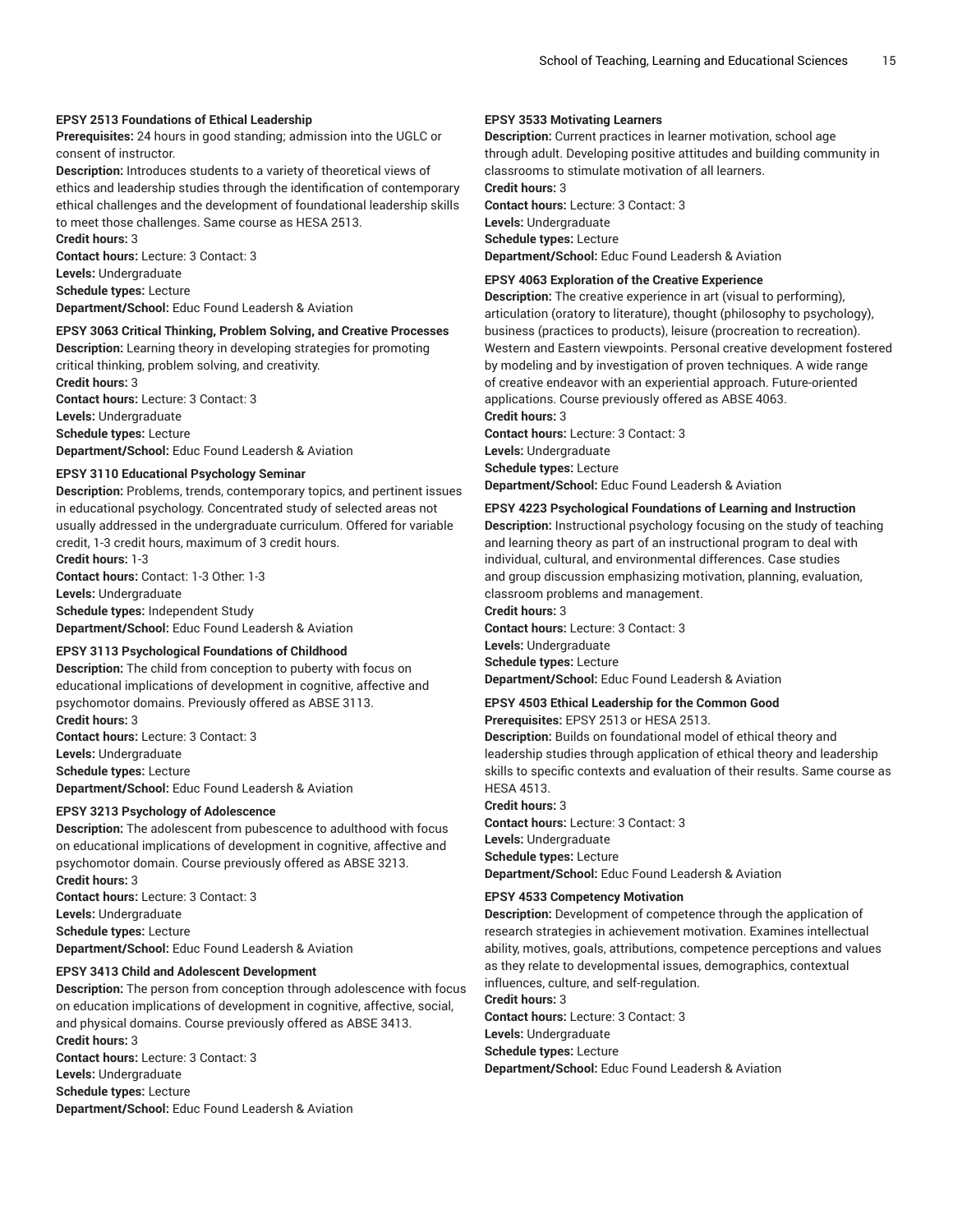**EPSY 2513 Foundations of Ethical Leadership**

**Prerequisites:** 24 hours in good standing; admission into the UGLC or consent of instructor.

**Description:** Introduces students to a variety of theoretical views of ethics and leadership studies through the identification of contemporary ethical challenges and the development of foundational leadership skills to meet those challenges. Same course as HESA 2513.

**Credit hours:** 3

**Contact hours:** Lecture: 3 Contact: 3

**Levels:** Undergraduate

**Schedule types:** Lecture

**Department/School:** Educ Found Leadersh & Aviation

**EPSY 3063 Critical Thinking, Problem Solving, and Creative Processes**

**Description:** Learning theory in developing strategies for promoting critical thinking, problem solving, and creativity.

**Credit hours:** 3

**Contact hours:** Lecture: 3 Contact: 3

**Levels:** Undergraduate

**Schedule types:** Lecture

**Department/School:** Educ Found Leadersh & Aviation

**EPSY 3110 Educational Psychology Seminar**

**Description:** Problems, trends, contemporary topics, and pertinent issues in educational psychology. Concentrated study of selected areas not usually addressed in the undergraduate curriculum. Offered for variable credit, 1-3 credit hours, maximum of 3 credit hours.

**Credit hours:** 1-3

**Contact hours:** Contact: 1-3 Other: 1-3

**Levels:** Undergraduate

**Schedule types:** Independent Study

**Department/School:** Educ Found Leadersh & Aviation

**EPSY 3113 Psychological Foundations of Childhood**

**Description:** The child from conception to puberty with focus on educational implications of development in cognitive, affective and psychomotor domains. Previously offered as ABSE 3113.

**Credit hours:** 3

**Contact hours:** Lecture: 3 Contact: 3

**Levels:** Undergraduate

**Schedule types:** Lecture

**Department/School:** Educ Found Leadersh & Aviation

**EPSY 3213 Psychology of Adolescence**

**Description:** The adolescent from pubescence to adulthood with focus on educational implications of development in cognitive, affective and psychomotor domain. Course previously offered as ABSE 3213.

**Credit hours:** 3

**Contact hours:** Lecture: 3 Contact: 3

**Levels:** Undergraduate

**Schedule types:** Lecture

**Department/School:** Educ Found Leadersh & Aviation

**EPSY 3413 Child and Adolescent Development**

**Description:** The person from conception through adolescence with focus on education implications of development in cognitive, affective, social, and physical domains. Course previously offered as ABSE 3413.

**Credit hours:** 3

**Contact hours:** Lecture: 3 Contact: 3

**Levels:** Undergraduate

**Schedule types:** Lecture

**Department/School:** Educ Found Leadersh & Aviation

**EPSY 3533 Motivating Learners**

**Description:** Current practices in learner motivation, school age through adult. Developing positive attitudes and building community in classrooms to stimulate motivation of all learners.

**Credit hours:** 3

**Contact hours:** Lecture: 3 Contact: 3

**Levels:** Undergraduate

**Schedule types:** Lecture

**Department/School:** Educ Found Leadersh & Aviation

**EPSY 4063 Exploration of the Creative Experience**

**Description:** The creative experience in art (visual to performing), articulation (oratory to literature), thought (philosophy to psychology), business (practices to products), leisure (procreation to recreation). Western and Eastern viewpoints. Personal creative development fostered by modeling and by investigation of proven techniques. A wide range of creative endeavor with an experiential approach. Future-oriented applications. Course previously offered as ABSE 4063.

**Credit hours:** 3

**Contact hours:** Lecture: 3 Contact: 3

**Levels:** Undergraduate

**Schedule types:** Lecture

**Department/School:** Educ Found Leadersh & Aviation

**EPSY 4223 Psychological Foundations of Learning and Instruction**

**Description:** Instructional psychology focusing on the study of teaching and learning theory as part of an instructional program to deal with individual, cultural, and environmental differences. Case studies and group discussion emphasizing motivation, planning, evaluation, classroom problems and management.

**Credit hours:** 3

**Contact hours:** Lecture: 3 Contact: 3

**Levels:** Undergraduate

**Schedule types:** Lecture

**Department/School:** Educ Found Leadersh & Aviation

**EPSY 4503 Ethical Leadership for the Common Good**

**Prerequisites:** EPSY 2513 or HESA 2513.

**Description:** Builds on foundational model of ethical theory and leadership studies through application of ethical theory and leadership skills to specific contexts and evaluation of their results. Same course as HESA 4513.

**Credit hours:** 3

**Contact hours:** Lecture: 3 Contact: 3

**Levels:** Undergraduate

**Schedule types:** Lecture

**Department/School:** Educ Found Leadersh & Aviation

**EPSY 4533 Competency Motivation**

**Description:** Development of competence through the application of research strategies in achievement motivation. Examines intellectual ability, motives, goals, attributions, competence perceptions and values as they relate to developmental issues, demographics, contextual influences, culture, and self-regulation.

**Credit hours:** 3

**Contact hours:** Lecture: 3 Contact: 3

**Levels:** Undergraduate

**Schedule types:** Lecture

**Department/School:** Educ Found Leadersh & Aviation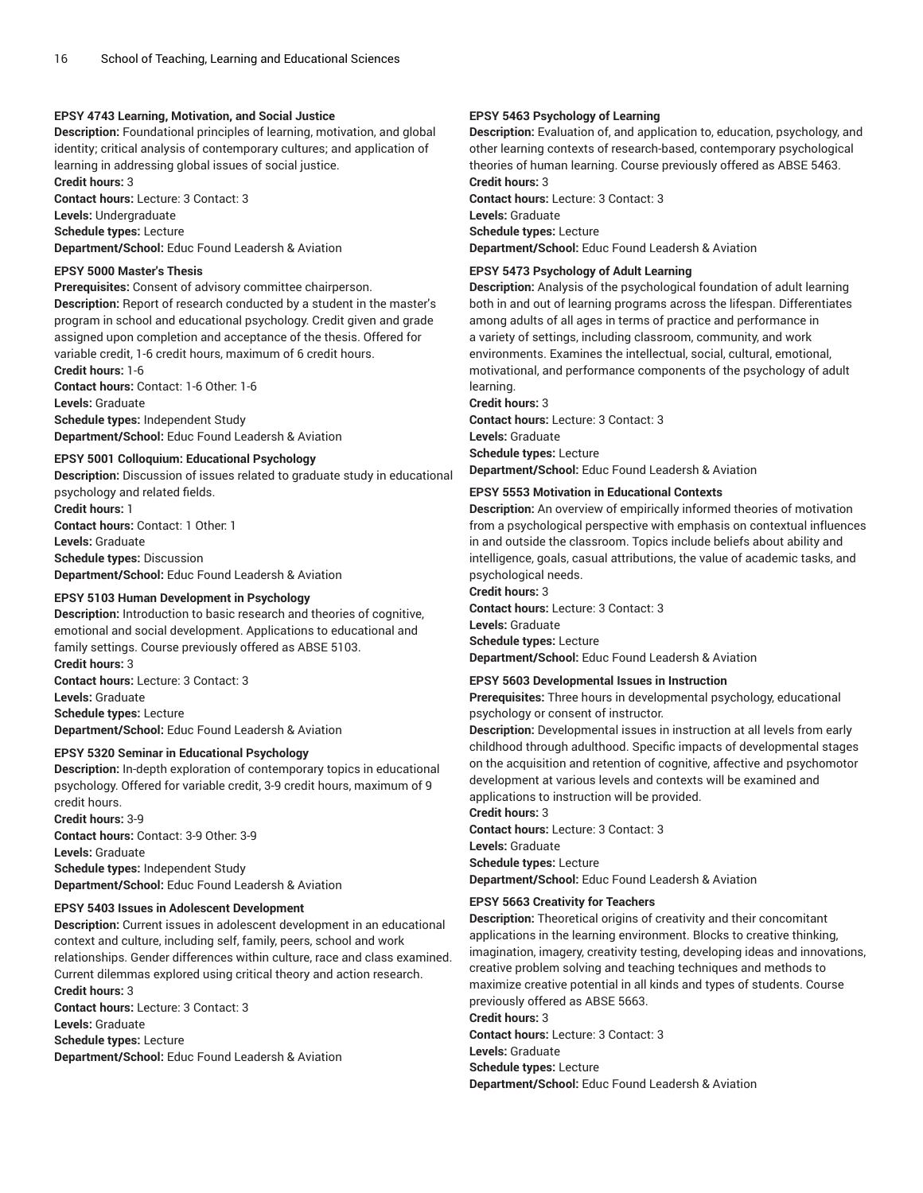**EPSY 4743 Learning, Motivation, and Social Justice**

**Description:** Foundational principles of learning, motivation, and global identity; critical analysis of contemporary cultures; and application of learning in addressing global issues of social justice.

**Credit hours:** 3

**Contact hours:** Lecture: 3 Contact: 3

**Levels:** Undergraduate

**Schedule types:** Lecture

**Department/School:** Educ Found Leadersh & Aviation

**EPSY 5000 Master's Thesis**

**Prerequisites:** Consent of advisory committee chairperson.

**Description:** Report of research conducted by a student in the master's program in school and educational psychology. Credit given and grade assigned upon completion and acceptance of the thesis. Offered for variable credit, 1-6 credit hours, maximum of 6 credit hours.

**Credit hours:** 1-6

**Contact hours:** Contact: 1-6 Other: 1-6

**Levels:** Graduate

**Schedule types:** Independent Study

**Department/School:** Educ Found Leadersh & Aviation

**EPSY 5001 Colloquium: Educational Psychology**

**Description:** Discussion of issues related to graduate study in educational psychology and related fields.

**Credit hours:** 1

**Contact hours:** Contact: 1 Other: 1

**Levels:** Graduate

**Schedule types:** Discussion

**Department/School:** Educ Found Leadersh & Aviation

**EPSY 5103 Human Development in Psychology**

**Description:** Introduction to basic research and theories of cognitive, emotional and social development. Applications to educational and family settings. Course previously offered as ABSE 5103.

**Credit hours:** 3

**Contact hours:** Lecture: 3 Contact: 3

**Levels:** Graduate

**Schedule types:** Lecture

**Department/School:** Educ Found Leadersh & Aviation

**EPSY 5320 Seminar in Educational Psychology**

**Description:** In-depth exploration of contemporary topics in educational psychology. Offered for variable credit, 3-9 credit hours, maximum of 9 credit hours.

**Credit hours:** 3-9

**Contact hours:** Contact: 3-9 Other: 3-9

**Levels:** Graduate

**Schedule types:** Independent Study

**Department/School:** Educ Found Leadersh & Aviation

**EPSY 5403 Issues in Adolescent Development**

**Description:** Current issues in adolescent development in an educational context and culture, including self, family, peers, school and work relationships. Gender differences within culture, race and class examined. Current dilemmas explored using critical theory and action research.

**Credit hours:** 3

**Contact hours:** Lecture: 3 Contact: 3

**Levels:** Graduate

**Schedule types:** Lecture

**Department/School:** Educ Found Leadersh & Aviation

**EPSY 5463 Psychology of Learning**

**Description:** Evaluation of, and application to, education, psychology, and other learning contexts of research-based, contemporary psychological theories of human learning. Course previously offered as ABSE 5463.

**Credit hours:** 3

**Contact hours:** Lecture: 3 Contact: 3

**Levels:** Graduate

**Schedule types:** Lecture

**Department/School:** Educ Found Leadersh & Aviation

**EPSY 5473 Psychology of Adult Learning**

**Description:** Analysis of the psychological foundation of adult learning both in and out of learning programs across the lifespan. Differentiates among adults of all ages in terms of practice and performance in a variety of settings, including classroom, community, and work environments. Examines the intellectual, social, cultural, emotional, motivational, and performance components of the psychology of adult learning.

**Credit hours:** 3

**Contact hours:** Lecture: 3 Contact: 3

**Levels:** Graduate

**Schedule types:** Lecture

**Department/School:** Educ Found Leadersh & Aviation

**EPSY 5553 Motivation in Educational Contexts**

**Description:** An overview of empirically informed theories of motivation from a psychological perspective with emphasis on contextual influences in and outside the classroom. Topics include beliefs about ability and intelligence, goals, casual attributions, the value of academic tasks, and psychological needs.

**Credit hours:** 3

**Contact hours:** Lecture: 3 Contact: 3

**Levels:** Graduate

**Schedule types:** Lecture

**Department/School:** Educ Found Leadersh & Aviation

**EPSY 5603 Developmental Issues in Instruction**

**Prerequisites:** Three hours in developmental psychology, educational psychology or consent of instructor.

**Description:** Developmental issues in instruction at all levels from early childhood through adulthood. Specific impacts of developmental stages on the acquisition and retention of cognitive, affective and psychomotor development at various levels and contexts will be examined and applications to instruction will be provided.

**Credit hours:** 3

**Contact hours:** Lecture: 3 Contact: 3

**Levels:** Graduate

**Schedule types:** Lecture

**Department/School:** Educ Found Leadersh & Aviation

**EPSY 5663 Creativity for Teachers**

**Description:** Theoretical origins of creativity and their concomitant applications in the learning environment. Blocks to creative thinking, imagination, imagery, creativity testing, developing ideas and innovations, creative problem solving and teaching techniques and methods to maximize creative potential in all kinds and types of students. Course previously offered as ABSE 5663.

**Credit hours:** 3

**Contact hours:** Lecture: 3 Contact: 3

**Levels:** Graduate

**Schedule types:** Lecture

**Department/School:** Educ Found Leadersh & Aviation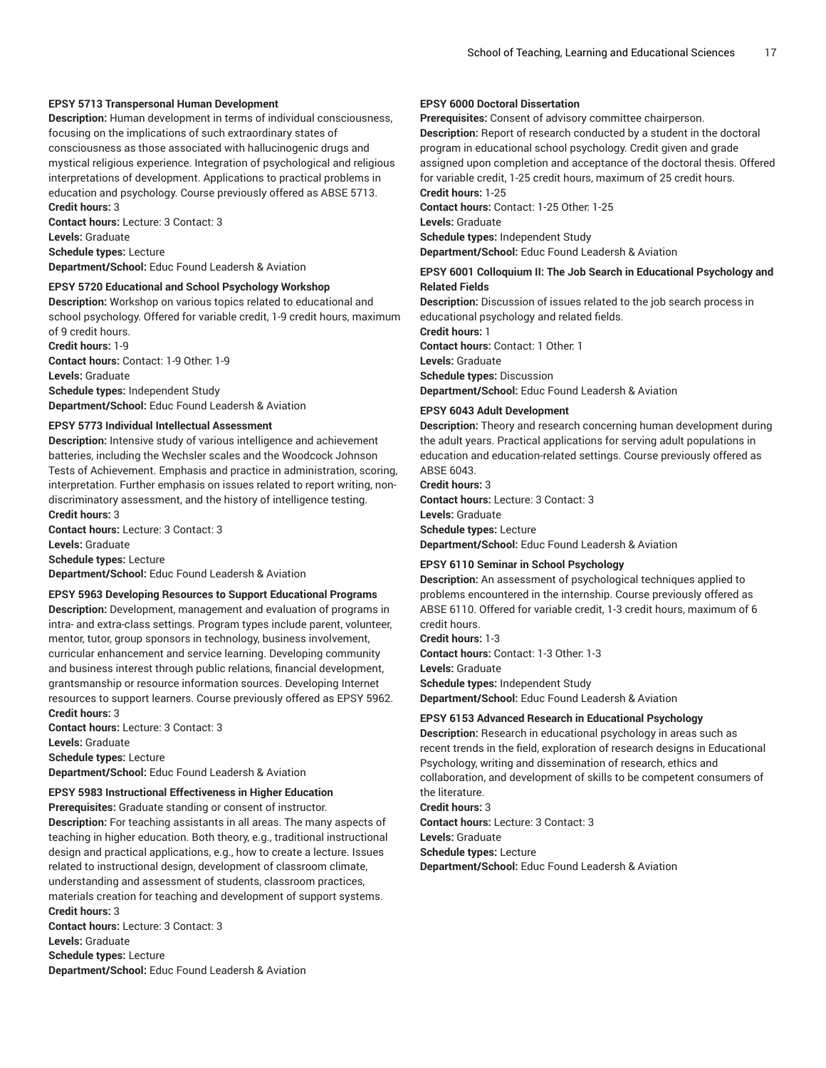#### EPSY 5713 Transpersonal Human Development

**Description:** Human development in terms of individual consciousness, focusing on the implications of such extraordinary states of consciousness as those associated with hallucinogenic drugs and mystical religious experience. Integration of psychological and religious interpretations of development. Applications to practical problems in education and psychology. Course previously offered as ABSE 5713.
**Credit hours:** 3
**Contact hours:** Lecture: 3 Contact: 3
**Levels:** Graduate
**Schedule types:** Lecture
**Department/School:** Educ Found Leadersh & Aviation

#### EPSY 5720 Educational and School Psychology Workshop

**Description:** Workshop on various topics related to educational and school psychology. Offered for variable credit, 1-9 credit hours, maximum of 9 credit hours.
**Credit hours:** 1-9
**Contact hours:** Contact: 1-9 Other: 1-9
**Levels:** Graduate
**Schedule types:** Independent Study
**Department/School:** Educ Found Leadersh & Aviation

#### EPSY 5773 Individual Intellectual Assessment

**Description:** Intensive study of various intelligence and achievement batteries, including the Wechsler scales and the Woodcock Johnson Tests of Achievement. Emphasis and practice in administration, scoring, interpretation. Further emphasis on issues related to report writing, non-discriminatory assessment, and the history of intelligence testing.
**Credit hours:** 3
**Contact hours:** Lecture: 3 Contact: 3
**Levels:** Graduate
**Schedule types:** Lecture
**Department/School:** Educ Found Leadersh & Aviation

#### EPSY 5963 Developing Resources to Support Educational Programs

**Description:** Development, management and evaluation of programs in intra- and extra-class settings. Program types include parent, volunteer, mentor, tutor, group sponsors in technology, business involvement, curricular enhancement and service learning. Developing community and business interest through public relations, financial development, grantsmanship or resource information sources. Developing Internet resources to support learners. Course previously offered as EPSY 5962.
**Credit hours:** 3
**Contact hours:** Lecture: 3 Contact: 3
**Levels:** Graduate
**Schedule types:** Lecture
**Department/School:** Educ Found Leadersh & Aviation

#### EPSY 5983 Instructional Effectiveness in Higher Education

**Prerequisites:** Graduate standing or consent of instructor.
**Description:** For teaching assistants in all areas. The many aspects of teaching in higher education. Both theory, e.g., traditional instructional design and practical applications, e.g., how to create a lecture. Issues related to instructional design, development of classroom climate, understanding and assessment of students, classroom practices, materials creation for teaching and development of support systems.
**Credit hours:** 3
**Contact hours:** Lecture: 3 Contact: 3
**Levels:** Graduate
**Schedule types:** Lecture
**Department/School:** Educ Found Leadersh & Aviation

#### EPSY 6000 Doctoral Dissertation

**Prerequisites:** Consent of advisory committee chairperson.
**Description:** Report of research conducted by a student in the doctoral program in educational school psychology. Credit given and grade assigned upon completion and acceptance of the doctoral thesis. Offered for variable credit, 1-25 credit hours, maximum of 25 credit hours.
**Credit hours:** 1-25
**Contact hours:** Contact: 1-25 Other: 1-25
**Levels:** Graduate
**Schedule types:** Independent Study
**Department/School:** Educ Found Leadersh & Aviation

#### EPSY 6001 Colloquium II: The Job Search in Educational Psychology and Related Fields

**Description:** Discussion of issues related to the job search process in educational psychology and related fields.
**Credit hours:** 1
**Contact hours:** Contact: 1 Other: 1
**Levels:** Graduate
**Schedule types:** Discussion
**Department/School:** Educ Found Leadersh & Aviation

#### EPSY 6043 Adult Development

**Description:** Theory and research concerning human development during the adult years. Practical applications for serving adult populations in education and education-related settings. Course previously offered as ABSE 6043.
**Credit hours:** 3
**Contact hours:** Lecture: 3 Contact: 3
**Levels:** Graduate
**Schedule types:** Lecture
**Department/School:** Educ Found Leadersh & Aviation

#### EPSY 6110 Seminar in School Psychology

**Description:** An assessment of psychological techniques applied to problems encountered in the internship. Course previously offered as ABSE 6110. Offered for variable credit, 1-3 credit hours, maximum of 6 credit hours.
**Credit hours:** 1-3
**Contact hours:** Contact: 1-3 Other: 1-3
**Levels:** Graduate
**Schedule types:** Independent Study
**Department/School:** Educ Found Leadersh & Aviation

#### EPSY 6153 Advanced Research in Educational Psychology

**Description:** Research in educational psychology in areas such as recent trends in the field, exploration of research designs in Educational Psychology, writing and dissemination of research, ethics and collaboration, and development of skills to be competent consumers of the literature.
**Credit hours:** 3
**Contact hours:** Lecture: 3 Contact: 3
**Levels:** Graduate
**Schedule types:** Lecture
**Department/School:** Educ Found Leadersh & Aviation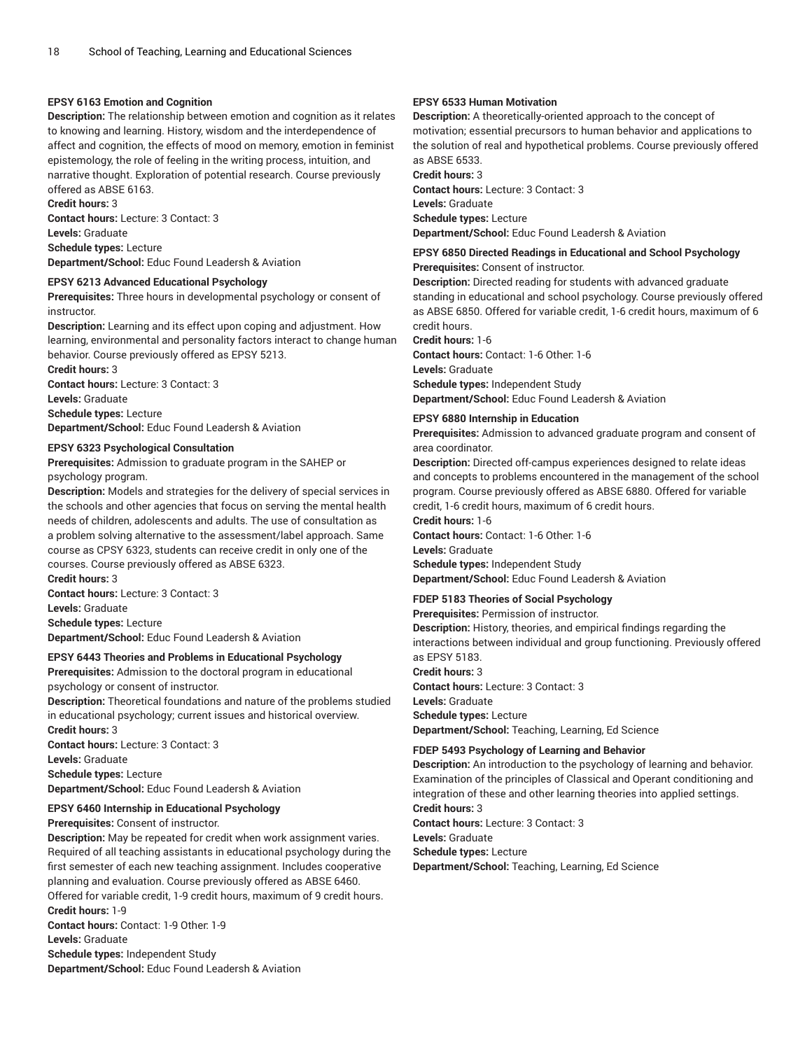#### EPSY 6163 Emotion and Cognition

**Description:** The relationship between emotion and cognition as it relates to knowing and learning. History, wisdom and the interdependence of affect and cognition, the effects of mood on memory, emotion in feminist epistemology, the role of feeling in the writing process, intuition, and narrative thought. Exploration of potential research. Course previously offered as ABSE 6163.
**Credit hours:** 3
**Contact hours:** Lecture: 3 Contact: 3
**Levels:** Graduate
**Schedule types:** Lecture
**Department/School:** Educ Found Leadersh & Aviation

#### EPSY 6213 Advanced Educational Psychology

**Prerequisites:** Three hours in developmental psychology or consent of instructor.
**Description:** Learning and its effect upon coping and adjustment. How learning, environmental and personality factors interact to change human behavior. Course previously offered as EPSY 5213.
**Credit hours:** 3
**Contact hours:** Lecture: 3 Contact: 3
**Levels:** Graduate
**Schedule types:** Lecture
**Department/School:** Educ Found Leadersh & Aviation

#### EPSY 6323 Psychological Consultation

**Prerequisites:** Admission to graduate program in the SAHEP or psychology program.
**Description:** Models and strategies for the delivery of special services in the schools and other agencies that focus on serving the mental health needs of children, adolescents and adults. The use of consultation as a problem solving alternative to the assessment/label approach. Same course as CPSY 6323, students can receive credit in only one of the courses. Course previously offered as ABSE 6323.
**Credit hours:** 3
**Contact hours:** Lecture: 3 Contact: 3
**Levels:** Graduate
**Schedule types:** Lecture
**Department/School:** Educ Found Leadersh & Aviation

#### EPSY 6443 Theories and Problems in Educational Psychology

**Prerequisites:** Admission to the doctoral program in educational psychology or consent of instructor.
**Description:** Theoretical foundations and nature of the problems studied in educational psychology; current issues and historical overview.
**Credit hours:** 3
**Contact hours:** Lecture: 3 Contact: 3
**Levels:** Graduate
**Schedule types:** Lecture
**Department/School:** Educ Found Leadersh & Aviation

#### EPSY 6460 Internship in Educational Psychology

**Prerequisites:** Consent of instructor.
**Description:** May be repeated for credit when work assignment varies. Required of all teaching assistants in educational psychology during the first semester of each new teaching assignment. Includes cooperative planning and evaluation. Course previously offered as ABSE 6460. Offered for variable credit, 1-9 credit hours, maximum of 9 credit hours.
**Credit hours:** 1-9
**Contact hours:** Contact: 1-9 Other: 1-9
**Levels:** Graduate
**Schedule types:** Independent Study
**Department/School:** Educ Found Leadersh & Aviation

#### EPSY 6533 Human Motivation

**Description:** A theoretically-oriented approach to the concept of motivation; essential precursors to human behavior and applications to the solution of real and hypothetical problems. Course previously offered as ABSE 6533.
**Credit hours:** 3
**Contact hours:** Lecture: 3 Contact: 3
**Levels:** Graduate
**Schedule types:** Lecture
**Department/School:** Educ Found Leadersh & Aviation

#### EPSY 6850 Directed Readings in Educational and School Psychology

**Prerequisites:** Consent of instructor.
**Description:** Directed reading for students with advanced graduate standing in educational and school psychology. Course previously offered as ABSE 6850. Offered for variable credit, 1-6 credit hours, maximum of 6 credit hours.
**Credit hours:** 1-6
**Contact hours:** Contact: 1-6 Other: 1-6
**Levels:** Graduate
**Schedule types:** Independent Study
**Department/School:** Educ Found Leadersh & Aviation

#### EPSY 6880 Internship in Education

**Prerequisites:** Admission to advanced graduate program and consent of area coordinator.
**Description:** Directed off-campus experiences designed to relate ideas and concepts to problems encountered in the management of the school program. Course previously offered as ABSE 6880. Offered for variable credit, 1-6 credit hours, maximum of 6 credit hours.
**Credit hours:** 1-6
**Contact hours:** Contact: 1-6 Other: 1-6
**Levels:** Graduate
**Schedule types:** Independent Study
**Department/School:** Educ Found Leadersh & Aviation

#### FDEP 5183 Theories of Social Psychology

**Prerequisites:** Permission of instructor.
**Description:** History, theories, and empirical findings regarding the interactions between individual and group functioning. Previously offered as EPSY 5183.
**Credit hours:** 3
**Contact hours:** Lecture: 3 Contact: 3
**Levels:** Graduate
**Schedule types:** Lecture
**Department/School:** Teaching, Learning, Ed Science

#### FDEP 5493 Psychology of Learning and Behavior

**Description:** An introduction to the psychology of learning and behavior. Examination of the principles of Classical and Operant conditioning and integration of these and other learning theories into applied settings.
**Credit hours:** 3
**Contact hours:** Lecture: 3 Contact: 3
**Levels:** Graduate
**Schedule types:** Lecture
**Department/School:** Teaching, Learning, Ed Science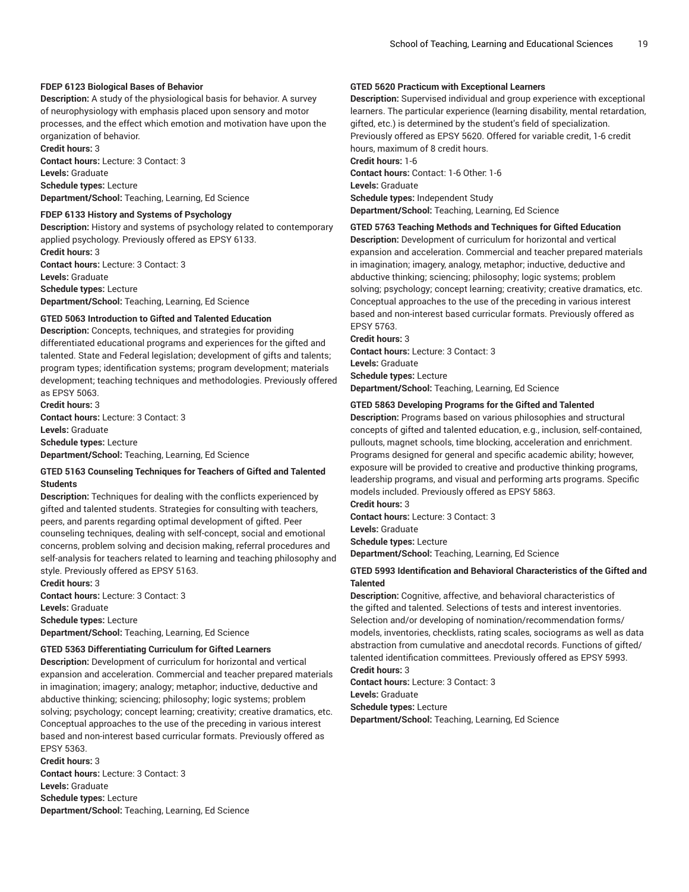#### FDEP 6123 Biological Bases of Behavior

**Description:** A study of the physiological basis for behavior. A survey of neurophysiology with emphasis placed upon sensory and motor processes, and the effect which emotion and motivation have upon the organization of behavior.
**Credit hours:** 3
**Contact hours:** Lecture: 3 Contact: 3
**Levels:** Graduate
**Schedule types:** Lecture
**Department/School:** Teaching, Learning, Ed Science

#### FDEP 6133 History and Systems of Psychology

**Description:** History and systems of psychology related to contemporary applied psychology. Previously offered as EPSY 6133.
**Credit hours:** 3
**Contact hours:** Lecture: 3 Contact: 3
**Levels:** Graduate
**Schedule types:** Lecture
**Department/School:** Teaching, Learning, Ed Science

#### GTED 5063 Introduction to Gifted and Talented Education

**Description:** Concepts, techniques, and strategies for providing differentiated educational programs and experiences for the gifted and talented. State and Federal legislation; development of gifts and talents; program types; identification systems; program development; materials development; teaching techniques and methodologies. Previously offered as EPSY 5063.
**Credit hours:** 3
**Contact hours:** Lecture: 3 Contact: 3
**Levels:** Graduate
**Schedule types:** Lecture
**Department/School:** Teaching, Learning, Ed Science

#### GTED 5163 Counseling Techniques for Teachers of Gifted and Talented Students

**Description:** Techniques for dealing with the conflicts experienced by gifted and talented students. Strategies for consulting with teachers, peers, and parents regarding optimal development of gifted. Peer counseling techniques, dealing with self-concept, social and emotional concerns, problem solving and decision making, referral procedures and self-analysis for teachers related to learning and teaching philosophy and style. Previously offered as EPSY 5163.
**Credit hours:** 3
**Contact hours:** Lecture: 3 Contact: 3
**Levels:** Graduate
**Schedule types:** Lecture
**Department/School:** Teaching, Learning, Ed Science

#### GTED 5363 Differentiating Curriculum for Gifted Learners

**Description:** Development of curriculum for horizontal and vertical expansion and acceleration. Commercial and teacher prepared materials in imagination; imagery; analogy; metaphor; inductive, deductive and abductive thinking; sciencing; philosophy; logic systems; problem solving; psychology; concept learning; creativity; creative dramatics, etc. Conceptual approaches to the use of the preceding in various interest based and non-interest based curricular formats. Previously offered as EPSY 5363.
**Credit hours:** 3
**Contact hours:** Lecture: 3 Contact: 3
**Levels:** Graduate
**Schedule types:** Lecture
**Department/School:** Teaching, Learning, Ed Science

#### GTED 5620 Practicum with Exceptional Learners

**Description:** Supervised individual and group experience with exceptional learners. The particular experience (learning disability, mental retardation, gifted, etc.) is determined by the student's field of specialization. Previously offered as EPSY 5620. Offered for variable credit, 1-6 credit hours, maximum of 8 credit hours.
**Credit hours:** 1-6
**Contact hours:** Contact: 1-6 Other: 1-6
**Levels:** Graduate
**Schedule types:** Independent Study
**Department/School:** Teaching, Learning, Ed Science

#### GTED 5763 Teaching Methods and Techniques for Gifted Education

**Description:** Development of curriculum for horizontal and vertical expansion and acceleration. Commercial and teacher prepared materials in imagination; imagery, analogy, metaphor; inductive, deductive and abductive thinking; sciencing; philosophy; logic systems; problem solving; psychology; concept learning; creativity; creative dramatics, etc. Conceptual approaches to the use of the preceding in various interest based and non-interest based curricular formats. Previously offered as EPSY 5763.
**Credit hours:** 3
**Contact hours:** Lecture: 3 Contact: 3
**Levels:** Graduate
**Schedule types:** Lecture
**Department/School:** Teaching, Learning, Ed Science

#### GTED 5863 Developing Programs for the Gifted and Talented

**Description:** Programs based on various philosophies and structural concepts of gifted and talented education, e.g., inclusion, self-contained, pullouts, magnet schools, time blocking, acceleration and enrichment. Programs designed for general and specific academic ability; however, exposure will be provided to creative and productive thinking programs, leadership programs, and visual and performing arts programs. Specific models included. Previously offered as EPSY 5863.
**Credit hours:** 3
**Contact hours:** Lecture: 3 Contact: 3
**Levels:** Graduate
**Schedule types:** Lecture
**Department/School:** Teaching, Learning, Ed Science

#### GTED 5993 Identification and Behavioral Characteristics of the Gifted and Talented

**Description:** Cognitive, affective, and behavioral characteristics of the gifted and talented. Selections of tests and interest inventories. Selection and/or developing of nomination/recommendation forms/models, inventories, checklists, rating scales, sociograms as well as data abstraction from cumulative and anecdotal records. Functions of gifted/talented identification committees. Previously offered as EPSY 5993.
**Credit hours:** 3
**Contact hours:** Lecture: 3 Contact: 3
**Levels:** Graduate
**Schedule types:** Lecture
**Department/School:** Teaching, Learning, Ed Science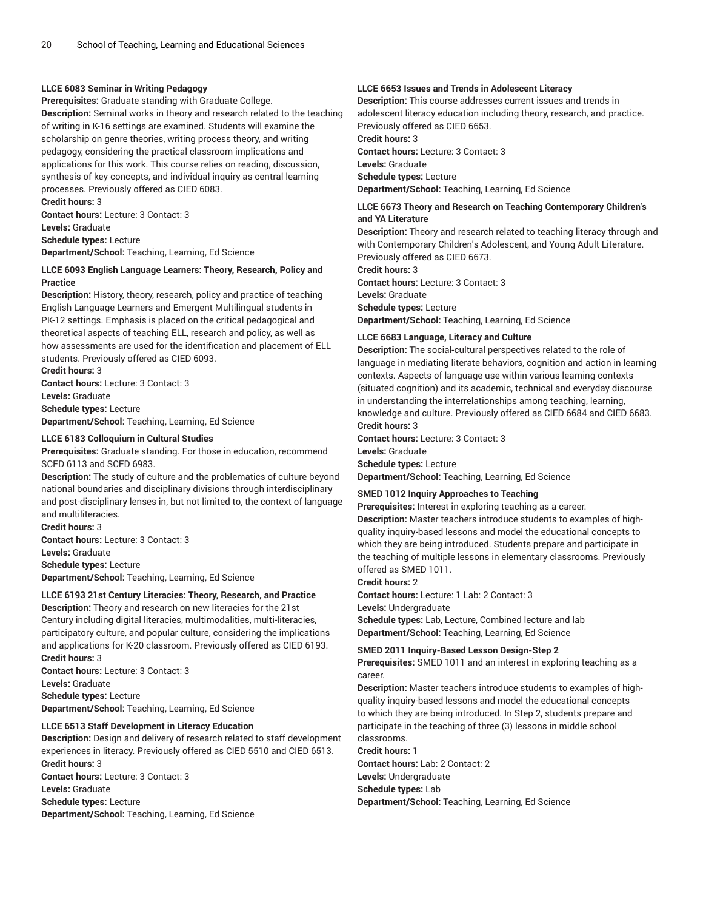**LLCE 6083 Seminar in Writing Pedagogy**

**Prerequisites:** Graduate standing with Graduate College.

**Description:** Seminal works in theory and research related to the teaching of writing in K-16 settings are examined. Students will examine the scholarship on genre theories, writing process theory, and writing pedagogy, considering the practical classroom implications and applications for this work. This course relies on reading, discussion, synthesis of key concepts, and individual inquiry as central learning processes. Previously offered as CIED 6083.

**Credit hours:** 3

**Contact hours:** Lecture: 3 Contact: 3

**Levels:** Graduate

**Schedule types:** Lecture

**Department/School:** Teaching, Learning, Ed Science

**LLCE 6093 English Language Learners: Theory, Research, Policy and Practice**

**Description:** History, theory, research, policy and practice of teaching English Language Learners and Emergent Multilingual students in PK-12 settings. Emphasis is placed on the critical pedagogical and theoretical aspects of teaching ELL, research and policy, as well as how assessments are used for the identification and placement of ELL students. Previously offered as CIED 6093.

**Credit hours:** 3

**Contact hours:** Lecture: 3 Contact: 3

**Levels:** Graduate

**Schedule types:** Lecture

**Department/School:** Teaching, Learning, Ed Science

**LLCE 6183 Colloquium in Cultural Studies**

**Prerequisites:** Graduate standing. For those in education, recommend SCFD 6113 and SCFD 6983.

**Description:** The study of culture and the problematics of culture beyond national boundaries and disciplinary divisions through interdisciplinary and post-disciplinary lenses in, but not limited to, the context of language and multiliteracies.

**Credit hours:** 3

**Contact hours:** Lecture: 3 Contact: 3

**Levels:** Graduate

**Schedule types:** Lecture

**Department/School:** Teaching, Learning, Ed Science

**LLCE 6193 21st Century Literacies: Theory, Research, and Practice**

**Description:** Theory and research on new literacies for the 21st Century including digital literacies, multimodalities, multi-literacies, participatory culture, and popular culture, considering the implications and applications for K-20 classroom. Previously offered as CIED 6193.

**Credit hours:** 3

**Contact hours:** Lecture: 3 Contact: 3

**Levels:** Graduate

**Schedule types:** Lecture

**Department/School:** Teaching, Learning, Ed Science

**LLCE 6513 Staff Development in Literacy Education**

**Description:** Design and delivery of research related to staff development experiences in literacy. Previously offered as CIED 5510 and CIED 6513.

**Credit hours:** 3

**Contact hours:** Lecture: 3 Contact: 3

**Levels:** Graduate

**Schedule types:** Lecture

**Department/School:** Teaching, Learning, Ed Science

**LLCE 6653 Issues and Trends in Adolescent Literacy**

**Description:** This course addresses current issues and trends in adolescent literacy education including theory, research, and practice. Previously offered as CIED 6653.

**Credit hours:** 3

**Contact hours:** Lecture: 3 Contact: 3

**Levels:** Graduate

**Schedule types:** Lecture

**Department/School:** Teaching, Learning, Ed Science

**LLCE 6673 Theory and Research on Teaching Contemporary Children's and YA Literature**

**Description:** Theory and research related to teaching literacy through and with Contemporary Children's Adolescent, and Young Adult Literature. Previously offered as CIED 6673.

**Credit hours:** 3

**Contact hours:** Lecture: 3 Contact: 3

**Levels:** Graduate

**Schedule types:** Lecture

**Department/School:** Teaching, Learning, Ed Science

**LLCE 6683 Language, Literacy and Culture**

**Description:** The social-cultural perspectives related to the role of language in mediating literate behaviors, cognition and action in learning contexts. Aspects of language use within various learning contexts (situated cognition) and its academic, technical and everyday discourse in understanding the interrelationships among teaching, learning, knowledge and culture. Previously offered as CIED 6684 and CIED 6683.

**Credit hours:** 3

**Contact hours:** Lecture: 3 Contact: 3

**Levels:** Graduate

**Schedule types:** Lecture

**Department/School:** Teaching, Learning, Ed Science

**SMED 1012 Inquiry Approaches to Teaching**

**Prerequisites:** Interest in exploring teaching as a career.

**Description:** Master teachers introduce students to examples of high-quality inquiry-based lessons and model the educational concepts to which they are being introduced. Students prepare and participate in the teaching of multiple lessons in elementary classrooms. Previously offered as SMED 1011.

**Credit hours:** 2

**Contact hours:** Lecture: 1 Lab: 2 Contact: 3

**Levels:** Undergraduate

**Schedule types:** Lab, Lecture, Combined lecture and lab

**Department/School:** Teaching, Learning, Ed Science

**SMED 2011 Inquiry-Based Lesson Design-Step 2**

**Prerequisites:** SMED 1011 and an interest in exploring teaching as a career.

**Description:** Master teachers introduce students to examples of high-quality inquiry-based lessons and model the educational concepts to which they are being introduced. In Step 2, students prepare and participate in the teaching of three (3) lessons in middle school classrooms.

**Credit hours:** 1

**Contact hours:** Lab: 2 Contact: 2

**Levels:** Undergraduate

**Schedule types:** Lab

**Department/School:** Teaching, Learning, Ed Science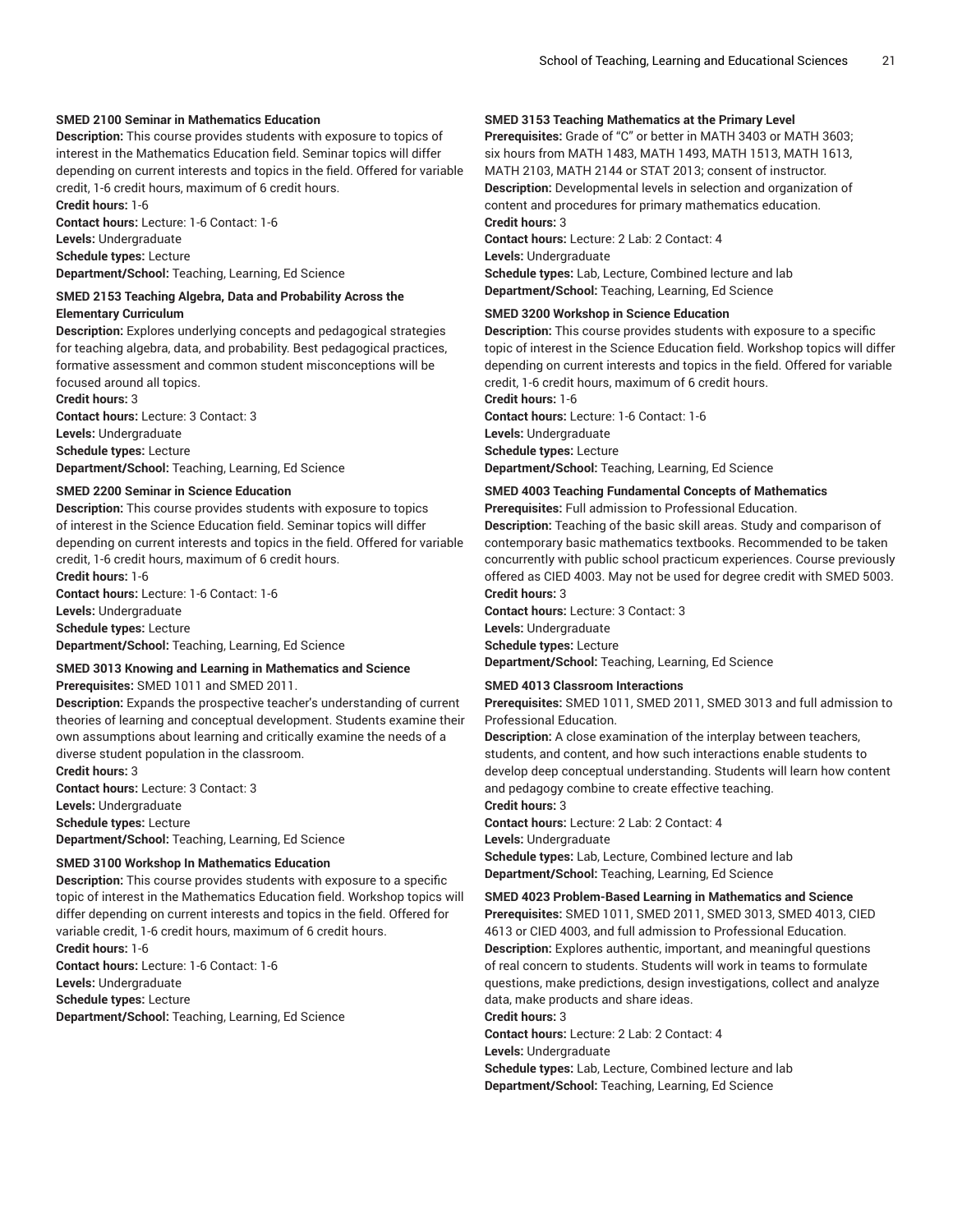**SMED 2100 Seminar in Mathematics Education**

**Description:** This course provides students with exposure to topics of interest in the Mathematics Education field. Seminar topics will differ depending on current interests and topics in the field. Offered for variable credit, 1-6 credit hours, maximum of 6 credit hours.

**Credit hours:** 1-6

**Contact hours:** Lecture: 1-6 Contact: 1-6

**Levels:** Undergraduate

**Schedule types:** Lecture

**Department/School:** Teaching, Learning, Ed Science

**SMED 2153 Teaching Algebra, Data and Probability Across the Elementary Curriculum**

**Description:** Explores underlying concepts and pedagogical strategies for teaching algebra, data, and probability. Best pedagogical practices, formative assessment and common student misconceptions will be focused around all topics.

**Credit hours:** 3

**Contact hours:** Lecture: 3 Contact: 3

**Levels:** Undergraduate

**Schedule types:** Lecture

**Department/School:** Teaching, Learning, Ed Science

**SMED 2200 Seminar in Science Education**

**Description:** This course provides students with exposure to topics of interest in the Science Education field. Seminar topics will differ depending on current interests and topics in the field. Offered for variable credit, 1-6 credit hours, maximum of 6 credit hours.

**Credit hours:** 1-6

**Contact hours:** Lecture: 1-6 Contact: 1-6

**Levels:** Undergraduate

**Schedule types:** Lecture

**Department/School:** Teaching, Learning, Ed Science

**SMED 3013 Knowing and Learning in Mathematics and Science**

**Prerequisites:** SMED 1011 and SMED 2011.

**Description:** Expands the prospective teacher's understanding of current theories of learning and conceptual development. Students examine their own assumptions about learning and critically examine the needs of a diverse student population in the classroom.

**Credit hours:** 3

**Contact hours:** Lecture: 3 Contact: 3

**Levels:** Undergraduate

**Schedule types:** Lecture

**Department/School:** Teaching, Learning, Ed Science

**SMED 3100 Workshop In Mathematics Education**

**Description:** This course provides students with exposure to a specific topic of interest in the Mathematics Education field. Workshop topics will differ depending on current interests and topics in the field. Offered for variable credit, 1-6 credit hours, maximum of 6 credit hours.

**Credit hours:** 1-6

**Contact hours:** Lecture: 1-6 Contact: 1-6

**Levels:** Undergraduate

**Schedule types:** Lecture

**Department/School:** Teaching, Learning, Ed Science

**SMED 3153 Teaching Mathematics at the Primary Level**

**Prerequisites:** Grade of "C" or better in MATH 3403 or MATH 3603; six hours from MATH 1483, MATH 1493, MATH 1513, MATH 1613, MATH 2103, MATH 2144 or STAT 2013; consent of instructor.

**Description:** Developmental levels in selection and organization of content and procedures for primary mathematics education.

**Credit hours:** 3

**Contact hours:** Lecture: 2 Lab: 2 Contact: 4

**Levels:** Undergraduate

**Schedule types:** Lab, Lecture, Combined lecture and lab

**Department/School:** Teaching, Learning, Ed Science

**SMED 3200 Workshop in Science Education**

**Description:** This course provides students with exposure to a specific topic of interest in the Science Education field. Workshop topics will differ depending on current interests and topics in the field. Offered for variable credit, 1-6 credit hours, maximum of 6 credit hours.

**Credit hours:** 1-6

**Contact hours:** Lecture: 1-6 Contact: 1-6

**Levels:** Undergraduate

**Schedule types:** Lecture

**Department/School:** Teaching, Learning, Ed Science

**SMED 4003 Teaching Fundamental Concepts of Mathematics**

**Prerequisites:** Full admission to Professional Education.

**Description:** Teaching of the basic skill areas. Study and comparison of contemporary basic mathematics textbooks. Recommended to be taken concurrently with public school practicum experiences. Course previously offered as CIED 4003. May not be used for degree credit with SMED 5003.

**Credit hours:** 3

**Contact hours:** Lecture: 3 Contact: 3

**Levels:** Undergraduate

**Schedule types:** Lecture

**Department/School:** Teaching, Learning, Ed Science

**SMED 4013 Classroom Interactions**

**Prerequisites:** SMED 1011, SMED 2011, SMED 3013 and full admission to Professional Education.

**Description:** A close examination of the interplay between teachers, students, and content, and how such interactions enable students to develop deep conceptual understanding. Students will learn how content and pedagogy combine to create effective teaching.

**Credit hours:** 3

**Contact hours:** Lecture: 2 Lab: 2 Contact: 4

**Levels:** Undergraduate

**Schedule types:** Lab, Lecture, Combined lecture and lab

**Department/School:** Teaching, Learning, Ed Science

**SMED 4023 Problem-Based Learning in Mathematics and Science**

**Prerequisites:** SMED 1011, SMED 2011, SMED 3013, SMED 4013, CIED 4613 or CIED 4003, and full admission to Professional Education.

**Description:** Explores authentic, important, and meaningful questions of real concern to students. Students will work in teams to formulate questions, make predictions, design investigations, collect and analyze data, make products and share ideas.

**Credit hours:** 3

**Contact hours:** Lecture: 2 Lab: 2 Contact: 4

**Levels:** Undergraduate

**Schedule types:** Lab, Lecture, Combined lecture and lab

**Department/School:** Teaching, Learning, Ed Science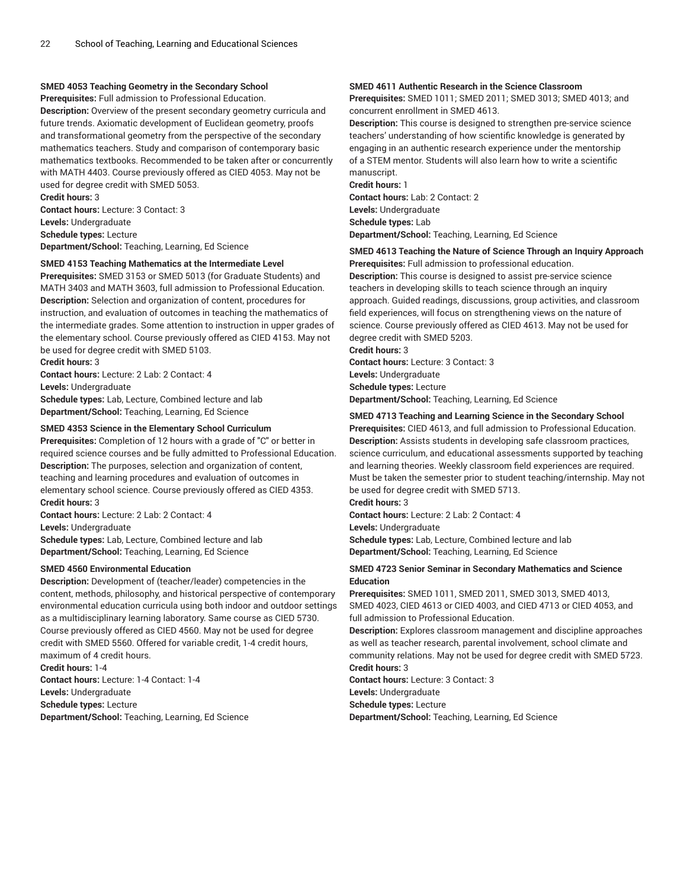#### SMED 4053 Teaching Geometry in the Secondary School

**Prerequisites:** Full admission to Professional Education.
**Description:** Overview of the present secondary geometry curricula and future trends. Axiomatic development of Euclidean geometry, proofs and transformational geometry from the perspective of the secondary mathematics teachers. Study and comparison of contemporary basic mathematics textbooks. Recommended to be taken after or concurrently with MATH 4403. Course previously offered as CIED 4053. May not be used for degree credit with SMED 5053.
**Credit hours:** 3
**Contact hours:** Lecture: 3 Contact: 3
**Levels:** Undergraduate
**Schedule types:** Lecture
**Department/School:** Teaching, Learning, Ed Science

#### SMED 4153 Teaching Mathematics at the Intermediate Level

**Prerequisites:** SMED 3153 or SMED 5013 (for Graduate Students) and MATH 3403 and MATH 3603, full admission to Professional Education.
**Description:** Selection and organization of content, procedures for instruction, and evaluation of outcomes in teaching the mathematics of the intermediate grades. Some attention to instruction in upper grades of the elementary school. Course previously offered as CIED 4153. May not be used for degree credit with SMED 5103.
**Credit hours:** 3
**Contact hours:** Lecture: 2 Lab: 2 Contact: 4
**Levels:** Undergraduate
**Schedule types:** Lab, Lecture, Combined lecture and lab
**Department/School:** Teaching, Learning, Ed Science

#### SMED 4353 Science in the Elementary School Curriculum

**Prerequisites:** Completion of 12 hours with a grade of "C" or better in required science courses and be fully admitted to Professional Education.
**Description:** The purposes, selection and organization of content, teaching and learning procedures and evaluation of outcomes in elementary school science. Course previously offered as CIED 4353.
**Credit hours:** 3
**Contact hours:** Lecture: 2 Lab: 2 Contact: 4
**Levels:** Undergraduate
**Schedule types:** Lab, Lecture, Combined lecture and lab
**Department/School:** Teaching, Learning, Ed Science

#### SMED 4560 Environmental Education

**Description:** Development of (teacher/leader) competencies in the content, methods, philosophy, and historical perspective of contemporary environmental education curricula using both indoor and outdoor settings as a multidisciplinary learning laboratory. Same course as CIED 5730. Course previously offered as CIED 4560. May not be used for degree credit with SMED 5560. Offered for variable credit, 1-4 credit hours, maximum of 4 credit hours.
**Credit hours:** 1-4
**Contact hours:** Lecture: 1-4 Contact: 1-4
**Levels:** Undergraduate
**Schedule types:** Lecture
**Department/School:** Teaching, Learning, Ed Science

#### SMED 4611 Authentic Research in the Science Classroom

**Prerequisites:** SMED 1011; SMED 2011; SMED 3013; SMED 4013; and concurrent enrollment in SMED 4613.
**Description:** This course is designed to strengthen pre-service science teachers' understanding of how scientific knowledge is generated by engaging in an authentic research experience under the mentorship of a STEM mentor. Students will also learn how to write a scientific manuscript.
**Credit hours:** 1
**Contact hours:** Lab: 2 Contact: 2
**Levels:** Undergraduate
**Schedule types:** Lab
**Department/School:** Teaching, Learning, Ed Science

#### SMED 4613 Teaching the Nature of Science Through an Inquiry Approach

**Prerequisites:** Full admission to professional education.
**Description:** This course is designed to assist pre-service science teachers in developing skills to teach science through an inquiry approach. Guided readings, discussions, group activities, and classroom field experiences, will focus on strengthening views on the nature of science. Course previously offered as CIED 4613. May not be used for degree credit with SMED 5203.
**Credit hours:** 3
**Contact hours:** Lecture: 3 Contact: 3
**Levels:** Undergraduate
**Schedule types:** Lecture
**Department/School:** Teaching, Learning, Ed Science

#### SMED 4713 Teaching and Learning Science in the Secondary School

**Prerequisites:** CIED 4613, and full admission to Professional Education.
**Description:** Assists students in developing safe classroom practices, science curriculum, and educational assessments supported by teaching and learning theories. Weekly classroom field experiences are required. Must be taken the semester prior to student teaching/internship. May not be used for degree credit with SMED 5713.
**Credit hours:** 3
**Contact hours:** Lecture: 2 Lab: 2 Contact: 4
**Levels:** Undergraduate
**Schedule types:** Lab, Lecture, Combined lecture and lab
**Department/School:** Teaching, Learning, Ed Science

#### SMED 4723 Senior Seminar in Secondary Mathematics and Science Education

**Prerequisites:** SMED 1011, SMED 2011, SMED 3013, SMED 4013, SMED 4023, CIED 4613 or CIED 4003, and CIED 4713 or CIED 4053, and full admission to Professional Education.
**Description:** Explores classroom management and discipline approaches as well as teacher research, parental involvement, school climate and community relations. May not be used for degree credit with SMED 5723.
**Credit hours:** 3
**Contact hours:** Lecture: 3 Contact: 3
**Levels:** Undergraduate
**Schedule types:** Lecture
**Department/School:** Teaching, Learning, Ed Science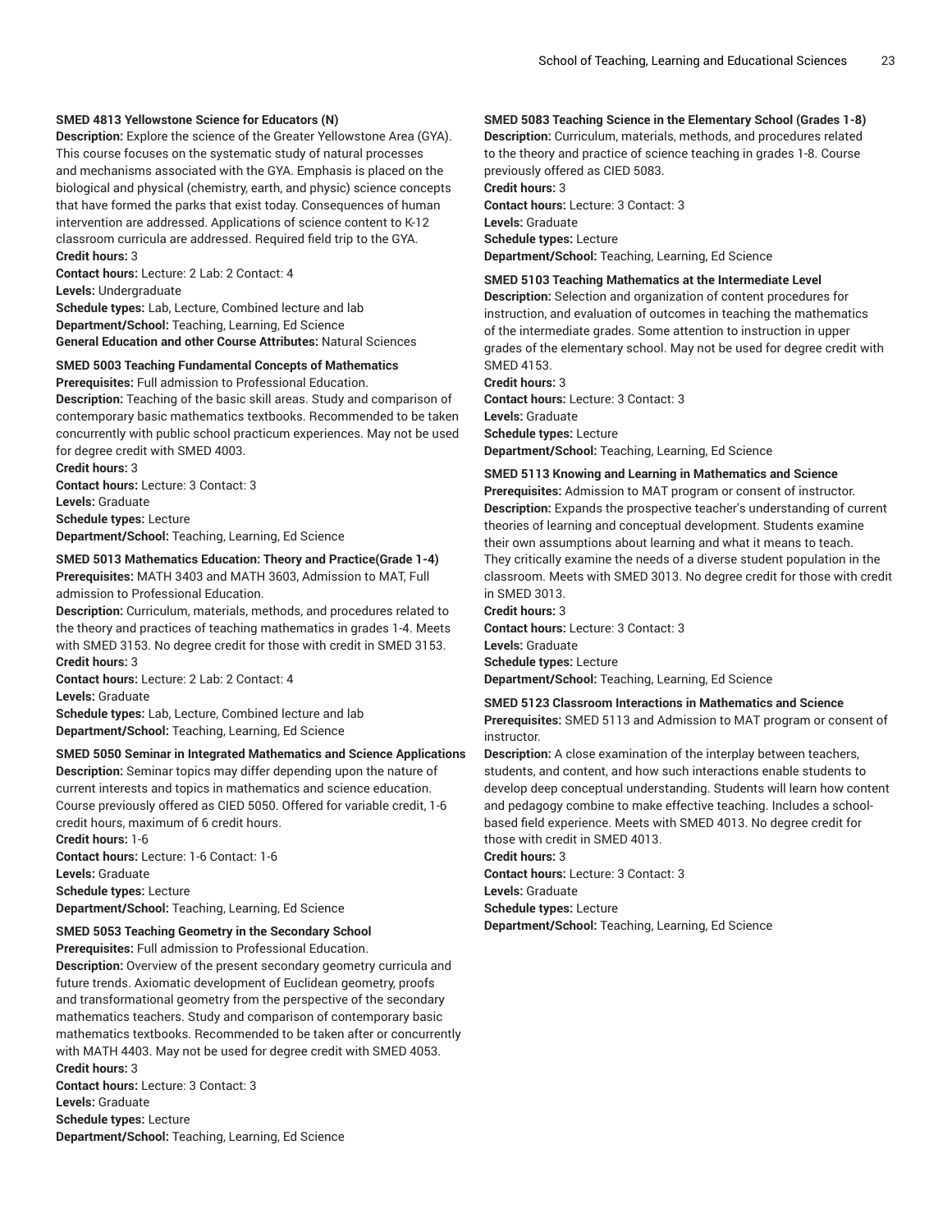**SMED 4813 Yellowstone Science for Educators (N)**

**Description:** Explore the science of the Greater Yellowstone Area (GYA). This course focuses on the systematic study of natural processes and mechanisms associated with the GYA. Emphasis is placed on the biological and physical (chemistry, earth, and physic) science concepts that have formed the parks that exist today. Consequences of human intervention are addressed. Applications of science content to K-12 classroom curricula are addressed. Required field trip to the GYA.

**Credit hours:** 3

**Contact hours:** Lecture: 2 Lab: 2 Contact: 4

**Levels:** Undergraduate

**Schedule types:** Lab, Lecture, Combined lecture and lab

**Department/School:** Teaching, Learning, Ed Science

**General Education and other Course Attributes:** Natural Sciences

**SMED 5003 Teaching Fundamental Concepts of Mathematics**

**Prerequisites:** Full admission to Professional Education.

**Description:** Teaching of the basic skill areas. Study and comparison of contemporary basic mathematics textbooks. Recommended to be taken concurrently with public school practicum experiences. May not be used for degree credit with SMED 4003.

**Credit hours:** 3

**Contact hours:** Lecture: 3 Contact: 3

**Levels:** Graduate

**Schedule types:** Lecture

**Department/School:** Teaching, Learning, Ed Science

**SMED 5013 Mathematics Education: Theory and Practice(Grade 1-4)**

**Prerequisites:** MATH 3403 and MATH 3603, Admission to MAT, Full admission to Professional Education.

**Description:** Curriculum, materials, methods, and procedures related to the theory and practices of teaching mathematics in grades 1-4. Meets with SMED 3153. No degree credit for those with credit in SMED 3153.

**Credit hours:** 3

**Contact hours:** Lecture: 2 Lab: 2 Contact: 4

**Levels:** Graduate

**Schedule types:** Lab, Lecture, Combined lecture and lab

**Department/School:** Teaching, Learning, Ed Science

**SMED 5050 Seminar in Integrated Mathematics and Science Applications**

**Description:** Seminar topics may differ depending upon the nature of current interests and topics in mathematics and science education. Course previously offered as CIED 5050. Offered for variable credit, 1-6 credit hours, maximum of 6 credit hours.

**Credit hours:** 1-6

**Contact hours:** Lecture: 1-6 Contact: 1-6

**Levels:** Graduate

**Schedule types:** Lecture

**Department/School:** Teaching, Learning, Ed Science

**SMED 5053 Teaching Geometry in the Secondary School**

**Prerequisites:** Full admission to Professional Education.

**Description:** Overview of the present secondary geometry curricula and future trends. Axiomatic development of Euclidean geometry, proofs and transformational geometry from the perspective of the secondary mathematics teachers. Study and comparison of contemporary basic mathematics textbooks. Recommended to be taken after or concurrently with MATH 4403. May not be used for degree credit with SMED 4053.

**Credit hours:** 3

**Contact hours:** Lecture: 3 Contact: 3

**Levels:** Graduate

**Schedule types:** Lecture

**Department/School:** Teaching, Learning, Ed Science

**SMED 5083 Teaching Science in the Elementary School (Grades 1-8)**

**Description:** Curriculum, materials, methods, and procedures related to the theory and practice of science teaching in grades 1-8. Course previously offered as CIED 5083.

**Credit hours:** 3

**Contact hours:** Lecture: 3 Contact: 3

**Levels:** Graduate

**Schedule types:** Lecture

**Department/School:** Teaching, Learning, Ed Science

**SMED 5103 Teaching Mathematics at the Intermediate Level**

**Description:** Selection and organization of content procedures for instruction, and evaluation of outcomes in teaching the mathematics of the intermediate grades. Some attention to instruction in upper grades of the elementary school. May not be used for degree credit with SMED 4153.

**Credit hours:** 3

**Contact hours:** Lecture: 3 Contact: 3

**Levels:** Graduate

**Schedule types:** Lecture

**Department/School:** Teaching, Learning, Ed Science

**SMED 5113 Knowing and Learning in Mathematics and Science**

**Prerequisites:** Admission to MAT program or consent of instructor.

**Description:** Expands the prospective teacher's understanding of current theories of learning and conceptual development. Students examine their own assumptions about learning and what it means to teach. They critically examine the needs of a diverse student population in the classroom. Meets with SMED 3013. No degree credit for those with credit in SMED 3013.

**Credit hours:** 3

**Contact hours:** Lecture: 3 Contact: 3

**Levels:** Graduate

**Schedule types:** Lecture

**Department/School:** Teaching, Learning, Ed Science

**SMED 5123 Classroom Interactions in Mathematics and Science**

**Prerequisites:** SMED 5113 and Admission to MAT program or consent of instructor.

**Description:** A close examination of the interplay between teachers, students, and content, and how such interactions enable students to develop deep conceptual understanding. Students will learn how content and pedagogy combine to make effective teaching. Includes a school-based field experience. Meets with SMED 4013. No degree credit for those with credit in SMED 4013.

**Credit hours:** 3

**Contact hours:** Lecture: 3 Contact: 3

**Levels:** Graduate

**Schedule types:** Lecture

**Department/School:** Teaching, Learning, Ed Science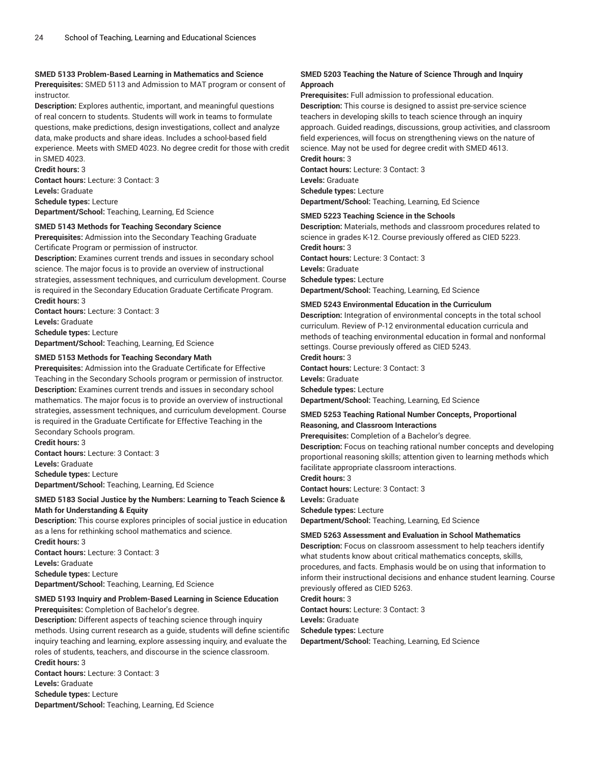**SMED 5133 Problem-Based Learning in Mathematics and Science**
**Prerequisites:** SMED 5113 and Admission to MAT program or consent of instructor.
**Description:** Explores authentic, important, and meaningful questions of real concern to students. Students will work in teams to formulate questions, make predictions, design investigations, collect and analyze data, make products and share ideas. Includes a school-based field experience. Meets with SMED 4023. No degree credit for those with credit in SMED 4023.
**Credit hours:** 3
**Contact hours:** Lecture: 3 Contact: 3
**Levels:** Graduate
**Schedule types:** Lecture
**Department/School:** Teaching, Learning, Ed Science

**SMED 5143 Methods for Teaching Secondary Science**
**Prerequisites:** Admission into the Secondary Teaching Graduate Certificate Program or permission of instructor.
**Description:** Examines current trends and issues in secondary school science. The major focus is to provide an overview of instructional strategies, assessment techniques, and curriculum development. Course is required in the Secondary Education Graduate Certificate Program.
**Credit hours:** 3
**Contact hours:** Lecture: 3 Contact: 3
**Levels:** Graduate
**Schedule types:** Lecture
**Department/School:** Teaching, Learning, Ed Science

**SMED 5153 Methods for Teaching Secondary Math**
**Prerequisites:** Admission into the Graduate Certificate for Effective Teaching in the Secondary Schools program or permission of instructor.
**Description:** Examines current trends and issues in secondary school mathematics. The major focus is to provide an overview of instructional strategies, assessment techniques, and curriculum development. Course is required in the Graduate Certificate for Effective Teaching in the Secondary Schools program.
**Credit hours:** 3
**Contact hours:** Lecture: 3 Contact: 3
**Levels:** Graduate
**Schedule types:** Lecture
**Department/School:** Teaching, Learning, Ed Science

**SMED 5183 Social Justice by the Numbers: Learning to Teach Science & Math for Understanding & Equity**
**Description:** This course explores principles of social justice in education as a lens for rethinking school mathematics and science.
**Credit hours:** 3
**Contact hours:** Lecture: 3 Contact: 3
**Levels:** Graduate
**Schedule types:** Lecture
**Department/School:** Teaching, Learning, Ed Science

**SMED 5193 Inquiry and Problem-Based Learning in Science Education**
**Prerequisites:** Completion of Bachelor's degree.
**Description:** Different aspects of teaching science through inquiry methods. Using current research as a guide, students will define scientific inquiry teaching and learning, explore assessing inquiry, and evaluate the roles of students, teachers, and discourse in the science classroom.
**Credit hours:** 3
**Contact hours:** Lecture: 3 Contact: 3
**Levels:** Graduate
**Schedule types:** Lecture
**Department/School:** Teaching, Learning, Ed Science

**SMED 5203 Teaching the Nature of Science Through and Inquiry Approach**
**Prerequisites:** Full admission to professional education.
**Description:** This course is designed to assist pre-service science teachers in developing skills to teach science through an inquiry approach. Guided readings, discussions, group activities, and classroom field experiences, will focus on strengthening views on the nature of science. May not be used for degree credit with SMED 4613.
**Credit hours:** 3
**Contact hours:** Lecture: 3 Contact: 3
**Levels:** Graduate
**Schedule types:** Lecture
**Department/School:** Teaching, Learning, Ed Science

**SMED 5223 Teaching Science in the Schools**
**Description:** Materials, methods and classroom procedures related to science in grades K-12. Course previously offered as CIED 5223.
**Credit hours:** 3
**Contact hours:** Lecture: 3 Contact: 3
**Levels:** Graduate
**Schedule types:** Lecture
**Department/School:** Teaching, Learning, Ed Science

**SMED 5243 Environmental Education in the Curriculum**
**Description:** Integration of environmental concepts in the total school curriculum. Review of P-12 environmental education curricula and methods of teaching environmental education in formal and nonformal settings. Course previously offered as CIED 5243.
**Credit hours:** 3
**Contact hours:** Lecture: 3 Contact: 3
**Levels:** Graduate
**Schedule types:** Lecture
**Department/School:** Teaching, Learning, Ed Science

**SMED 5253 Teaching Rational Number Concepts, Proportional Reasoning, and Classroom Interactions**
**Prerequisites:** Completion of a Bachelor's degree.
**Description:** Focus on teaching rational number concepts and developing proportional reasoning skills; attention given to learning methods which facilitate appropriate classroom interactions.
**Credit hours:** 3
**Contact hours:** Lecture: 3 Contact: 3
**Levels:** Graduate
**Schedule types:** Lecture
**Department/School:** Teaching, Learning, Ed Science

**SMED 5263 Assessment and Evaluation in School Mathematics**
**Description:** Focus on classroom assessment to help teachers identify what students know about critical mathematics concepts, skills, procedures, and facts. Emphasis would be on using that information to inform their instructional decisions and enhance student learning. Course previously offered as CIED 5263.
**Credit hours:** 3
**Contact hours:** Lecture: 3 Contact: 3
**Levels:** Graduate
**Schedule types:** Lecture
**Department/School:** Teaching, Learning, Ed Science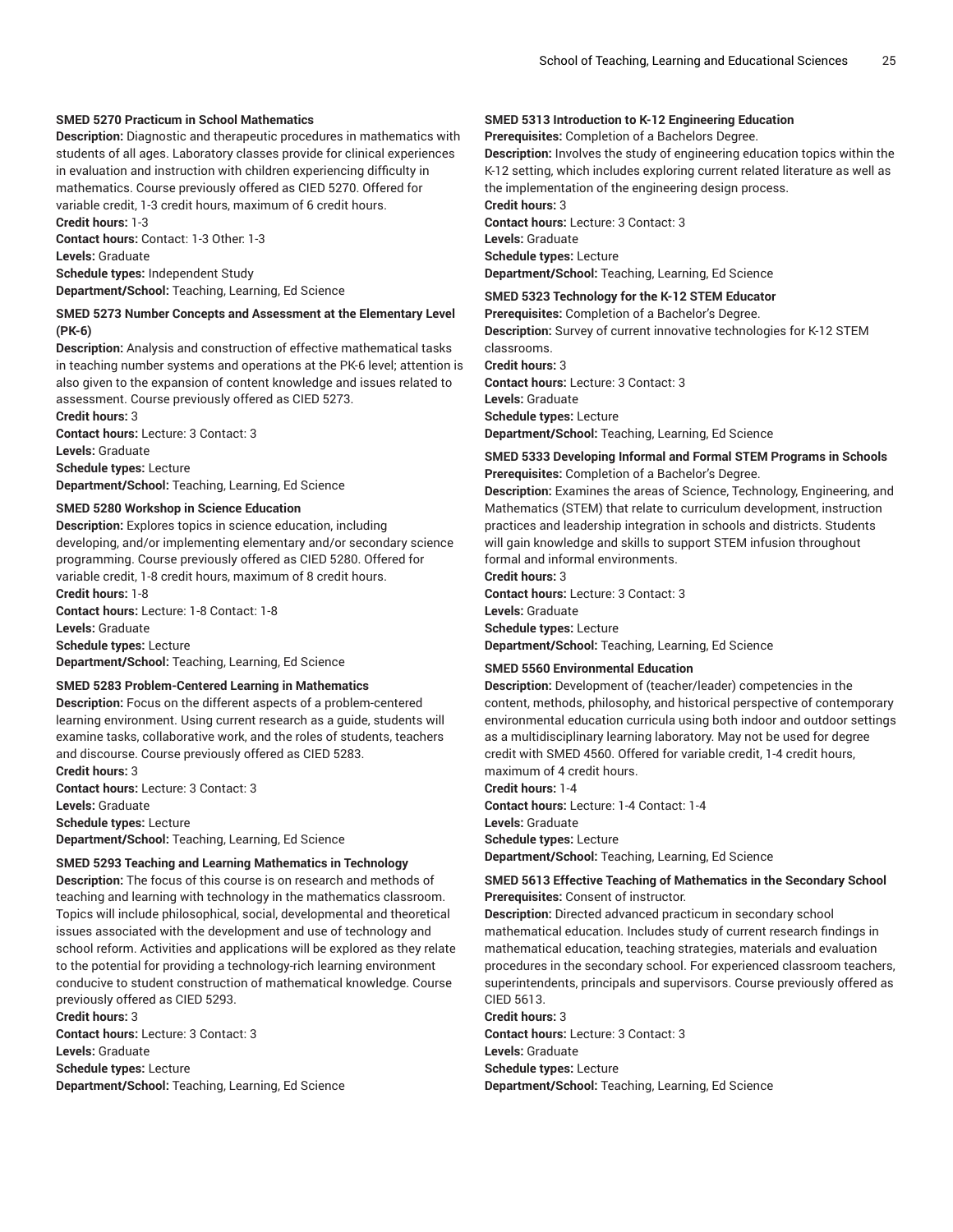**SMED 5270 Practicum in School Mathematics**
**Description:** Diagnostic and therapeutic procedures in mathematics with students of all ages. Laboratory classes provide for clinical experiences in evaluation and instruction with children experiencing difficulty in mathematics. Course previously offered as CIED 5270. Offered for variable credit, 1-3 credit hours, maximum of 6 credit hours.
**Credit hours:** 1-3
**Contact hours:** Contact: 1-3 Other: 1-3
**Levels:** Graduate
**Schedule types:** Independent Study
**Department/School:** Teaching, Learning, Ed Science

**SMED 5273 Number Concepts and Assessment at the Elementary Level (PK-6)**
**Description:** Analysis and construction of effective mathematical tasks in teaching number systems and operations at the PK-6 level; attention is also given to the expansion of content knowledge and issues related to assessment. Course previously offered as CIED 5273.
**Credit hours:** 3
**Contact hours:** Lecture: 3 Contact: 3
**Levels:** Graduate
**Schedule types:** Lecture
**Department/School:** Teaching, Learning, Ed Science

**SMED 5280 Workshop in Science Education**
**Description:** Explores topics in science education, including developing, and/or implementing elementary and/or secondary science programming. Course previously offered as CIED 5280. Offered for variable credit, 1-8 credit hours, maximum of 8 credit hours.
**Credit hours:** 1-8
**Contact hours:** Lecture: 1-8 Contact: 1-8
**Levels:** Graduate
**Schedule types:** Lecture
**Department/School:** Teaching, Learning, Ed Science

**SMED 5283 Problem-Centered Learning in Mathematics**
**Description:** Focus on the different aspects of a problem-centered learning environment. Using current research as a guide, students will examine tasks, collaborative work, and the roles of students, teachers and discourse. Course previously offered as CIED 5283.
**Credit hours:** 3
**Contact hours:** Lecture: 3 Contact: 3
**Levels:** Graduate
**Schedule types:** Lecture
**Department/School:** Teaching, Learning, Ed Science

**SMED 5293 Teaching and Learning Mathematics in Technology**
**Description:** The focus of this course is on research and methods of teaching and learning with technology in the mathematics classroom. Topics will include philosophical, social, developmental and theoretical issues associated with the development and use of technology and school reform. Activities and applications will be explored as they relate to the potential for providing a technology-rich learning environment conducive to student construction of mathematical knowledge. Course previously offered as CIED 5293.
**Credit hours:** 3
**Contact hours:** Lecture: 3 Contact: 3
**Levels:** Graduate
**Schedule types:** Lecture
**Department/School:** Teaching, Learning, Ed Science

**SMED 5313 Introduction to K-12 Engineering Education**
**Prerequisites:** Completion of a Bachelors Degree.
**Description:** Involves the study of engineering education topics within the K-12 setting, which includes exploring current related literature as well as the implementation of the engineering design process.
**Credit hours:** 3
**Contact hours:** Lecture: 3 Contact: 3
**Levels:** Graduate
**Schedule types:** Lecture
**Department/School:** Teaching, Learning, Ed Science

**SMED 5323 Technology for the K-12 STEM Educator**
**Prerequisites:** Completion of a Bachelor's Degree.
**Description:** Survey of current innovative technologies for K-12 STEM classrooms.
**Credit hours:** 3
**Contact hours:** Lecture: 3 Contact: 3
**Levels:** Graduate
**Schedule types:** Lecture
**Department/School:** Teaching, Learning, Ed Science

**SMED 5333 Developing Informal and Formal STEM Programs in Schools**
**Prerequisites:** Completion of a Bachelor's Degree.
**Description:** Examines the areas of Science, Technology, Engineering, and Mathematics (STEM) that relate to curriculum development, instruction practices and leadership integration in schools and districts. Students will gain knowledge and skills to support STEM infusion throughout formal and informal environments.
**Credit hours:** 3
**Contact hours:** Lecture: 3 Contact: 3
**Levels:** Graduate
**Schedule types:** Lecture
**Department/School:** Teaching, Learning, Ed Science

**SMED 5560 Environmental Education**
**Description:** Development of (teacher/leader) competencies in the content, methods, philosophy, and historical perspective of contemporary environmental education curricula using both indoor and outdoor settings as a multidisciplinary learning laboratory. May not be used for degree credit with SMED 4560. Offered for variable credit, 1-4 credit hours, maximum of 4 credit hours.
**Credit hours:** 1-4
**Contact hours:** Lecture: 1-4 Contact: 1-4
**Levels:** Graduate
**Schedule types:** Lecture
**Department/School:** Teaching, Learning, Ed Science

**SMED 5613 Effective Teaching of Mathematics in the Secondary School**
**Prerequisites:** Consent of instructor.
**Description:** Directed advanced practicum in secondary school mathematical education. Includes study of current research findings in mathematical education, teaching strategies, materials and evaluation procedures in the secondary school. For experienced classroom teachers, superintendents, principals and supervisors. Course previously offered as CIED 5613.
**Credit hours:** 3
**Contact hours:** Lecture: 3 Contact: 3
**Levels:** Graduate
**Schedule types:** Lecture
**Department/School:** Teaching, Learning, Ed Science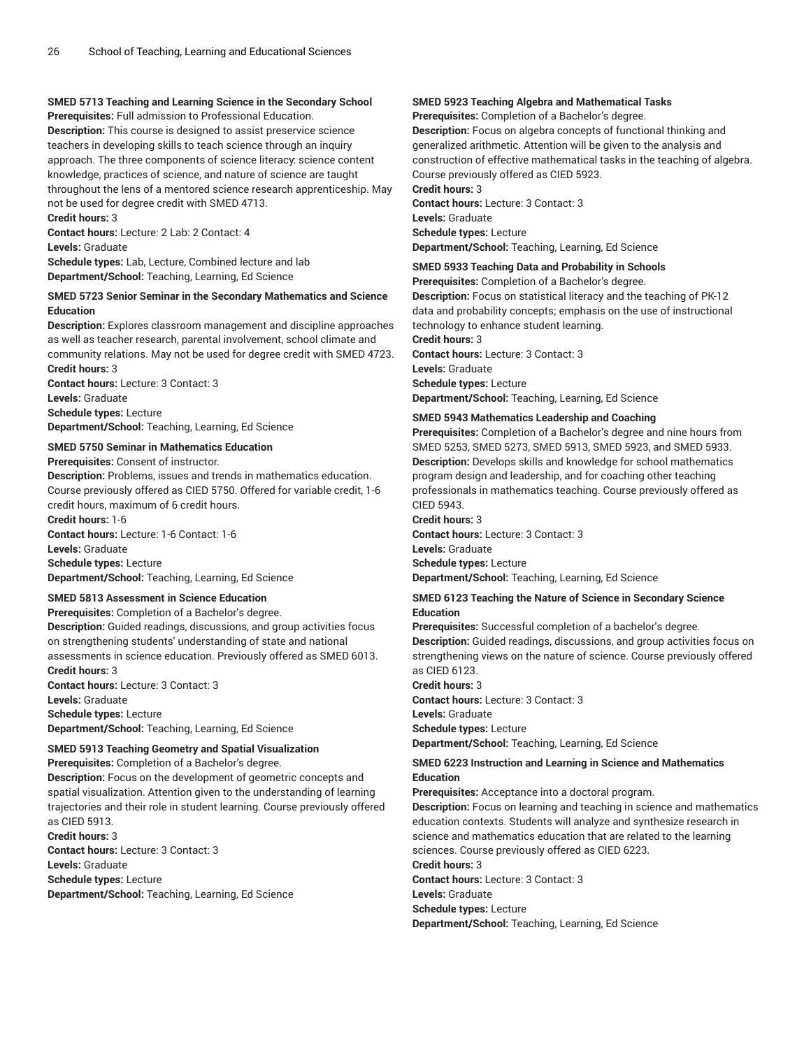**SMED 5713 Teaching and Learning Science in the Secondary School**
**Prerequisites:** Full admission to Professional Education.
**Description:** This course is designed to assist preservice science teachers in developing skills to teach science through an inquiry approach. The three components of science literacy: science content knowledge, practices of science, and nature of science are taught throughout the lens of a mentored science research apprenticeship. May not be used for degree credit with SMED 4713.
**Credit hours:** 3
**Contact hours:** Lecture: 2 Lab: 2 Contact: 4
**Levels:** Graduate
**Schedule types:** Lab, Lecture, Combined lecture and lab
**Department/School:** Teaching, Learning, Ed Science

**SMED 5723 Senior Seminar in the Secondary Mathematics and Science Education**
**Description:** Explores classroom management and discipline approaches as well as teacher research, parental involvement, school climate and community relations. May not be used for degree credit with SMED 4723.
**Credit hours:** 3
**Contact hours:** Lecture: 3 Contact: 3
**Levels:** Graduate
**Schedule types:** Lecture
**Department/School:** Teaching, Learning, Ed Science

**SMED 5750 Seminar in Mathematics Education**
**Prerequisites:** Consent of instructor.
**Description:** Problems, issues and trends in mathematics education. Course previously offered as CIED 5750. Offered for variable credit, 1-6 credit hours, maximum of 6 credit hours.
**Credit hours:** 1-6
**Contact hours:** Lecture: 1-6 Contact: 1-6
**Levels:** Graduate
**Schedule types:** Lecture
**Department/School:** Teaching, Learning, Ed Science

**SMED 5813 Assessment in Science Education**
**Prerequisites:** Completion of a Bachelor's degree.
**Description:** Guided readings, discussions, and group activities focus on strengthening students' understanding of state and national assessments in science education. Previously offered as SMED 6013.
**Credit hours:** 3
**Contact hours:** Lecture: 3 Contact: 3
**Levels:** Graduate
**Schedule types:** Lecture
**Department/School:** Teaching, Learning, Ed Science

**SMED 5913 Teaching Geometry and Spatial Visualization**
**Prerequisites:** Completion of a Bachelor's degree.
**Description:** Focus on the development of geometric concepts and spatial visualization. Attention given to the understanding of learning trajectories and their role in student learning. Course previously offered as CIED 5913.
**Credit hours:** 3
**Contact hours:** Lecture: 3 Contact: 3
**Levels:** Graduate
**Schedule types:** Lecture
**Department/School:** Teaching, Learning, Ed Science

**SMED 5923 Teaching Algebra and Mathematical Tasks**
**Prerequisites:** Completion of a Bachelor's degree.
**Description:** Focus on algebra concepts of functional thinking and generalized arithmetic. Attention will be given to the analysis and construction of effective mathematical tasks in the teaching of algebra. Course previously offered as CIED 5923.
**Credit hours:** 3
**Contact hours:** Lecture: 3 Contact: 3
**Levels:** Graduate
**Schedule types:** Lecture
**Department/School:** Teaching, Learning, Ed Science

**SMED 5933 Teaching Data and Probability in Schools**
**Prerequisites:** Completion of a Bachelor's degree.
**Description:** Focus on statistical literacy and the teaching of PK-12 data and probability concepts; emphasis on the use of instructional technology to enhance student learning.
**Credit hours:** 3
**Contact hours:** Lecture: 3 Contact: 3
**Levels:** Graduate
**Schedule types:** Lecture
**Department/School:** Teaching, Learning, Ed Science

**SMED 5943 Mathematics Leadership and Coaching**
**Prerequisites:** Completion of a Bachelor's degree and nine hours from SMED 5253, SMED 5273, SMED 5913, SMED 5923, and SMED 5933.
**Description:** Develops skills and knowledge for school mathematics program design and leadership, and for coaching other teaching professionals in mathematics teaching. Course previously offered as CIED 5943.
**Credit hours:** 3
**Contact hours:** Lecture: 3 Contact: 3
**Levels:** Graduate
**Schedule types:** Lecture
**Department/School:** Teaching, Learning, Ed Science

**SMED 6123 Teaching the Nature of Science in Secondary Science Education**
**Prerequisites:** Successful completion of a bachelor's degree.
**Description:** Guided readings, discussions, and group activities focus on strengthening views on the nature of science. Course previously offered as CIED 6123.
**Credit hours:** 3
**Contact hours:** Lecture: 3 Contact: 3
**Levels:** Graduate
**Schedule types:** Lecture
**Department/School:** Teaching, Learning, Ed Science

**SMED 6223 Instruction and Learning in Science and Mathematics Education**
**Prerequisites:** Acceptance into a doctoral program.
**Description:** Focus on learning and teaching in science and mathematics education contexts. Students will analyze and synthesize research in science and mathematics education that are related to the learning sciences. Course previously offered as CIED 6223.
**Credit hours:** 3
**Contact hours:** Lecture: 3 Contact: 3
**Levels:** Graduate
**Schedule types:** Lecture
**Department/School:** Teaching, Learning, Ed Science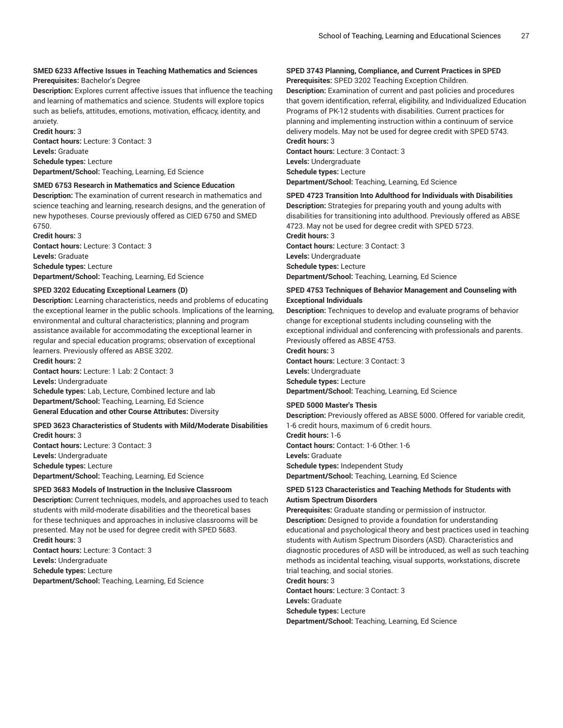**SMED 6233 Affective Issues in Teaching Mathematics and Sciences**
**Prerequisites:** Bachelor's Degree
**Description:** Explores current affective issues that influence the teaching and learning of mathematics and science. Students will explore topics such as beliefs, attitudes, emotions, motivation, efficacy, identity, and anxiety.
**Credit hours:** 3
**Contact hours:** Lecture: 3 Contact: 3
**Levels:** Graduate
**Schedule types:** Lecture
**Department/School:** Teaching, Learning, Ed Science

**SMED 6753 Research in Mathematics and Science Education**
**Description:** The examination of current research in mathematics and science teaching and learning, research designs, and the generation of new hypotheses. Course previously offered as CIED 6750 and SMED 6750.
**Credit hours:** 3
**Contact hours:** Lecture: 3 Contact: 3
**Levels:** Graduate
**Schedule types:** Lecture
**Department/School:** Teaching, Learning, Ed Science

**SPED 3202 Educating Exceptional Learners (D)**
**Description:** Learning characteristics, needs and problems of educating the exceptional learner in the public schools. Implications of the learning, environmental and cultural characteristics; planning and program assistance available for accommodating the exceptional learner in regular and special education programs; observation of exceptional learners. Previously offered as ABSE 3202.
**Credit hours:** 2
**Contact hours:** Lecture: 1 Lab: 2 Contact: 3
**Levels:** Undergraduate
**Schedule types:** Lab, Lecture, Combined lecture and lab
**Department/School:** Teaching, Learning, Ed Science
**General Education and other Course Attributes:** Diversity

**SPED 3623 Characteristics of Students with Mild/Moderate Disabilities**
**Credit hours:** 3
**Contact hours:** Lecture: 3 Contact: 3
**Levels:** Undergraduate
**Schedule types:** Lecture
**Department/School:** Teaching, Learning, Ed Science

**SPED 3683 Models of Instruction in the Inclusive Classroom**
**Description:** Current techniques, models, and approaches used to teach students with mild-moderate disabilities and the theoretical bases for these techniques and approaches in inclusive classrooms will be presented. May not be used for degree credit with SPED 5683.
**Credit hours:** 3
**Contact hours:** Lecture: 3 Contact: 3
**Levels:** Undergraduate
**Schedule types:** Lecture
**Department/School:** Teaching, Learning, Ed Science

**SPED 3743 Planning, Compliance, and Current Practices in SPED**
**Prerequisites:** SPED 3202 Teaching Exception Children.
**Description:** Examination of current and past policies and procedures that govern identification, referral, eligibility, and Individualized Education Programs of PK-12 students with disabilities. Current practices for planning and implementing instruction within a continuum of service delivery models. May not be used for degree credit with SPED 5743.
**Credit hours:** 3
**Contact hours:** Lecture: 3 Contact: 3
**Levels:** Undergraduate
**Schedule types:** Lecture
**Department/School:** Teaching, Learning, Ed Science

**SPED 4723 Transition Into Adulthood for Individuals with Disabilities**
**Description:** Strategies for preparing youth and young adults with disabilities for transitioning into adulthood. Previously offered as ABSE 4723. May not be used for degree credit with SPED 5723.
**Credit hours:** 3
**Contact hours:** Lecture: 3 Contact: 3
**Levels:** Undergraduate
**Schedule types:** Lecture
**Department/School:** Teaching, Learning, Ed Science

**SPED 4753 Techniques of Behavior Management and Counseling with Exceptional Individuals**
**Description:** Techniques to develop and evaluate programs of behavior change for exceptional students including counseling with the exceptional individual and conferencing with professionals and parents. Previously offered as ABSE 4753.
**Credit hours:** 3
**Contact hours:** Lecture: 3 Contact: 3
**Levels:** Undergraduate
**Schedule types:** Lecture
**Department/School:** Teaching, Learning, Ed Science

**SPED 5000 Master's Thesis**
**Description:** Previously offered as ABSE 5000. Offered for variable credit, 1-6 credit hours, maximum of 6 credit hours.
**Credit hours:** 1-6
**Contact hours:** Contact: 1-6 Other: 1-6
**Levels:** Graduate
**Schedule types:** Independent Study
**Department/School:** Teaching, Learning, Ed Science

**SPED 5123 Characteristics and Teaching Methods for Students with Autism Spectrum Disorders**
**Prerequisites:** Graduate standing or permission of instructor.
**Description:** Designed to provide a foundation for understanding educational and psychological theory and best practices used in teaching students with Autism Spectrum Disorders (ASD). Characteristics and diagnostic procedures of ASD will be introduced, as well as such teaching methods as incidental teaching, visual supports, workstations, discrete trial teaching, and social stories.
**Credit hours:** 3
**Contact hours:** Lecture: 3 Contact: 3
**Levels:** Graduate
**Schedule types:** Lecture
**Department/School:** Teaching, Learning, Ed Science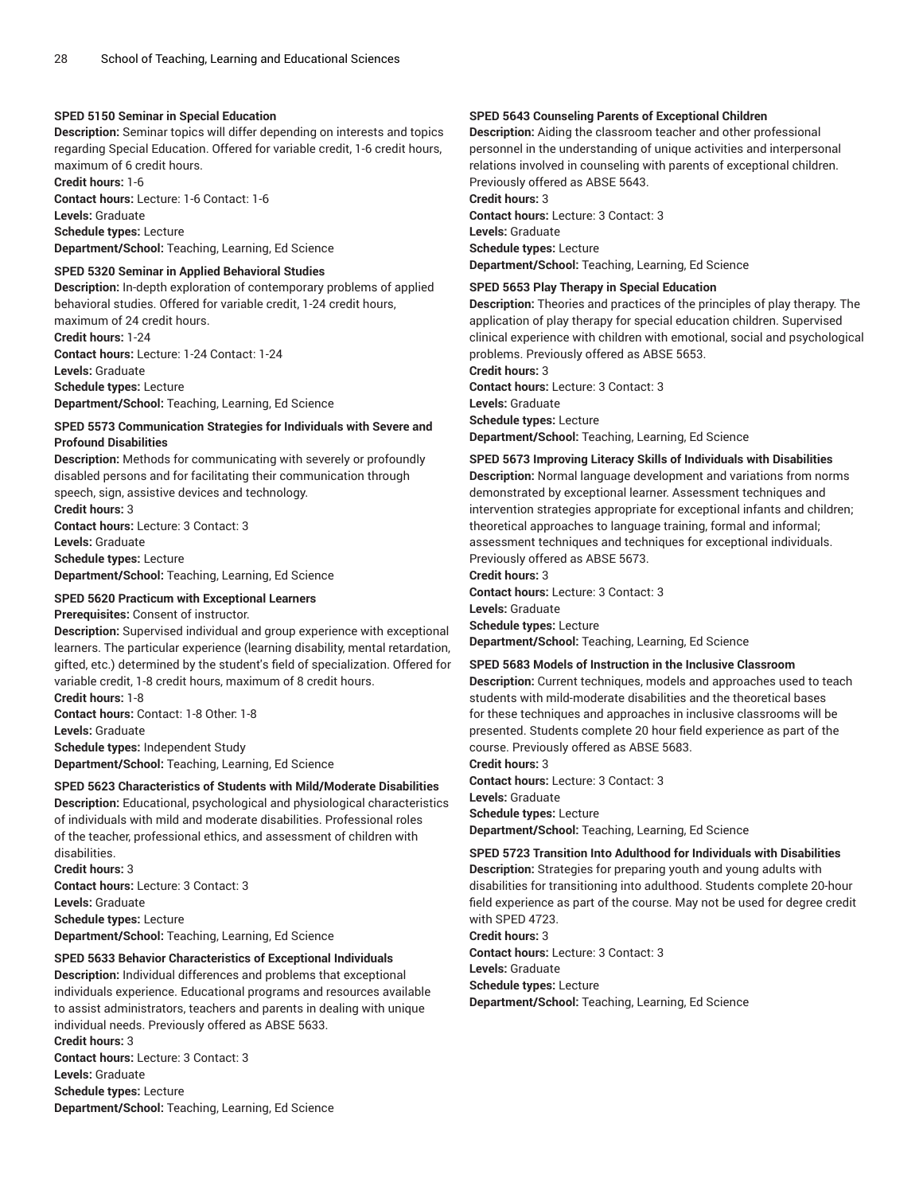**SPED 5150 Seminar in Special Education**

**Description:** Seminar topics will differ depending on interests and topics regarding Special Education. Offered for variable credit, 1-6 credit hours, maximum of 6 credit hours.

**Credit hours:** 1-6

**Contact hours:** Lecture: 1-6 Contact: 1-6

**Levels:** Graduate

**Schedule types:** Lecture

**Department/School:** Teaching, Learning, Ed Science

**SPED 5320 Seminar in Applied Behavioral Studies**

**Description:** In-depth exploration of contemporary problems of applied behavioral studies. Offered for variable credit, 1-24 credit hours, maximum of 24 credit hours.

**Credit hours:** 1-24

**Contact hours:** Lecture: 1-24 Contact: 1-24

**Levels:** Graduate

**Schedule types:** Lecture

**Department/School:** Teaching, Learning, Ed Science

**SPED 5573 Communication Strategies for Individuals with Severe and Profound Disabilities**

**Description:** Methods for communicating with severely or profoundly disabled persons and for facilitating their communication through speech, sign, assistive devices and technology.

**Credit hours:** 3

**Contact hours:** Lecture: 3 Contact: 3

**Levels:** Graduate

**Schedule types:** Lecture

**Department/School:** Teaching, Learning, Ed Science

**SPED 5620 Practicum with Exceptional Learners**

**Prerequisites:** Consent of instructor.

**Description:** Supervised individual and group experience with exceptional learners. The particular experience (learning disability, mental retardation, gifted, etc.) determined by the student's field of specialization. Offered for variable credit, 1-8 credit hours, maximum of 8 credit hours.

**Credit hours:** 1-8

**Contact hours:** Contact: 1-8 Other: 1-8

**Levels:** Graduate

**Schedule types:** Independent Study

**Department/School:** Teaching, Learning, Ed Science

**SPED 5623 Characteristics of Students with Mild/Moderate Disabilities**

**Description:** Educational, psychological and physiological characteristics of individuals with mild and moderate disabilities. Professional roles of the teacher, professional ethics, and assessment of children with disabilities.

**Credit hours:** 3

**Contact hours:** Lecture: 3 Contact: 3

**Levels:** Graduate

**Schedule types:** Lecture

**Department/School:** Teaching, Learning, Ed Science

**SPED 5633 Behavior Characteristics of Exceptional Individuals**

**Description:** Individual differences and problems that exceptional individuals experience. Educational programs and resources available to assist administrators, teachers and parents in dealing with unique individual needs. Previously offered as ABSE 5633.

**Credit hours:** 3

**Contact hours:** Lecture: 3 Contact: 3

**Levels:** Graduate

**Schedule types:** Lecture

**Department/School:** Teaching, Learning, Ed Science

**SPED 5643 Counseling Parents of Exceptional Children**

**Description:** Aiding the classroom teacher and other professional personnel in the understanding of unique activities and interpersonal relations involved in counseling with parents of exceptional children. Previously offered as ABSE 5643.

**Credit hours:** 3

**Contact hours:** Lecture: 3 Contact: 3

**Levels:** Graduate

**Schedule types:** Lecture

**Department/School:** Teaching, Learning, Ed Science

**SPED 5653 Play Therapy in Special Education**

**Description:** Theories and practices of the principles of play therapy. The application of play therapy for special education children. Supervised clinical experience with children with emotional, social and psychological problems. Previously offered as ABSE 5653.

**Credit hours:** 3

**Contact hours:** Lecture: 3 Contact: 3

**Levels:** Graduate

**Schedule types:** Lecture

**Department/School:** Teaching, Learning, Ed Science

**SPED 5673 Improving Literacy Skills of Individuals with Disabilities**

**Description:** Normal language development and variations from norms demonstrated by exceptional learner. Assessment techniques and intervention strategies appropriate for exceptional infants and children; theoretical approaches to language training, formal and informal; assessment techniques and techniques for exceptional individuals. Previously offered as ABSE 5673.

**Credit hours:** 3

**Contact hours:** Lecture: 3 Contact: 3

**Levels:** Graduate

**Schedule types:** Lecture

**Department/School:** Teaching, Learning, Ed Science

**SPED 5683 Models of Instruction in the Inclusive Classroom**

**Description:** Current techniques, models and approaches used to teach students with mild-moderate disabilities and the theoretical bases for these techniques and approaches in inclusive classrooms will be presented. Students complete 20 hour field experience as part of the course. Previously offered as ABSE 5683.

**Credit hours:** 3

**Contact hours:** Lecture: 3 Contact: 3

**Levels:** Graduate

**Schedule types:** Lecture

**Department/School:** Teaching, Learning, Ed Science

**SPED 5723 Transition Into Adulthood for Individuals with Disabilities**

**Description:** Strategies for preparing youth and young adults with disabilities for transitioning into adulthood. Students complete 20-hour field experience as part of the course. May not be used for degree credit with SPED 4723.

**Credit hours:** 3

**Contact hours:** Lecture: 3 Contact: 3

**Levels:** Graduate

**Schedule types:** Lecture

**Department/School:** Teaching, Learning, Ed Science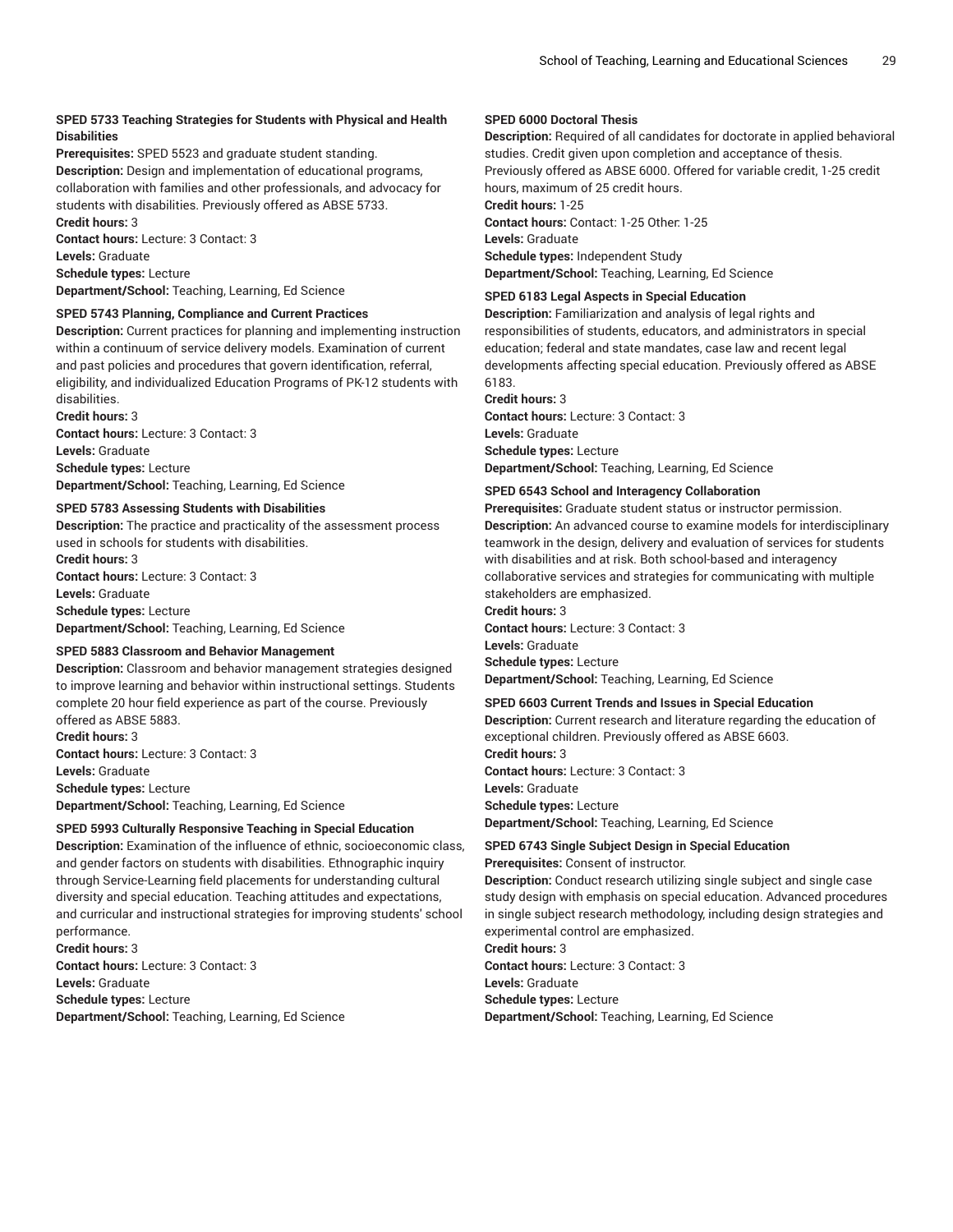**SPED 5733 Teaching Strategies for Students with Physical and Health Disabilities**

**Prerequisites:** SPED 5523 and graduate student standing.
**Description:** Design and implementation of educational programs, collaboration with families and other professionals, and advocacy for students with disabilities. Previously offered as ABSE 5733.
**Credit hours:** 3
**Contact hours:** Lecture: 3 Contact: 3
**Levels:** Graduate
**Schedule types:** Lecture
**Department/School:** Teaching, Learning, Ed Science

**SPED 5743 Planning, Compliance and Current Practices**

**Description:** Current practices for planning and implementing instruction within a continuum of service delivery models. Examination of current and past policies and procedures that govern identification, referral, eligibility, and individualized Education Programs of PK-12 students with disabilities.
**Credit hours:** 3
**Contact hours:** Lecture: 3 Contact: 3
**Levels:** Graduate
**Schedule types:** Lecture
**Department/School:** Teaching, Learning, Ed Science

**SPED 5783 Assessing Students with Disabilities**

**Description:** The practice and practicality of the assessment process used in schools for students with disabilities.
**Credit hours:** 3
**Contact hours:** Lecture: 3 Contact: 3
**Levels:** Graduate
**Schedule types:** Lecture
**Department/School:** Teaching, Learning, Ed Science

**SPED 5883 Classroom and Behavior Management**

**Description:** Classroom and behavior management strategies designed to improve learning and behavior within instructional settings. Students complete 20 hour field experience as part of the course. Previously offered as ABSE 5883.
**Credit hours:** 3
**Contact hours:** Lecture: 3 Contact: 3
**Levels:** Graduate
**Schedule types:** Lecture
**Department/School:** Teaching, Learning, Ed Science

**SPED 5993 Culturally Responsive Teaching in Special Education**

**Description:** Examination of the influence of ethnic, socioeconomic class, and gender factors on students with disabilities. Ethnographic inquiry through Service-Learning field placements for understanding cultural diversity and special education. Teaching attitudes and expectations, and curricular and instructional strategies for improving students' school performance.
**Credit hours:** 3
**Contact hours:** Lecture: 3 Contact: 3
**Levels:** Graduate
**Schedule types:** Lecture
**Department/School:** Teaching, Learning, Ed Science

**SPED 6000 Doctoral Thesis**

**Description:** Required of all candidates for doctorate in applied behavioral studies. Credit given upon completion and acceptance of thesis. Previously offered as ABSE 6000. Offered for variable credit, 1-25 credit hours, maximum of 25 credit hours.
**Credit hours:** 1-25
**Contact hours:** Contact: 1-25 Other: 1-25
**Levels:** Graduate
**Schedule types:** Independent Study
**Department/School:** Teaching, Learning, Ed Science

**SPED 6183 Legal Aspects in Special Education**

**Description:** Familiarization and analysis of legal rights and responsibilities of students, educators, and administrators in special education; federal and state mandates, case law and recent legal developments affecting special education. Previously offered as ABSE 6183.
**Credit hours:** 3
**Contact hours:** Lecture: 3 Contact: 3
**Levels:** Graduate
**Schedule types:** Lecture
**Department/School:** Teaching, Learning, Ed Science

**SPED 6543 School and Interagency Collaboration**

**Prerequisites:** Graduate student status or instructor permission.
**Description:** An advanced course to examine models for interdisciplinary teamwork in the design, delivery and evaluation of services for students with disabilities and at risk. Both school-based and interagency collaborative services and strategies for communicating with multiple stakeholders are emphasized.
**Credit hours:** 3
**Contact hours:** Lecture: 3 Contact: 3
**Levels:** Graduate
**Schedule types:** Lecture
**Department/School:** Teaching, Learning, Ed Science

**SPED 6603 Current Trends and Issues in Special Education**

**Description:** Current research and literature regarding the education of exceptional children. Previously offered as ABSE 6603.
**Credit hours:** 3
**Contact hours:** Lecture: 3 Contact: 3
**Levels:** Graduate
**Schedule types:** Lecture
**Department/School:** Teaching, Learning, Ed Science

**SPED 6743 Single Subject Design in Special Education**

**Prerequisites:** Consent of instructor.
**Description:** Conduct research utilizing single subject and single case study design with emphasis on special education. Advanced procedures in single subject research methodology, including design strategies and experimental control are emphasized.
**Credit hours:** 3
**Contact hours:** Lecture: 3 Contact: 3
**Levels:** Graduate
**Schedule types:** Lecture
**Department/School:** Teaching, Learning, Ed Science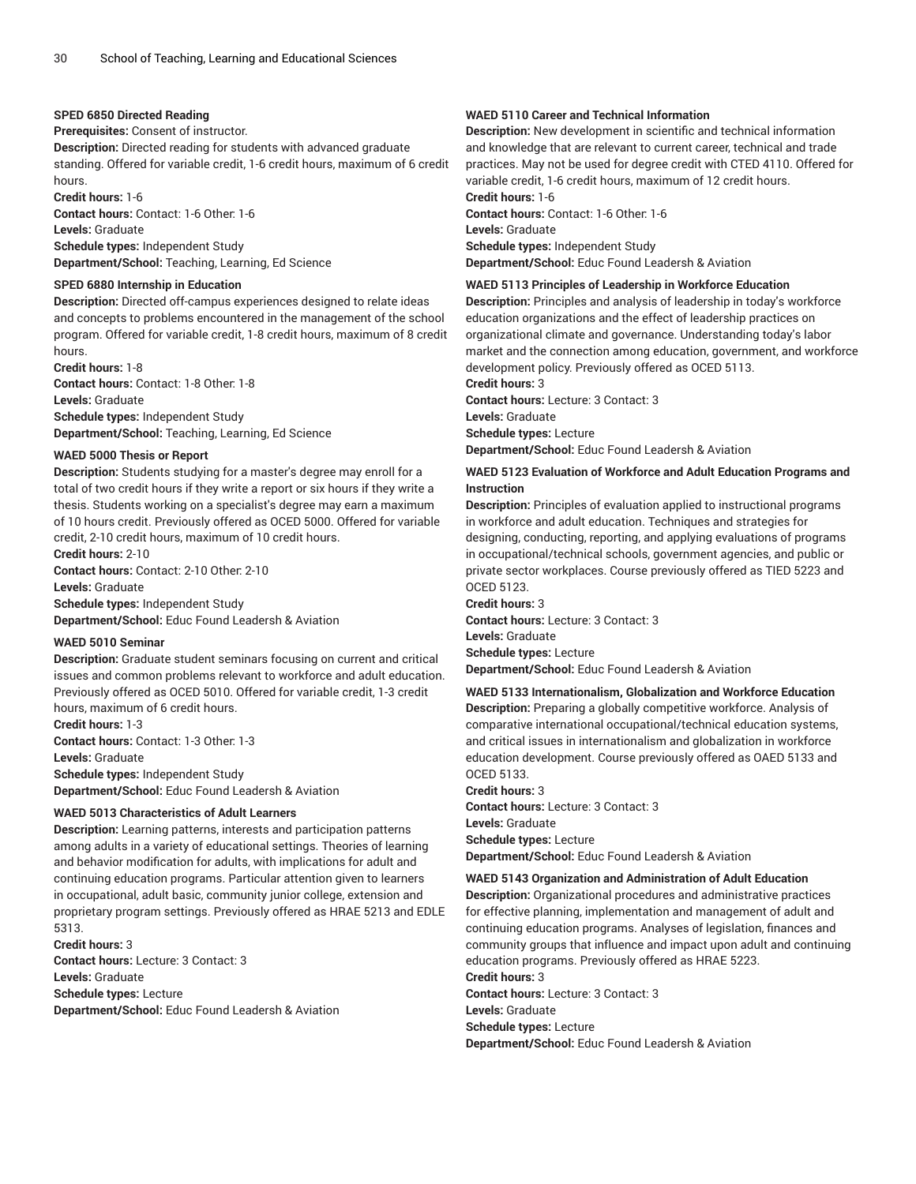#### SPED 6850 Directed Reading

**Prerequisites:** Consent of instructor.
**Description:** Directed reading for students with advanced graduate standing. Offered for variable credit, 1-6 credit hours, maximum of 6 credit hours.
**Credit hours:** 1-6
**Contact hours:** Contact: 1-6 Other: 1-6
**Levels:** Graduate
**Schedule types:** Independent Study
**Department/School:** Teaching, Learning, Ed Science

#### SPED 6880 Internship in Education

**Description:** Directed off-campus experiences designed to relate ideas and concepts to problems encountered in the management of the school program. Offered for variable credit, 1-8 credit hours, maximum of 8 credit hours.
**Credit hours:** 1-8
**Contact hours:** Contact: 1-8 Other: 1-8
**Levels:** Graduate
**Schedule types:** Independent Study
**Department/School:** Teaching, Learning, Ed Science

#### WAED 5000 Thesis or Report

**Description:** Students studying for a master's degree may enroll for a total of two credit hours if they write a report or six hours if they write a thesis. Students working on a specialist's degree may earn a maximum of 10 hours credit. Previously offered as OCED 5000. Offered for variable credit, 2-10 credit hours, maximum of 10 credit hours.
**Credit hours:** 2-10
**Contact hours:** Contact: 2-10 Other: 2-10
**Levels:** Graduate
**Schedule types:** Independent Study
**Department/School:** Educ Found Leadersh & Aviation

#### WAED 5010 Seminar

**Description:** Graduate student seminars focusing on current and critical issues and common problems relevant to workforce and adult education. Previously offered as OCED 5010. Offered for variable credit, 1-3 credit hours, maximum of 6 credit hours.
**Credit hours:** 1-3
**Contact hours:** Contact: 1-3 Other: 1-3
**Levels:** Graduate
**Schedule types:** Independent Study
**Department/School:** Educ Found Leadersh & Aviation

#### WAED 5013 Characteristics of Adult Learners

**Description:** Learning patterns, interests and participation patterns among adults in a variety of educational settings. Theories of learning and behavior modification for adults, with implications for adult and continuing education programs. Particular attention given to learners in occupational, adult basic, community junior college, extension and proprietary program settings. Previously offered as HRAE 5213 and EDLE 5313.
**Credit hours:** 3
**Contact hours:** Lecture: 3 Contact: 3
**Levels:** Graduate
**Schedule types:** Lecture
**Department/School:** Educ Found Leadersh & Aviation

#### WAED 5110 Career and Technical Information

**Description:** New development in scientific and technical information and knowledge that are relevant to current career, technical and trade practices. May not be used for degree credit with CTED 4110. Offered for variable credit, 1-6 credit hours, maximum of 12 credit hours.
**Credit hours:** 1-6
**Contact hours:** Contact: 1-6 Other: 1-6
**Levels:** Graduate
**Schedule types:** Independent Study
**Department/School:** Educ Found Leadersh & Aviation

#### WAED 5113 Principles of Leadership in Workforce Education

**Description:** Principles and analysis of leadership in today's workforce education organizations and the effect of leadership practices on organizational climate and governance. Understanding today's labor market and the connection among education, government, and workforce development policy. Previously offered as OCED 5113.
**Credit hours:** 3
**Contact hours:** Lecture: 3 Contact: 3
**Levels:** Graduate
**Schedule types:** Lecture
**Department/School:** Educ Found Leadersh & Aviation

#### WAED 5123 Evaluation of Workforce and Adult Education Programs and Instruction

**Description:** Principles of evaluation applied to instructional programs in workforce and adult education. Techniques and strategies for designing, conducting, reporting, and applying evaluations of programs in occupational/technical schools, government agencies, and public or private sector workplaces. Course previously offered as TIED 5223 and OCED 5123.
**Credit hours:** 3
**Contact hours:** Lecture: 3 Contact: 3
**Levels:** Graduate
**Schedule types:** Lecture
**Department/School:** Educ Found Leadersh & Aviation

#### WAED 5133 Internationalism, Globalization and Workforce Education

**Description:** Preparing a globally competitive workforce. Analysis of comparative international occupational/technical education systems, and critical issues in internationalism and globalization in workforce education development. Course previously offered as OAED 5133 and OCED 5133.
**Credit hours:** 3
**Contact hours:** Lecture: 3 Contact: 3
**Levels:** Graduate
**Schedule types:** Lecture
**Department/School:** Educ Found Leadersh & Aviation

#### WAED 5143 Organization and Administration of Adult Education

**Description:** Organizational procedures and administrative practices for effective planning, implementation and management of adult and continuing education programs. Analyses of legislation, finances and community groups that influence and impact upon adult and continuing education programs. Previously offered as HRAE 5223.
**Credit hours:** 3
**Contact hours:** Lecture: 3 Contact: 3
**Levels:** Graduate
**Schedule types:** Lecture
**Department/School:** Educ Found Leadersh & Aviation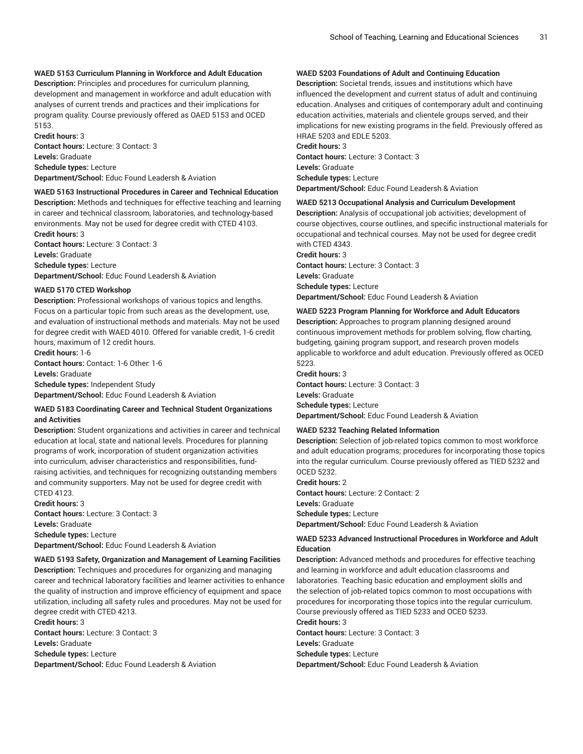**WAED 5153 Curriculum Planning in Workforce and Adult Education**
**Description:** Principles and procedures for curriculum planning, development and management in workforce and adult education with analyses of current trends and practices and their implications for program quality. Course previously offered as OAED 5153 and OCED 5153.
**Credit hours:** 3
**Contact hours:** Lecture: 3 Contact: 3
**Levels:** Graduate
**Schedule types:** Lecture
**Department/School:** Educ Found Leadersh & Aviation

**WAED 5163 Instructional Procedures in Career and Technical Education**
**Description:** Methods and techniques for effective teaching and learning in career and technical classroom, laboratories, and technology-based environments. May not be used for degree credit with CTED 4103.
**Credit hours:** 3
**Contact hours:** Lecture: 3 Contact: 3
**Levels:** Graduate
**Schedule types:** Lecture
**Department/School:** Educ Found Leadersh & Aviation

**WAED 5170 CTED Workshop**
**Description:** Professional workshops of various topics and lengths. Focus on a particular topic from such areas as the development, use, and evaluation of instructional methods and materials. May not be used for degree credit with WAED 4010. Offered for variable credit, 1-6 credit hours, maximum of 12 credit hours.
**Credit hours:** 1-6
**Contact hours:** Contact: 1-6 Other: 1-6
**Levels:** Graduate
**Schedule types:** Independent Study
**Department/School:** Educ Found Leadersh & Aviation

**WAED 5183 Coordinating Career and Technical Student Organizations and Activities**
**Description:** Student organizations and activities in career and technical education at local, state and national levels. Procedures for planning programs of work, incorporation of student organization activities into curriculum, adviser characteristics and responsibilities, fund-raising activities, and techniques for recognizing outstanding members and community supporters. May not be used for degree credit with CTED 4123.
**Credit hours:** 3
**Contact hours:** Lecture: 3 Contact: 3
**Levels:** Graduate
**Schedule types:** Lecture
**Department/School:** Educ Found Leadersh & Aviation

**WAED 5193 Safety, Organization and Management of Learning Facilities**
**Description:** Techniques and procedures for organizing and managing career and technical laboratory facilities and learner activities to enhance the quality of instruction and improve efficiency of equipment and space utilization, including all safety rules and procedures. May not be used for degree credit with CTED 4213.
**Credit hours:** 3
**Contact hours:** Lecture: 3 Contact: 3
**Levels:** Graduate
**Schedule types:** Lecture
**Department/School:** Educ Found Leadersh & Aviation

**WAED 5203 Foundations of Adult and Continuing Education**
**Description:** Societal trends, issues and institutions which have influenced the development and current status of adult and continuing education. Analyses and critiques of contemporary adult and continuing education activities, materials and clientele groups served, and their implications for new existing programs in the field. Previously offered as HRAE 5203 and EDLE 5203.
**Credit hours:** 3
**Contact hours:** Lecture: 3 Contact: 3
**Levels:** Graduate
**Schedule types:** Lecture
**Department/School:** Educ Found Leadersh & Aviation

**WAED 5213 Occupational Analysis and Curriculum Development**
**Description:** Analysis of occupational job activities; development of course objectives, course outlines, and specific instructional materials for occupational and technical courses. May not be used for degree credit with CTED 4343.
**Credit hours:** 3
**Contact hours:** Lecture: 3 Contact: 3
**Levels:** Graduate
**Schedule types:** Lecture
**Department/School:** Educ Found Leadersh & Aviation

**WAED 5223 Program Planning for Workforce and Adult Educators**
**Description:** Approaches to program planning designed around continuous improvement methods for problem solving, flow charting, budgeting, gaining program support, and research proven models applicable to workforce and adult education. Previously offered as OCED 5223.
**Credit hours:** 3
**Contact hours:** Lecture: 3 Contact: 3
**Levels:** Graduate
**Schedule types:** Lecture
**Department/School:** Educ Found Leadersh & Aviation

**WAED 5232 Teaching Related Information**
**Description:** Selection of job-related topics common to most workforce and adult education programs; procedures for incorporating those topics into the regular curriculum. Course previously offered as TIED 5232 and OCED 5232.
**Credit hours:** 2
**Contact hours:** Lecture: 2 Contact: 2
**Levels:** Graduate
**Schedule types:** Lecture
**Department/School:** Educ Found Leadersh & Aviation

**WAED 5233 Advanced Instructional Procedures in Workforce and Adult Education**
**Description:** Advanced methods and procedures for effective teaching and learning in workforce and adult education classrooms and laboratories. Teaching basic education and employment skills and the selection of job-related topics common to most occupations with procedures for incorporating those topics into the regular curriculum. Course previously offered as TIED 5233 and OCED 5233.
**Credit hours:** 3
**Contact hours:** Lecture: 3 Contact: 3
**Levels:** Graduate
**Schedule types:** Lecture
**Department/School:** Educ Found Leadersh & Aviation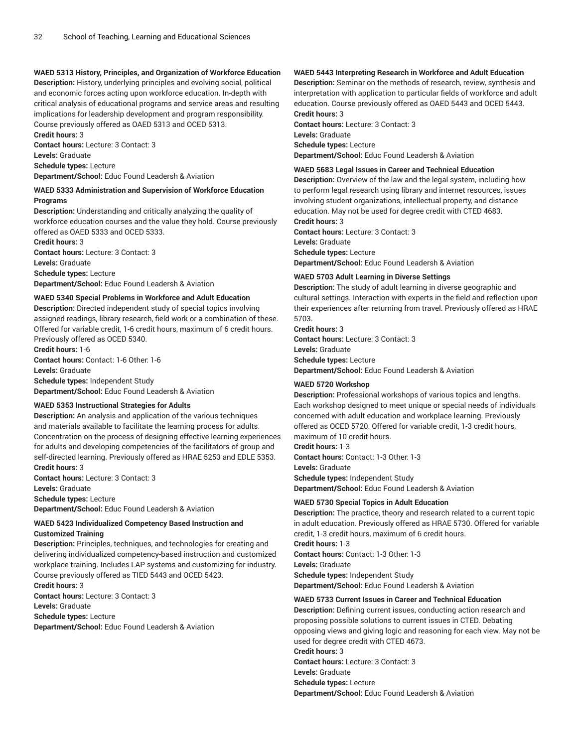**WAED 5313 History, Principles, and Organization of Workforce Education**
**Description:** History, underlying principles and evolving social, political and economic forces acting upon workforce education. In-depth with critical analysis of educational programs and service areas and resulting implications for leadership development and program responsibility. Course previously offered as OAED 5313 and OCED 5313.
**Credit hours:** 3
**Contact hours:** Lecture: 3 Contact: 3
**Levels:** Graduate
**Schedule types:** Lecture
**Department/School:** Educ Found Leadersh & Aviation

**WAED 5333 Administration and Supervision of Workforce Education Programs**
**Description:** Understanding and critically analyzing the quality of workforce education courses and the value they hold. Course previously offered as OAED 5333 and OCED 5333.
**Credit hours:** 3
**Contact hours:** Lecture: 3 Contact: 3
**Levels:** Graduate
**Schedule types:** Lecture
**Department/School:** Educ Found Leadersh & Aviation

**WAED 5340 Special Problems in Workforce and Adult Education**
**Description:** Directed independent study of special topics involving assigned readings, library research, field work or a combination of these. Offered for variable credit, 1-6 credit hours, maximum of 6 credit hours. Previously offered as OCED 5340.
**Credit hours:** 1-6
**Contact hours:** Contact: 1-6 Other: 1-6
**Levels:** Graduate
**Schedule types:** Independent Study
**Department/School:** Educ Found Leadersh & Aviation

**WAED 5353 Instructional Strategies for Adults**
**Description:** An analysis and application of the various techniques and materials available to facilitate the learning process for adults. Concentration on the process of designing effective learning experiences for adults and developing competencies of the facilitators of group and self-directed learning. Previously offered as HRAE 5253 and EDLE 5353.
**Credit hours:** 3
**Contact hours:** Lecture: 3 Contact: 3
**Levels:** Graduate
**Schedule types:** Lecture
**Department/School:** Educ Found Leadersh & Aviation

**WAED 5423 Individualized Competency Based Instruction and Customized Training**
**Description:** Principles, techniques, and technologies for creating and delivering individualized competency-based instruction and customized workplace training. Includes LAP systems and customizing for industry. Course previously offered as TIED 5443 and OCED 5423.
**Credit hours:** 3
**Contact hours:** Lecture: 3 Contact: 3
**Levels:** Graduate
**Schedule types:** Lecture
**Department/School:** Educ Found Leadersh & Aviation

**WAED 5443 Interpreting Research in Workforce and Adult Education**
**Description:** Seminar on the methods of research, review, synthesis and interpretation with application to particular fields of workforce and adult education. Course previously offered as OAED 5443 and OCED 5443.
**Credit hours:** 3
**Contact hours:** Lecture: 3 Contact: 3
**Levels:** Graduate
**Schedule types:** Lecture
**Department/School:** Educ Found Leadersh & Aviation

**WAED 5683 Legal Issues in Career and Technical Education**
**Description:** Overview of the law and the legal system, including how to perform legal research using library and internet resources, issues involving student organizations, intellectual property, and distance education. May not be used for degree credit with CTED 4683.
**Credit hours:** 3
**Contact hours:** Lecture: 3 Contact: 3
**Levels:** Graduate
**Schedule types:** Lecture
**Department/School:** Educ Found Leadersh & Aviation

**WAED 5703 Adult Learning in Diverse Settings**
**Description:** The study of adult learning in diverse geographic and cultural settings. Interaction with experts in the field and reflection upon their experiences after returning from travel. Previously offered as HRAE 5703.
**Credit hours:** 3
**Contact hours:** Lecture: 3 Contact: 3
**Levels:** Graduate
**Schedule types:** Lecture
**Department/School:** Educ Found Leadersh & Aviation

**WAED 5720 Workshop**
**Description:** Professional workshops of various topics and lengths. Each workshop designed to meet unique or special needs of individuals concerned with adult education and workplace learning. Previously offered as OCED 5720. Offered for variable credit, 1-3 credit hours, maximum of 10 credit hours.
**Credit hours:** 1-3
**Contact hours:** Contact: 1-3 Other: 1-3
**Levels:** Graduate
**Schedule types:** Independent Study
**Department/School:** Educ Found Leadersh & Aviation

**WAED 5730 Special Topics in Adult Education**
**Description:** The practice, theory and research related to a current topic in adult education. Previously offered as HRAE 5730. Offered for variable credit, 1-3 credit hours, maximum of 6 credit hours.
**Credit hours:** 1-3
**Contact hours:** Contact: 1-3 Other: 1-3
**Levels:** Graduate
**Schedule types:** Independent Study
**Department/School:** Educ Found Leadersh & Aviation

**WAED 5733 Current Issues in Career and Technical Education**
**Description:** Defining current issues, conducting action research and proposing possible solutions to current issues in CTED. Debating opposing views and giving logic and reasoning for each view. May not be used for degree credit with CTED 4673.
**Credit hours:** 3
**Contact hours:** Lecture: 3 Contact: 3
**Levels:** Graduate
**Schedule types:** Lecture
**Department/School:** Educ Found Leadersh & Aviation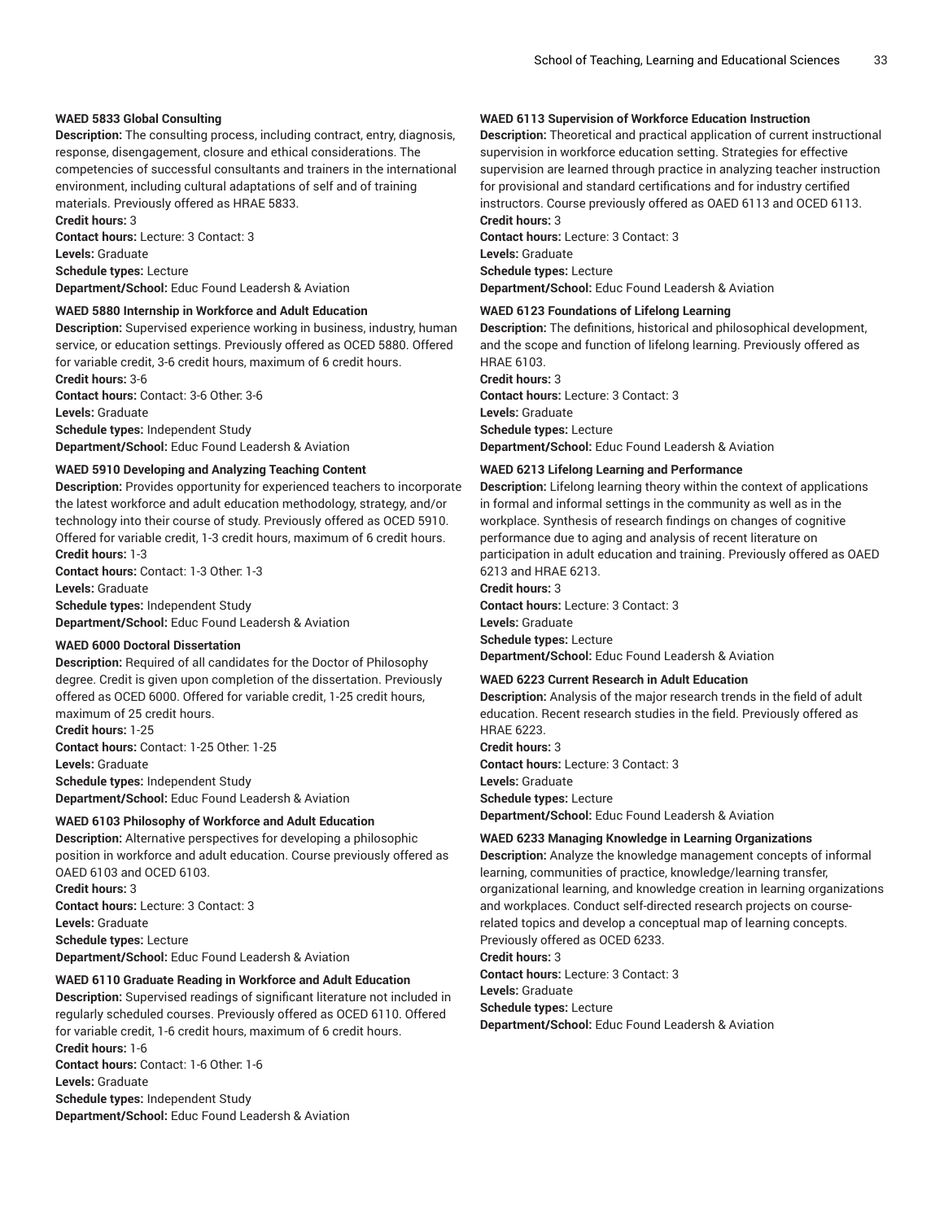**WAED 5833 Global Consulting**

**Description:** The consulting process, including contract, entry, diagnosis, response, disengagement, closure and ethical considerations. The competencies of successful consultants and trainers in the international environment, including cultural adaptations of self and of training materials. Previously offered as HRAE 5833.

**Credit hours:** 3

**Contact hours:** Lecture: 3 Contact: 3

**Levels:** Graduate

**Schedule types:** Lecture

**Department/School:** Educ Found Leadersh & Aviation

**WAED 5880 Internship in Workforce and Adult Education**

**Description:** Supervised experience working in business, industry, human service, or education settings. Previously offered as OCED 5880. Offered for variable credit, 3-6 credit hours, maximum of 6 credit hours.

**Credit hours:** 3-6

**Contact hours:** Contact: 3-6 Other: 3-6

**Levels:** Graduate

**Schedule types:** Independent Study

**Department/School:** Educ Found Leadersh & Aviation

**WAED 5910 Developing and Analyzing Teaching Content**

**Description:** Provides opportunity for experienced teachers to incorporate the latest workforce and adult education methodology, strategy, and/or technology into their course of study. Previously offered as OCED 5910. Offered for variable credit, 1-3 credit hours, maximum of 6 credit hours.

**Credit hours:** 1-3

**Contact hours:** Contact: 1-3 Other: 1-3

**Levels:** Graduate

**Schedule types:** Independent Study

**Department/School:** Educ Found Leadersh & Aviation

**WAED 6000 Doctoral Dissertation**

**Description:** Required of all candidates for the Doctor of Philosophy degree. Credit is given upon completion of the dissertation. Previously offered as OCED 6000. Offered for variable credit, 1-25 credit hours, maximum of 25 credit hours.

**Credit hours:** 1-25

**Contact hours:** Contact: 1-25 Other: 1-25

**Levels:** Graduate

**Schedule types:** Independent Study

**Department/School:** Educ Found Leadersh & Aviation

**WAED 6103 Philosophy of Workforce and Adult Education**

**Description:** Alternative perspectives for developing a philosophic position in workforce and adult education. Course previously offered as OAED 6103 and OCED 6103.

**Credit hours:** 3

**Contact hours:** Lecture: 3 Contact: 3

**Levels:** Graduate

**Schedule types:** Lecture

**Department/School:** Educ Found Leadersh & Aviation

**WAED 6110 Graduate Reading in Workforce and Adult Education**

**Description:** Supervised readings of significant literature not included in regularly scheduled courses. Previously offered as OCED 6110. Offered for variable credit, 1-6 credit hours, maximum of 6 credit hours.

**Credit hours:** 1-6

**Contact hours:** Contact: 1-6 Other: 1-6

**Levels:** Graduate

**Schedule types:** Independent Study

**Department/School:** Educ Found Leadersh & Aviation

**WAED 6113 Supervision of Workforce Education Instruction**

**Description:** Theoretical and practical application of current instructional supervision in workforce education setting. Strategies for effective supervision are learned through practice in analyzing teacher instruction for provisional and standard certifications and for industry certified instructors. Course previously offered as OAED 6113 and OCED 6113.

**Credit hours:** 3

**Contact hours:** Lecture: 3 Contact: 3

**Levels:** Graduate

**Schedule types:** Lecture

**Department/School:** Educ Found Leadersh & Aviation

**WAED 6123 Foundations of Lifelong Learning**

**Description:** The definitions, historical and philosophical development, and the scope and function of lifelong learning. Previously offered as HRAE 6103.

**Credit hours:** 3

**Contact hours:** Lecture: 3 Contact: 3

**Levels:** Graduate

**Schedule types:** Lecture

**Department/School:** Educ Found Leadersh & Aviation

**WAED 6213 Lifelong Learning and Performance**

**Description:** Lifelong learning theory within the context of applications in formal and informal settings in the community as well as in the workplace. Synthesis of research findings on changes of cognitive performance due to aging and analysis of recent literature on participation in adult education and training. Previously offered as OAED 6213 and HRAE 6213.

**Credit hours:** 3

**Contact hours:** Lecture: 3 Contact: 3

**Levels:** Graduate

**Schedule types:** Lecture

**Department/School:** Educ Found Leadersh & Aviation

**WAED 6223 Current Research in Adult Education**

**Description:** Analysis of the major research trends in the field of adult education. Recent research studies in the field. Previously offered as HRAE 6223.

**Credit hours:** 3

**Contact hours:** Lecture: 3 Contact: 3

**Levels:** Graduate

**Schedule types:** Lecture

**Department/School:** Educ Found Leadersh & Aviation

**WAED 6233 Managing Knowledge in Learning Organizations**

**Description:** Analyze the knowledge management concepts of informal learning, communities of practice, knowledge/learning transfer, organizational learning, and knowledge creation in learning organizations and workplaces. Conduct self-directed research projects on course-related topics and develop a conceptual map of learning concepts. Previously offered as OCED 6233.

**Credit hours:** 3

**Contact hours:** Lecture: 3 Contact: 3

**Levels:** Graduate

**Schedule types:** Lecture

**Department/School:** Educ Found Leadersh & Aviation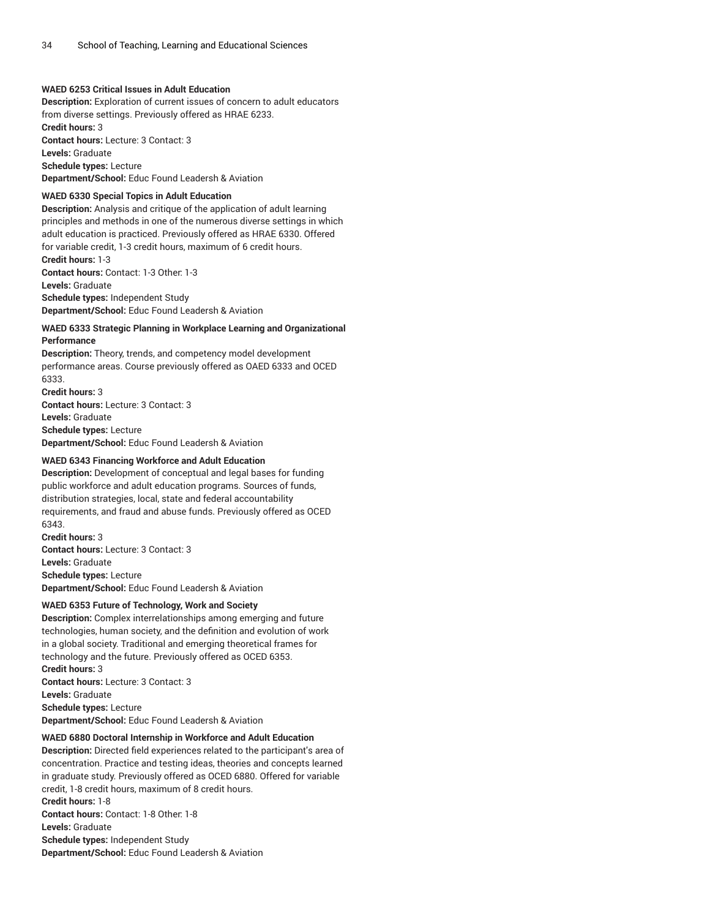**WAED 6253 Critical Issues in Adult Education**
**Description:** Exploration of current issues of concern to adult educators from diverse settings. Previously offered as HRAE 6233.
**Credit hours:** 3
**Contact hours:** Lecture: 3 Contact: 3
**Levels:** Graduate
**Schedule types:** Lecture
**Department/School:** Educ Found Leadersh & Aviation

**WAED 6330 Special Topics in Adult Education**
**Description:** Analysis and critique of the application of adult learning principles and methods in one of the numerous diverse settings in which adult education is practiced. Previously offered as HRAE 6330. Offered for variable credit, 1-3 credit hours, maximum of 6 credit hours.
**Credit hours:** 1-3
**Contact hours:** Contact: 1-3 Other: 1-3
**Levels:** Graduate
**Schedule types:** Independent Study
**Department/School:** Educ Found Leadersh & Aviation

**WAED 6333 Strategic Planning in Workplace Learning and Organizational Performance**
**Description:** Theory, trends, and competency model development performance areas. Course previously offered as OAED 6333 and OCED 6333.
**Credit hours:** 3
**Contact hours:** Lecture: 3 Contact: 3
**Levels:** Graduate
**Schedule types:** Lecture
**Department/School:** Educ Found Leadersh & Aviation

**WAED 6343 Financing Workforce and Adult Education**
**Description:** Development of conceptual and legal bases for funding public workforce and adult education programs. Sources of funds, distribution strategies, local, state and federal accountability requirements, and fraud and abuse funds. Previously offered as OCED 6343.
**Credit hours:** 3
**Contact hours:** Lecture: 3 Contact: 3
**Levels:** Graduate
**Schedule types:** Lecture
**Department/School:** Educ Found Leadersh & Aviation

**WAED 6353 Future of Technology, Work and Society**
**Description:** Complex interrelationships among emerging and future technologies, human society, and the definition and evolution of work in a global society. Traditional and emerging theoretical frames for technology and the future. Previously offered as OCED 6353.
**Credit hours:** 3
**Contact hours:** Lecture: 3 Contact: 3
**Levels:** Graduate
**Schedule types:** Lecture
**Department/School:** Educ Found Leadersh & Aviation

**WAED 6880 Doctoral Internship in Workforce and Adult Education**
**Description:** Directed field experiences related to the participant's area of concentration. Practice and testing ideas, theories and concepts learned in graduate study. Previously offered as OCED 6880. Offered for variable credit, 1-8 credit hours, maximum of 8 credit hours.
**Credit hours:** 1-8
**Contact hours:** Contact: 1-8 Other: 1-8
**Levels:** Graduate
**Schedule types:** Independent Study
**Department/School:** Educ Found Leadersh & Aviation